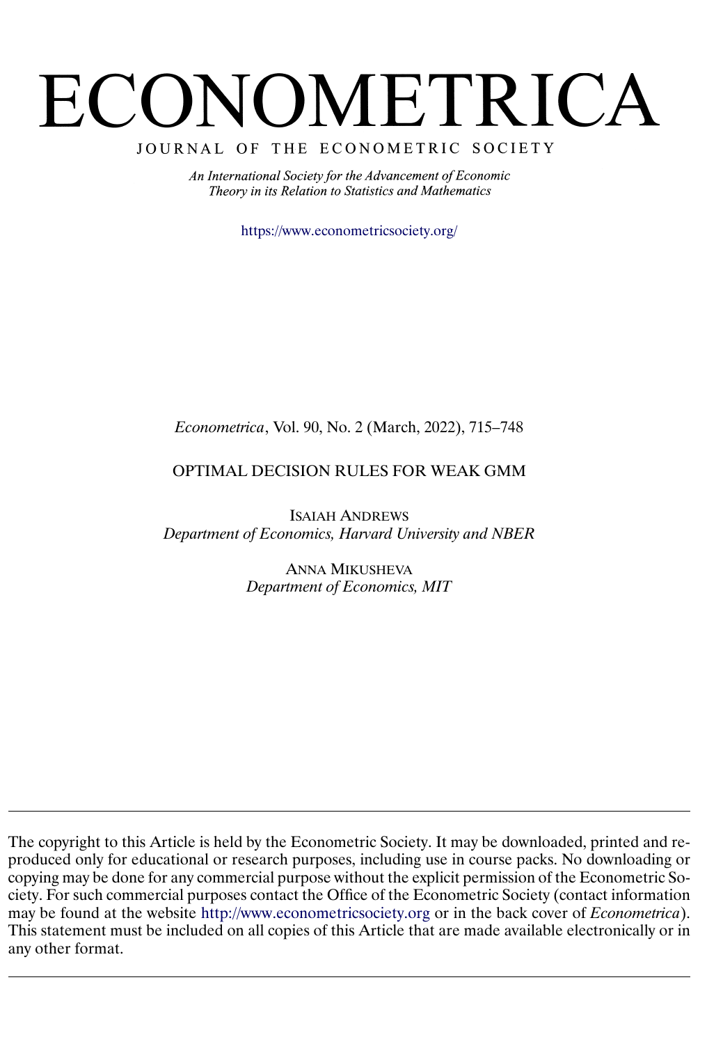# ECONOMETRICA

JOURNAL OF THE ECONOMETRIC SOCIETY

*An International Society for the Advancement of Economic Theory in its Relation to Statistics and Mathematics*

https://www.econometricsociety.org/

*Econometrica*, Vol. 90, No. 2 (March, 2022), 715–748

## OPTIMAL DECISION RULES FOR WEAK GMM

ISAIAH ANDREWS
*Department of Economics, Harvard University and NBER*

ANNA MIKUSHEVA
*Department of Economics, MIT*

---

The copyright to this Article is held by the Econometric Society. It may be downloaded, printed and reproduced only for educational or research purposes, including use in course packs. No downloading or copying may be done for any commercial purpose without the explicit permission of the Econometric Society. For such commercial purposes contact the Office of the Econometric Society (contact information may be found at the website http://www.econometricsociety.org or in the back cover of *Econometrica*). This statement must be included on all copies of this Article that are made available electronically or in any other format.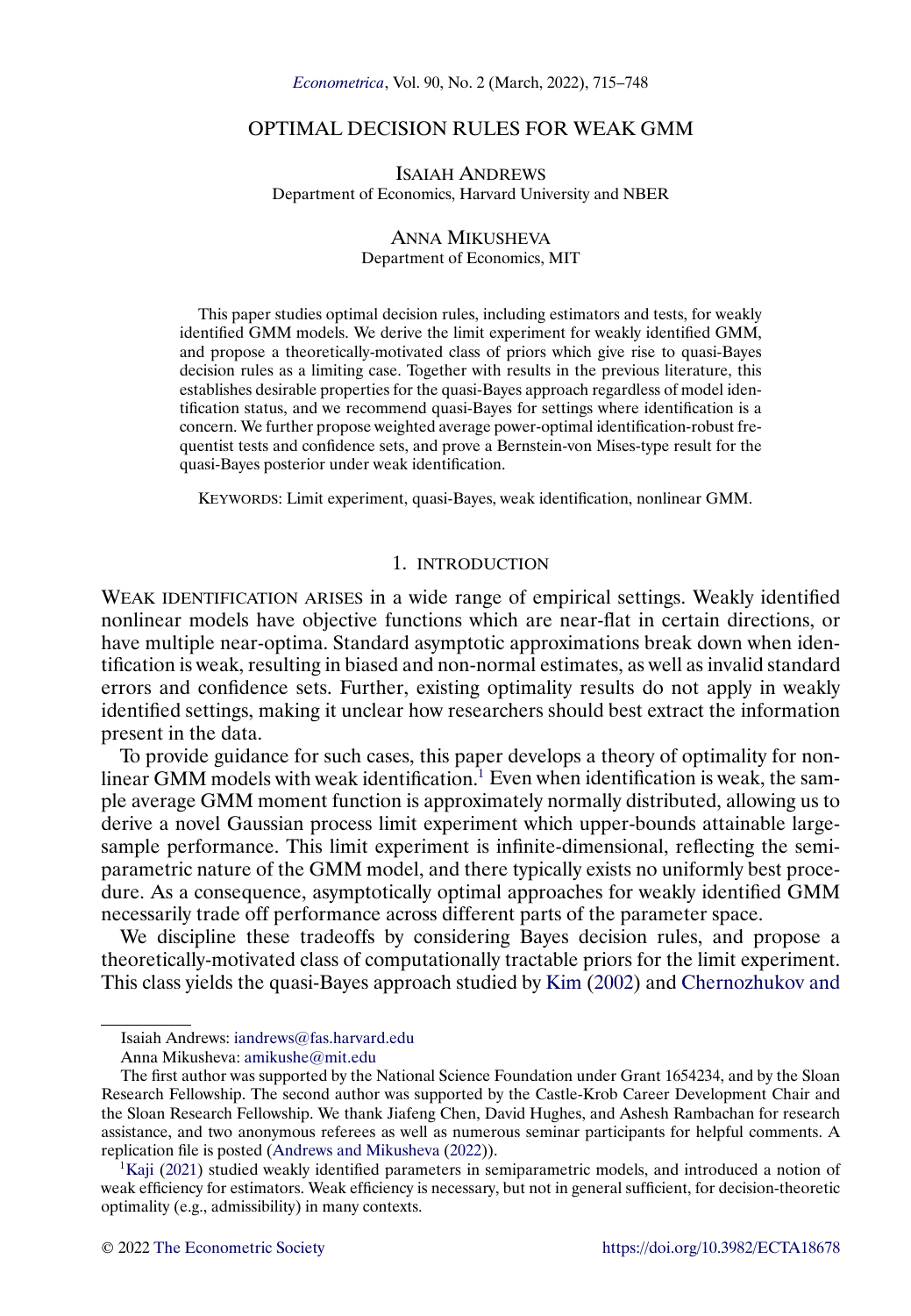# OPTIMAL DECISION RULES FOR WEAK GMM

ISAIAH ANDREWS
Department of Economics, Harvard University and NBER

ANNA MIKUSHEVA
Department of Economics, MIT

This paper studies optimal decision rules, including estimators and tests, for weakly identified GMM models. We derive the limit experiment for weakly identified GMM, and propose a theoretically-motivated class of priors which give rise to quasi-Bayes decision rules as a limiting case. Together with results in the previous literature, this establishes desirable properties for the quasi-Bayes approach regardless of model identification status, and we recommend quasi-Bayes for settings where identification is a concern. We further propose weighted average power-optimal identification-robust frequentist tests and confidence sets, and prove a Bernstein-von Mises-type result for the quasi-Bayes posterior under weak identification.

KEYWORDS: Limit experiment, quasi-Bayes, weak identification, nonlinear GMM.

## 1. INTRODUCTION

WEAK IDENTIFICATION ARISES in a wide range of empirical settings. Weakly identified nonlinear models have objective functions which are near-flat in certain directions, or have multiple near-optima. Standard asymptotic approximations break down when identification is weak, resulting in biased and non-normal estimates, as well as invalid standard errors and confidence sets. Further, existing optimality results do not apply in weakly identified settings, making it unclear how researchers should best extract the information present in the data.

To provide guidance for such cases, this paper develops a theory of optimality for nonlinear GMM models with weak identification.[1] Even when identification is weak, the sample average GMM moment function is approximately normally distributed, allowing us to derive a novel Gaussian process limit experiment which upper-bounds attainable large-sample performance. This limit experiment is infinite-dimensional, reflecting the semiparametric nature of the GMM model, and there typically exists no uniformly best procedure. As a consequence, asymptotically optimal approaches for weakly identified GMM necessarily trade off performance across different parts of the parameter space.

We discipline these tradeoffs by considering Bayes decision rules, and propose a theoretically-motivated class of computationally tractable priors for the limit experiment. This class yields the quasi-Bayes approach studied by Kim (2002) and Chernozhukov and

---

Isaiah Andrews: iandrews@fas.harvard.edu

Anna Mikusheva: amikushe@mit.edu

The first author was supported by the National Science Foundation under Grant 1654234, and by the Sloan Research Fellowship. The second author was supported by the Castle-Krob Career Development Chair and the Sloan Research Fellowship. We thank Jiafeng Chen, David Hughes, and Ashesh Rambachan for research assistance, and two anonymous referees as well as numerous seminar participants for helpful comments. A replication file is posted (Andrews and Mikusheva (2022)).

[1] Kaji (2021) studied weakly identified parameters in semiparametric models, and introduced a notion of weak efficiency for estimators. Weak efficiency is necessary, but not in general sufficient, for decision-theoretic optimality (e.g., admissibility) in many contexts.

© 2022 The Econometric Society https://doi.org/10.3982/ECTA18678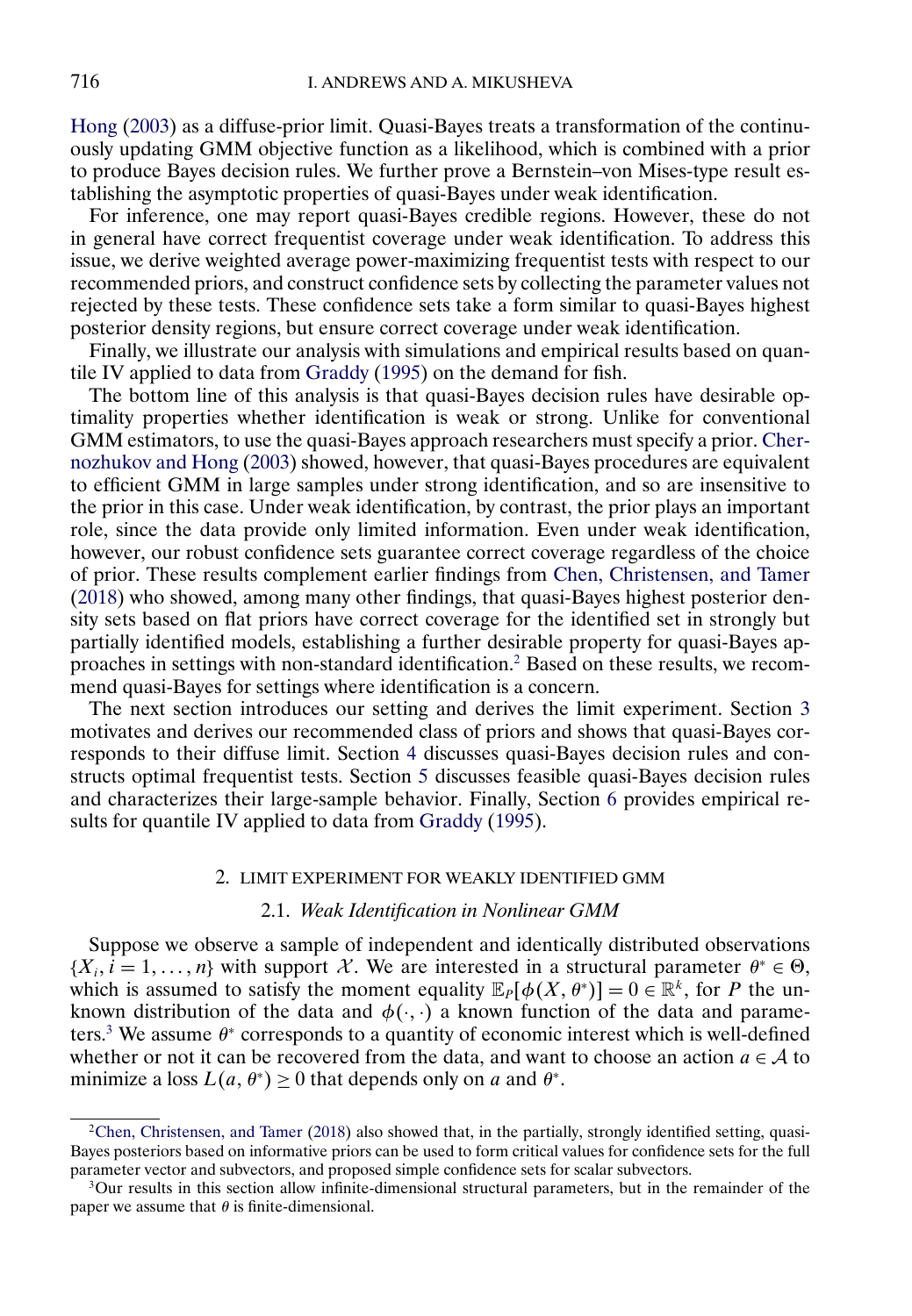Hong (2003) as a diffuse-prior limit. Quasi-Bayes treats a transformation of the continuously updating GMM objective function as a likelihood, which is combined with a prior to produce Bayes decision rules. We further prove a Bernstein–von Mises-type result establishing the asymptotic properties of quasi-Bayes under weak identification.

For inference, one may report quasi-Bayes credible regions. However, these do not in general have correct frequentist coverage under weak identification. To address this issue, we derive weighted average power-maximizing frequentist tests with respect to our recommended priors, and construct confidence sets by collecting the parameter values not rejected by these tests. These confidence sets take a form similar to quasi-Bayes highest posterior density regions, but ensure correct coverage under weak identification.

Finally, we illustrate our analysis with simulations and empirical results based on quantile IV applied to data from Graddy (1995) on the demand for fish.

The bottom line of this analysis is that quasi-Bayes decision rules have desirable optimality properties whether identification is weak or strong. Unlike for conventional GMM estimators, to use the quasi-Bayes approach researchers must specify a prior. Chernozhukov and Hong (2003) showed, however, that quasi-Bayes procedures are equivalent to efficient GMM in large samples under strong identification, and so are insensitive to the prior in this case. Under weak identification, by contrast, the prior plays an important role, since the data provide only limited information. Even under weak identification, however, our robust confidence sets guarantee correct coverage regardless of the choice of prior. These results complement earlier findings from Chen, Christensen, and Tamer (2018) who showed, among many other findings, that quasi-Bayes highest posterior density sets based on flat priors have correct coverage for the identified set in strongly but partially identified models, establishing a further desirable property for quasi-Bayes approaches in settings with non-standard identification.[2] Based on these results, we recommend quasi-Bayes for settings where identification is a concern.

The next section introduces our setting and derives the limit experiment. Section 3 motivates and derives our recommended class of priors and shows that quasi-Bayes corresponds to their diffuse limit. Section 4 discusses quasi-Bayes decision rules and constructs optimal frequentist tests. Section 5 discusses feasible quasi-Bayes decision rules and characterizes their large-sample behavior. Finally, Section 6 provides empirical results for quantile IV applied to data from Graddy (1995).

## 2. LIMIT EXPERIMENT FOR WEAKLY IDENTIFIED GMM

### 2.1. *Weak Identification in Nonlinear GMM*

Suppose we observe a sample of independent and identically distributed observations $\{X_i, i = 1, \dots, n\}$ with support $\mathcal{X}$. We are interested in a structural parameter $\theta^* \in \Theta$, which is assumed to satisfy the moment equality $\mathbb{E}_P[\phi(X, \theta^*)] = 0 \in \mathbb{R}^k$, for $P$ the unknown distribution of the data and $\phi(\cdot, \cdot)$ a known function of the data and parameters.[3] We assume $\theta^*$ corresponds to a quantity of economic interest which is well-defined whether or not it can be recovered from the data, and want to choose an action $a \in \mathcal{A}$ to minimize a loss $L(a, \theta^*) \geq 0$ that depends only on $a$ and $\theta^*$.

---

[2] Chen, Christensen, and Tamer (2018) also showed that, in the partially, strongly identified setting, quasi-Bayes posteriors based on informative priors can be used to form critical values for confidence sets for the full parameter vector and subvectors, and proposed simple confidence sets for scalar subvectors.

[3] Our results in this section allow infinite-dimensional structural parameters, but in the remainder of the paper we assume that $\theta$ is finite-dimensional.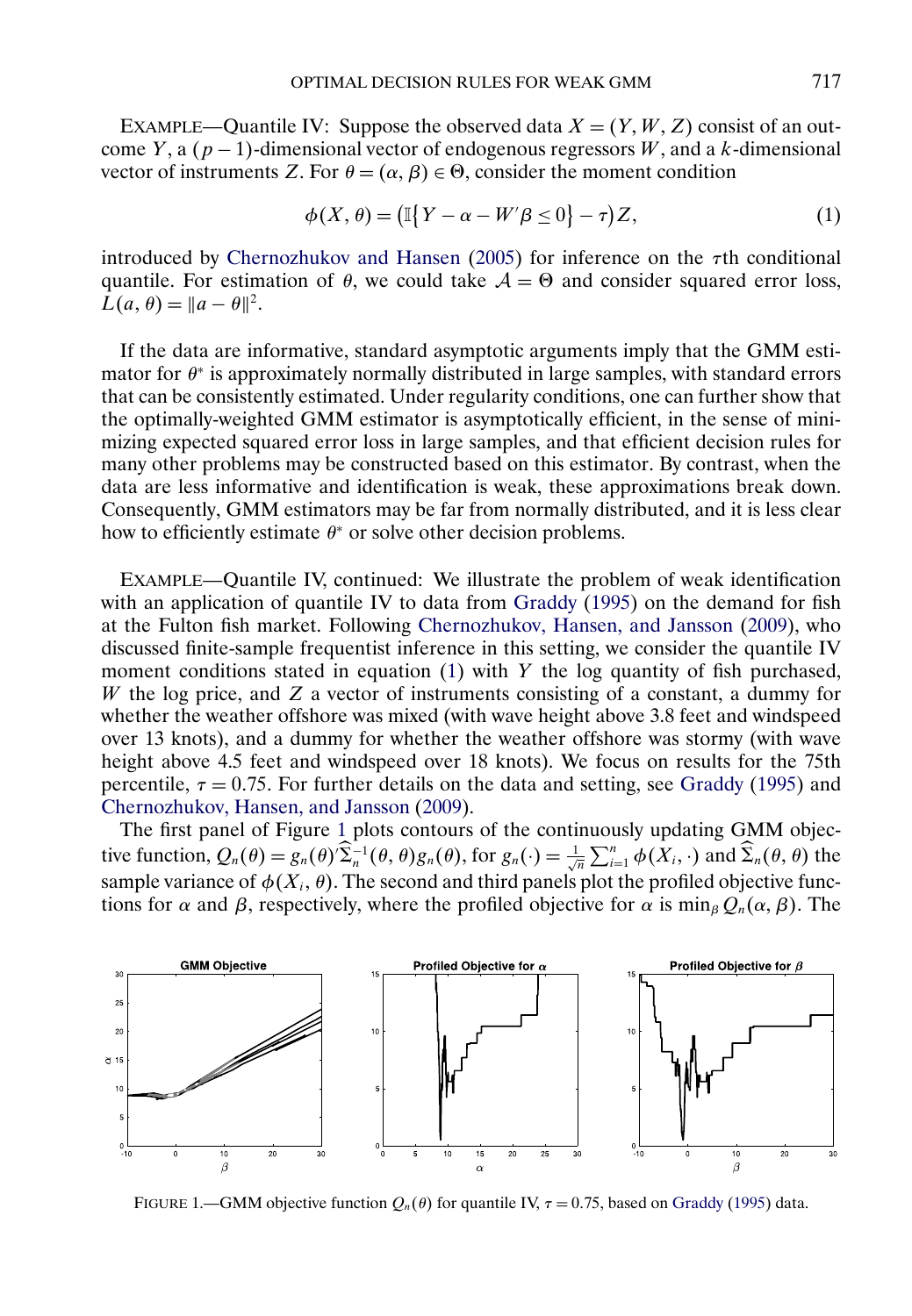EXAMPLE—Quantile IV: Suppose the observed data $X = (Y, W, Z)$ consist of an outcome $Y$, a $(p-1)$-dimensional vector of endogenous regressors $W$, and a $k$-dimensional vector of instruments $Z$. For $\theta = (\alpha, \beta) \in \Theta$, consider the moment condition

$$\phi(X, \theta) = \left(\mathbb{I}\{Y - \alpha - W'\beta \leq 0\} - \tau\right)Z, \tag{1}$$

introduced by Chernozhukov and Hansen (2005) for inference on the $\tau$th conditional quantile. For estimation of $\theta$, we could take $\mathcal{A} = \Theta$ and consider squared error loss, $L(a, \theta) = \|a - \theta\|^2$.

If the data are informative, standard asymptotic arguments imply that the GMM estimator for $\theta^*$ is approximately normally distributed in large samples, with standard errors that can be consistently estimated. Under regularity conditions, one can further show that the optimally-weighted GMM estimator is asymptotically efficient, in the sense of minimizing expected squared error loss in large samples, and that efficient decision rules for many other problems may be constructed based on this estimator. By contrast, when the data are less informative and identification is weak, these approximations break down. Consequently, GMM estimators may be far from normally distributed, and it is less clear how to efficiently estimate $\theta^*$ or solve other decision problems.

EXAMPLE—Quantile IV, continued: We illustrate the problem of weak identification with an application of quantile IV to data from Graddy (1995) on the demand for fish at the Fulton fish market. Following Chernozhukov, Hansen, and Jansson (2009), who discussed finite-sample frequentist inference in this setting, we consider the quantile IV moment conditions stated in equation (1) with $Y$ the log quantity of fish purchased, $W$ the log price, and $Z$ a vector of instruments consisting of a constant, a dummy for whether the weather offshore was mixed (with wave height above 3.8 feet and windspeed over 13 knots), and a dummy for whether the weather offshore was stormy (with wave height above 4.5 feet and windspeed over 18 knots). We focus on results for the 75th percentile, $\tau = 0.75$. For further details on the data and setting, see Graddy (1995) and Chernozhukov, Hansen, and Jansson (2009).

The first panel of Figure 1 plots contours of the continuously updating GMM objective function, $Q_n(\theta) = g_n(\theta)'\widehat{\Sigma}_n^{-1}(\theta, \theta)g_n(\theta)$, for $g_n(\cdot) = \frac{1}{\sqrt{n}}\sum_{i=1}^n \phi(X_i, \cdot)$ and $\widehat{\Sigma}_n(\theta, \theta)$ the sample variance of $\phi(X_i, \theta)$. The second and third panels plot the profiled objective functions for $\alpha$ and $\beta$, respectively, where the profiled objective for $\alpha$ is $\min_\beta Q_n(\alpha, \beta)$. The

FIGURE 1.—GMM objective function $Q_n(\theta)$ for quantile IV, $\tau = 0.75$, based on Graddy (1995) data.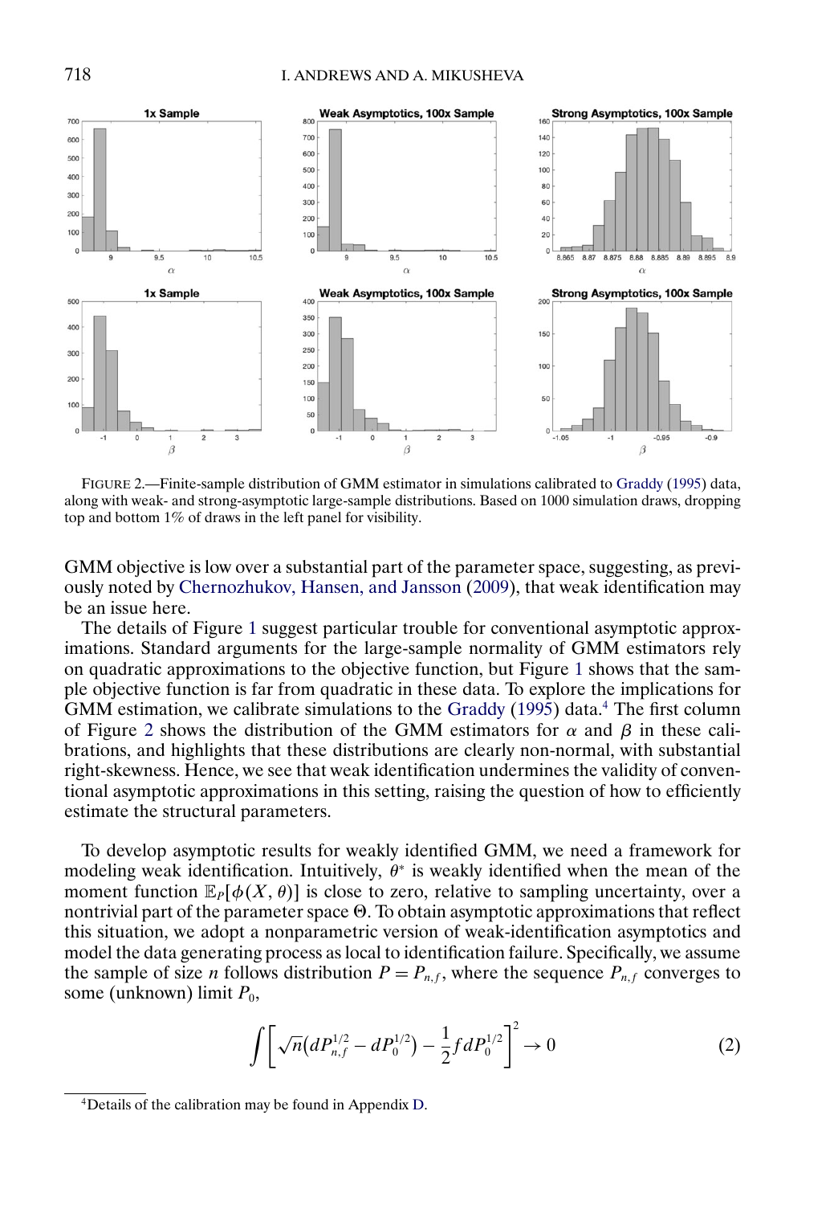FIGURE 2.—Finite-sample distribution of GMM estimator in simulations calibrated to Graddy (1995) data, along with weak- and strong-asymptotic large-sample distributions. Based on 1000 simulation draws, dropping top and bottom 1% of draws in the left panel for visibility.

GMM objective is low over a substantial part of the parameter space, suggesting, as previously noted by Chernozhukov, Hansen, and Jansson (2009), that weak identification may be an issue here.

The details of Figure 1 suggest particular trouble for conventional asymptotic approximations. Standard arguments for the large-sample normality of GMM estimators rely on quadratic approximations to the objective function, but Figure 1 shows that the sample objective function is far from quadratic in these data. To explore the implications for GMM estimation, we calibrate simulations to the Graddy (1995) data.[4] The first column of Figure 2 shows the distribution of the GMM estimators for $\alpha$ and $\beta$ in these calibrations, and highlights that these distributions are clearly non-normal, with substantial right-skewness. Hence, we see that weak identification undermines the validity of conventional asymptotic approximations in this setting, raising the question of how to efficiently estimate the structural parameters.

To develop asymptotic results for weakly identified GMM, we need a framework for modeling weak identification. Intuitively, $\theta^*$ is weakly identified when the mean of the moment function $\mathbb{E}_P[\phi(X, \theta)]$ is close to zero, relative to sampling uncertainty, over a nontrivial part of the parameter space $\Theta$. To obtain asymptotic approximations that reflect this situation, we adopt a nonparametric version of weak-identification asymptotics and model the data generating process as local to identification failure. Specifically, we assume the sample of size $n$ follows distribution $P = P_{n,f}$, where the sequence $P_{n,f}$ converges to some (unknown) limit $P_0$,

$$\int \left[ \sqrt{n}\left(dP_{n,f}^{1/2} - dP_0^{1/2}\right) - \frac{1}{2} f \, dP_0^{1/2} \right]^2 \to 0 \tag{2}$$

[4] Details of the calibration may be found in Appendix D.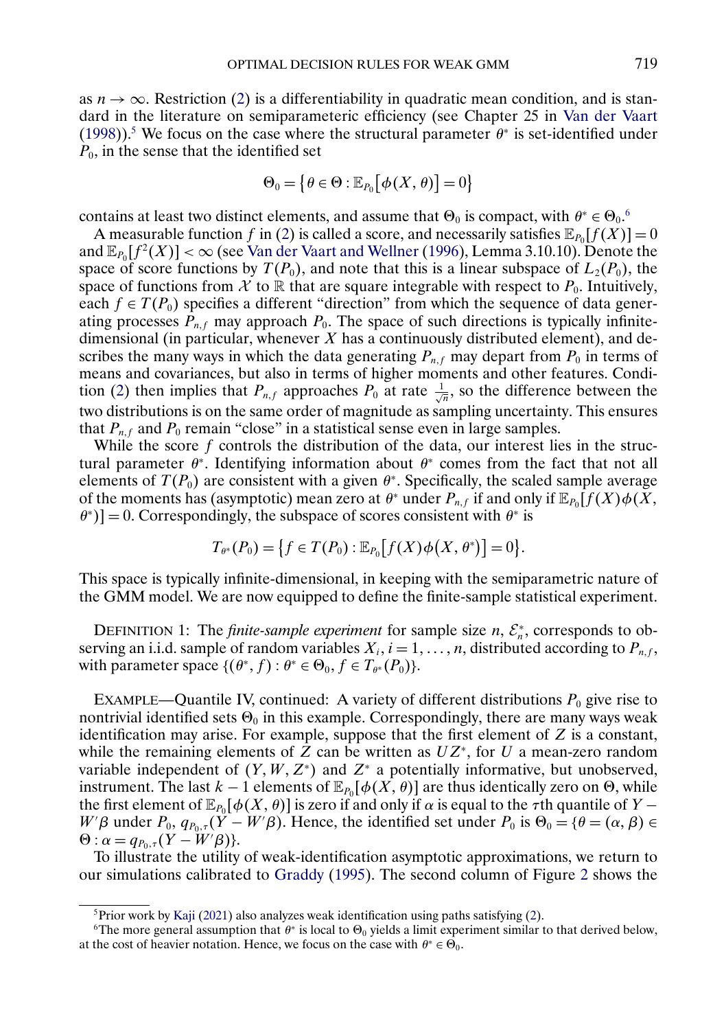as $n \to \infty$. Restriction (2) is a differentiability in quadratic mean condition, and is standard in the literature on semiparameteric efficiency (see Chapter 25 in Van der Vaart (1998)).[5] We focus on the case where the structural parameter $\theta^*$ is set-identified under $P_0$, in the sense that the identified set

$$\Theta_0 = \{\theta \in \Theta : \mathbb{E}_{P_0}[\phi(X, \theta)] = 0\}$$

contains at least two distinct elements, and assume that $\Theta_0$ is compact, with $\theta^* \in \Theta_0$.[6]

A measurable function $f$ in (2) is called a score, and necessarily satisfies $\mathbb{E}_{P_0}[f(X)] = 0$ and $\mathbb{E}_{P_0}[f^2(X)] < \infty$ (see Van der Vaart and Wellner (1996), Lemma 3.10.10). Denote the space of score functions by $T(P_0)$, and note that this is a linear subspace of $L_2(P_0)$, the space of functions from $\mathcal{X}$ to $\mathbb{R}$ that are square integrable with respect to $P_0$. Intuitively, each $f \in T(P_0)$ specifies a different "direction" from which the sequence of data generating processes $P_{n,f}$ may approach $P_0$. The space of such directions is typically infinite-dimensional (in particular, whenever $X$ has a continuously distributed element), and describes the many ways in which the data generating $P_{n,f}$ may depart from $P_0$ in terms of means and covariances, but also in terms of higher moments and other features. Condition (2) then implies that $P_{n,f}$ approaches $P_0$ at rate $\frac{1}{\sqrt{n}}$, so the difference between the two distributions is on the same order of magnitude as sampling uncertainty. This ensures that $P_{n,f}$ and $P_0$ remain "close" in a statistical sense even in large samples.

While the score $f$ controls the distribution of the data, our interest lies in the structural parameter $\theta^*$. Identifying information about $\theta^*$ comes from the fact that not all elements of $T(P_0)$ are consistent with a given $\theta^*$. Specifically, the scaled sample average of the moments has (asymptotic) mean zero at $\theta^*$ under $P_{n,f}$ if and only if $\mathbb{E}_{P_0}[f(X)\phi(X, \theta^*)] = 0$. Correspondingly, the subspace of scores consistent with $\theta^*$ is

$$T_{\theta^*}(P_0) = \{f \in T(P_0) : \mathbb{E}_{P_0}[f(X)\phi(X, \theta^*)] = 0\}.$$

This space is typically infinite-dimensional, in keeping with the semiparametric nature of the GMM model. We are now equipped to define the finite-sample statistical experiment.

DEFINITION 1: The *finite-sample experiment* for sample size $n$, $\mathcal{E}_n^*$, corresponds to observing an i.i.d. sample of random variables $X_i$, $i = 1, \dots, n$, distributed according to $P_{n,f}$, with parameter space $\{(\theta^*, f) : \theta^* \in \Theta_0, f \in T_{\theta^*}(P_0)\}$.

EXAMPLE—Quantile IV, continued: A variety of different distributions $P_0$ give rise to nontrivial identified sets $\Theta_0$ in this example. Correspondingly, there are many ways weak identification may arise. For example, suppose that the first element of $Z$ is a constant, while the remaining elements of $Z$ can be written as $UZ^*$, for $U$ a mean-zero random variable independent of $(Y, W, Z^*)$ and $Z^*$ a potentially informative, but unobserved, instrument. The last $k-1$ elements of $\mathbb{E}_{P_0}[\phi(X, \theta)]$ are thus identically zero on $\Theta$, while the first element of $\mathbb{E}_{P_0}[\phi(X, \theta)]$ is zero if and only if $\alpha$ is equal to the $\tau$th quantile of $Y - W'\beta$ under $P_0$, $q_{P_0,\tau}(Y - W'\beta)$. Hence, the identified set under $P_0$ is $\Theta_0 = \{\theta = (\alpha, \beta) \in \Theta : \alpha = q_{P_0,\tau}(Y - W'\beta)\}$.

To illustrate the utility of weak-identification asymptotic approximations, we return to our simulations calibrated to Graddy (1995). The second column of Figure 2 shows the

[5] Prior work by Kaji (2021) also analyzes weak identification using paths satisfying (2).

[6] The more general assumption that $\theta^*$ is local to $\Theta_0$ yields a limit experiment similar to that derived below, at the cost of heavier notation. Hence, we focus on the case with $\theta^* \in \Theta_0$.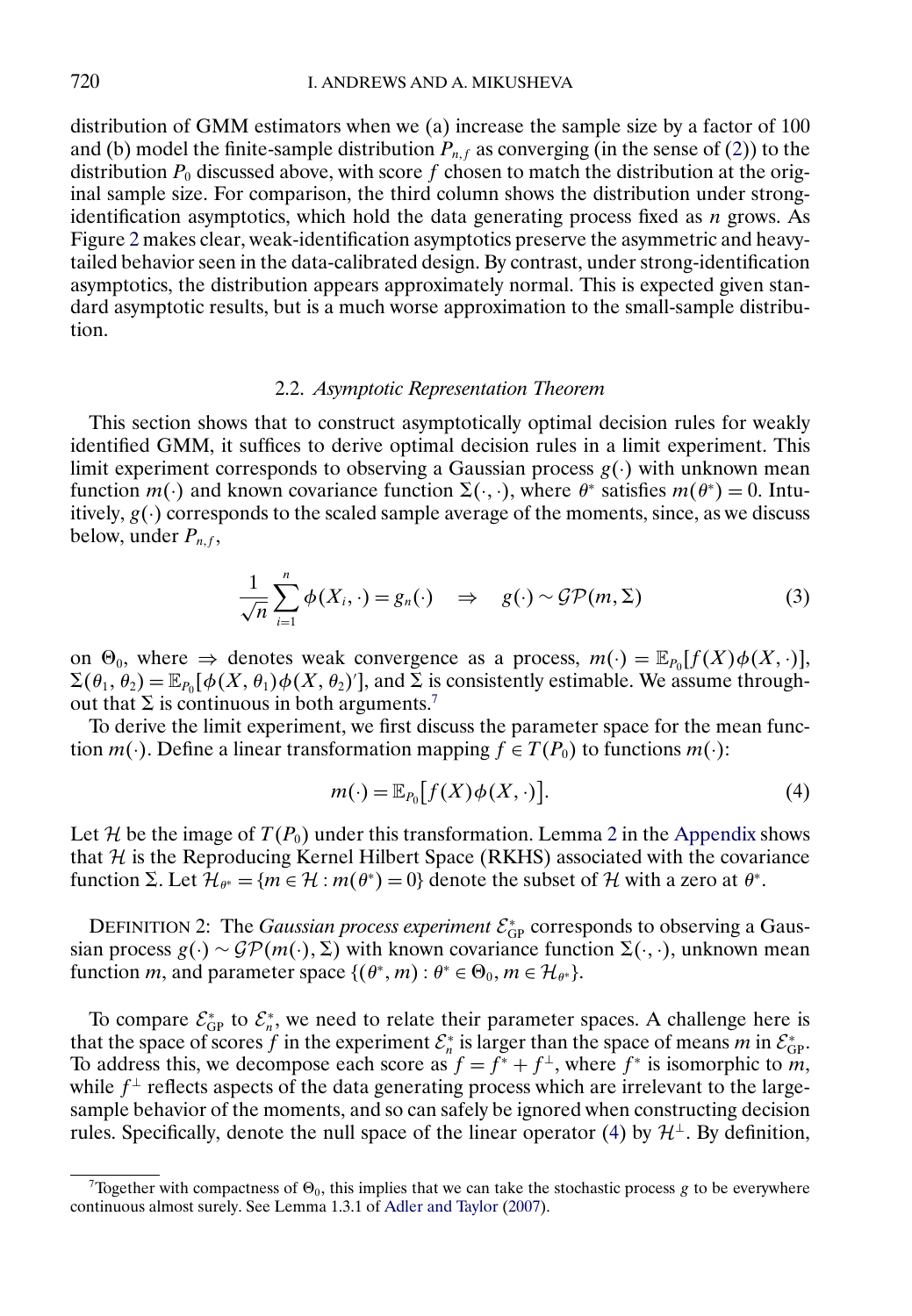distribution of GMM estimators when we (a) increase the sample size by a factor of 100 and (b) model the finite-sample distribution $P_{n,f}$ as converging (in the sense of (2)) to the distribution $P_0$ discussed above, with score $f$ chosen to match the distribution at the original sample size. For comparison, the third column shows the distribution under strong-identification asymptotics, which hold the data generating process fixed as $n$ grows. As Figure 2 makes clear, weak-identification asymptotics preserve the asymmetric and heavy-tailed behavior seen in the data-calibrated design. By contrast, under strong-identification asymptotics, the distribution appears approximately normal. This is expected given standard asymptotic results, but is a much worse approximation to the small-sample distribution.

### 2.2. *Asymptotic Representation Theorem*

This section shows that to construct asymptotically optimal decision rules for weakly identified GMM, it suffices to derive optimal decision rules in a limit experiment. This limit experiment corresponds to observing a Gaussian process $g(\cdot)$ with unknown mean function $m(\cdot)$ and known covariance function $\Sigma(\cdot,\cdot)$, where $\theta^*$ satisfies $m(\theta^*) = 0$. Intuitively, $g(\cdot)$ corresponds to the scaled sample average of the moments, since, as we discuss below, under $P_{n,f}$,

$$\frac{1}{\sqrt{n}}\sum_{i=1}^{n}\phi(X_i,\cdot) = g_n(\cdot) \quad \Rightarrow \quad g(\cdot) \sim \mathcal{GP}(m,\Sigma) \tag{3}$$

on $\Theta_0$, where $\Rightarrow$ denotes weak convergence as a process, $m(\cdot) = \mathbb{E}_{P_0}[f(X)\phi(X,\cdot)]$, $\Sigma(\theta_1,\theta_2) = \mathbb{E}_{P_0}[\phi(X,\theta_1)\phi(X,\theta_2)']$, and $\Sigma$ is consistently estimable. We assume throughout that $\Sigma$ is continuous in both arguments.[7]

To derive the limit experiment, we first discuss the parameter space for the mean function $m(\cdot)$. Define a linear transformation mapping $f \in T(P_0)$ to functions $m(\cdot)$:

$$m(\cdot) = \mathbb{E}_{P_0}\big[f(X)\phi(X,\cdot)\big]. \tag{4}$$

Let $\mathcal{H}$ be the image of $T(P_0)$ under this transformation. Lemma 2 in the Appendix shows that $\mathcal{H}$ is the Reproducing Kernel Hilbert Space (RKHS) associated with the covariance function $\Sigma$. Let $\mathcal{H}_{\theta^*} = \{m \in \mathcal{H} : m(\theta^*) = 0\}$ denote the subset of $\mathcal{H}$ with a zero at $\theta^*$.

DEFINITION 2: The *Gaussian process experiment* $\mathcal{E}^*_{\mathrm{GP}}$ corresponds to observing a Gaussian process $g(\cdot) \sim \mathcal{GP}(m(\cdot),\Sigma)$ with known covariance function $\Sigma(\cdot,\cdot)$, unknown mean function $m$, and parameter space $\{(\theta^*, m) : \theta^* \in \Theta_0, m \in \mathcal{H}_{\theta^*}\}$.

To compare $\mathcal{E}^*_{\mathrm{GP}}$ to $\mathcal{E}^*_n$, we need to relate their parameter spaces. A challenge here is that the space of scores $f$ in the experiment $\mathcal{E}^*_n$ is larger than the space of means $m$ in $\mathcal{E}^*_{\mathrm{GP}}$. To address this, we decompose each score as $f = f^* + f^{\perp}$, where $f^*$ is isomorphic to $m$, while $f^{\perp}$ reflects aspects of the data generating process which are irrelevant to the large-sample behavior of the moments, and so can safely be ignored when constructing decision rules. Specifically, denote the null space of the linear operator (4) by $\mathcal{H}^{\perp}$. By definition,

[7] Together with compactness of $\Theta_0$, this implies that we can take the stochastic process $g$ to be everywhere continuous almost surely. See Lemma 1.3.1 of Adler and Taylor (2007).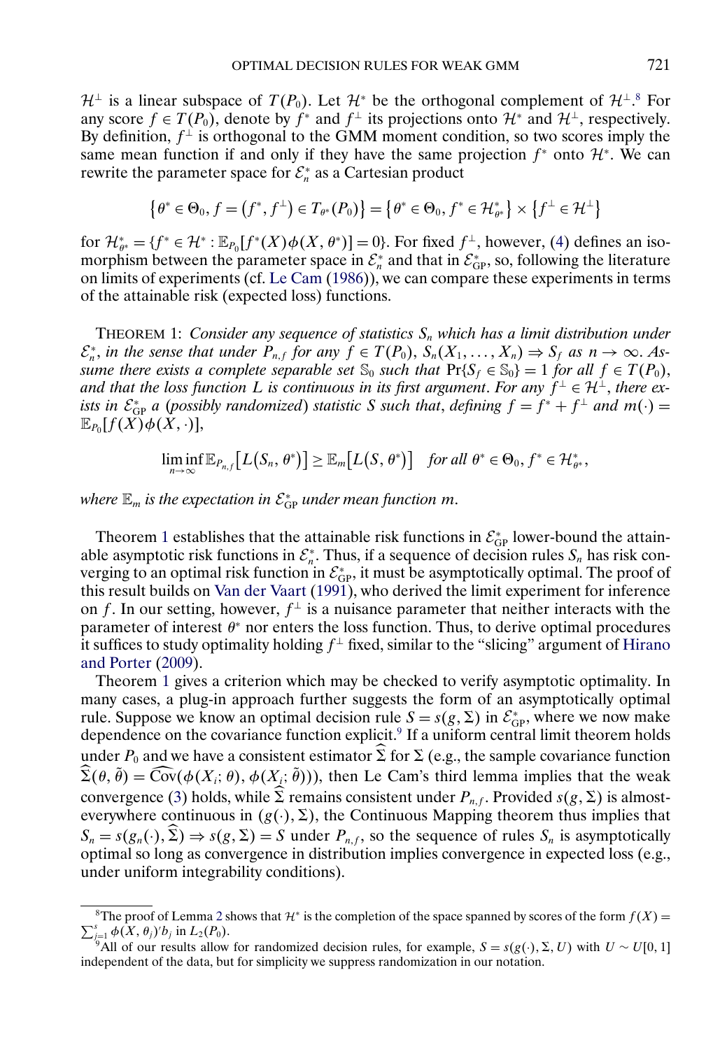$\mathcal{H}^{\perp}$ is a linear subspace of $T(P_0)$. Let $\mathcal{H}^*$ be the orthogonal complement of $\mathcal{H}^{\perp}$.[8] For any score $f \in T(P_0)$, denote by $f^*$ and $f^{\perp}$ its projections onto $\mathcal{H}^*$ and $\mathcal{H}^{\perp}$, respectively. By definition, $f^{\perp}$ is orthogonal to the GMM moment condition, so two scores imply the same mean function if and only if they have the same projection $f^*$ onto $\mathcal{H}^*$. We can rewrite the parameter space for $\mathcal{E}_n^*$ as a Cartesian product

$$\{\theta^* \in \Theta_0, f = (f^*, f^{\perp}) \in T_{\theta^*}(P_0)\} = \{\theta^* \in \Theta_0, f^* \in \mathcal{H}^*_{\theta^*}\} \times \{f^{\perp} \in \mathcal{H}^{\perp}\}$$

for $\mathcal{H}^*_{\theta^*} = \{f^* \in \mathcal{H}^* : \mathbb{E}_{P_0}[f^*(X)\phi(X, \theta^*)] = 0\}$. For fixed $f^{\perp}$, however, (4) defines an isomorphism between the parameter space in $\mathcal{E}_n^*$ and that in $\mathcal{E}_{\text{GP}}^*$, so, following the literature on limits of experiments (cf. Le Cam (1986)), we can compare these experiments in terms of the attainable risk (expected loss) functions.

THEOREM 1: *Consider any sequence of statistics $S_n$ which has a limit distribution under $\mathcal{E}_n^*$, in the sense that under $P_{n,f}$ for any $f \in T(P_0)$, $S_n(X_1, \ldots, X_n) \Rightarrow S_f$ as $n \to \infty$. Assume there exists a complete separable set $\mathbb{S}_0$ such that $\Pr\{S_f \in \mathbb{S}_0\} = 1$ for all $f \in T(P_0)$, and that the loss function $L$ is continuous in its first argument. For any $f^{\perp} \in \mathcal{H}^{\perp}$, there exists in $\mathcal{E}_{\text{GP}}^*$ a (possibly randomized) statistic $S$ such that, defining $f = f^* + f^{\perp}$ and $m(\cdot) = \mathbb{E}_{P_0}[f(X)\phi(X, \cdot)]$,*

$$\liminf_{n\to\infty} \mathbb{E}_{P_{n,f}}\big[L(S_n, \theta^*)\big] \geq \mathbb{E}_m\big[L(S, \theta^*)\big] \quad \text{for all } \theta^* \in \Theta_0, f^* \in \mathcal{H}^*_{\theta^*},$$

*where $\mathbb{E}_m$ is the expectation in $\mathcal{E}_{\text{GP}}^*$ under mean function $m$.*

Theorem 1 establishes that the attainable risk functions in $\mathcal{E}_{\text{GP}}^*$ lower-bound the attainable asymptotic risk functions in $\mathcal{E}_n^*$. Thus, if a sequence of decision rules $S_n$ has risk converging to an optimal risk function in $\mathcal{E}_{\text{GP}}^*$, it must be asymptotically optimal. The proof of this result builds on Van der Vaart (1991), who derived the limit experiment for inference on $f$. In our setting, however, $f^{\perp}$ is a nuisance parameter that neither interacts with the parameter of interest $\theta^*$ nor enters the loss function. Thus, to derive optimal procedures it suffices to study optimality holding $f^{\perp}$ fixed, similar to the "slicing" argument of Hirano and Porter (2009).

Theorem 1 gives a criterion which may be checked to verify asymptotic optimality. In many cases, a plug-in approach further suggests the form of an asymptotically optimal rule. Suppose we know an optimal decision rule $S = s(g, \Sigma)$ in $\mathcal{E}_{\text{GP}}^*$, where we now make dependence on the covariance function explicit.[9] If a uniform central limit theorem holds under $P_0$ and we have a consistent estimator $\widehat{\Sigma}$ for $\Sigma$ (e.g., the sample covariance function $\widehat{\Sigma}(\theta, \tilde{\theta}) = \widehat{\text{Cov}}(\phi(X_i; \theta), \phi(X_i; \tilde{\theta}))$), then Le Cam's third lemma implies that the weak convergence (3) holds, while $\widehat{\Sigma}$ remains consistent under $P_{n,f}$. Provided $s(g, \Sigma)$ is almost-everywhere continuous in $(g(\cdot), \Sigma)$, the Continuous Mapping theorem thus implies that $S_n = s(g_n(\cdot), \widehat{\Sigma}) \Rightarrow s(g, \Sigma) = S$ under $P_{n,f}$, so the sequence of rules $S_n$ is asymptotically optimal so long as convergence in distribution implies convergence in expected loss (e.g., under uniform integrability conditions).

---

[8] The proof of Lemma 2 shows that $\mathcal{H}^*$ is the completion of the space spanned by scores of the form $f(X) = \sum_{j=1}^{s} \phi(X, \theta_j)' b_j$ in $L_2(P_0)$.

[9] All of our results allow for randomized decision rules, for example, $S = s(g(\cdot), \Sigma, U)$ with $U \sim U[0, 1]$ independent of the data, but for simplicity we suppress randomization in our notation.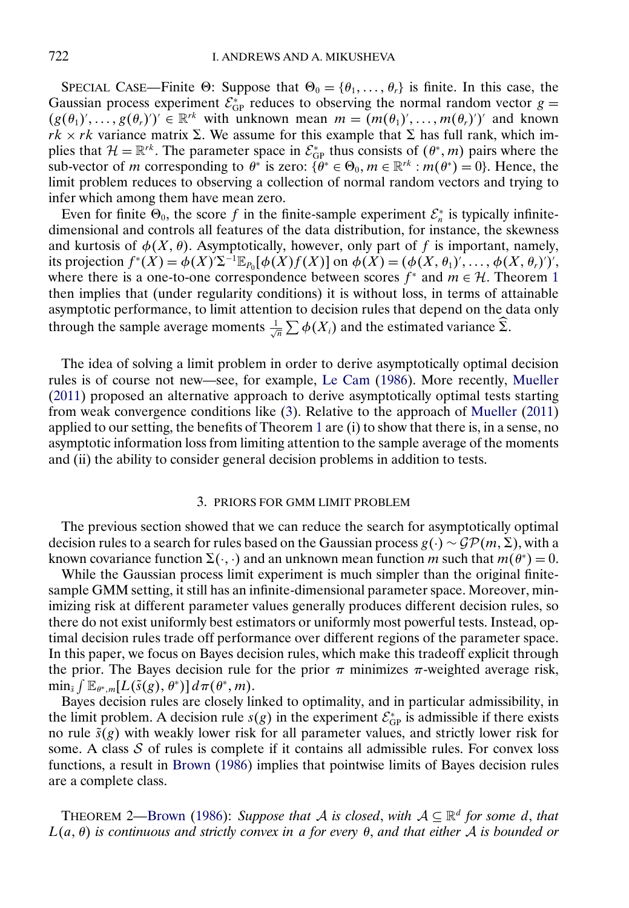SPECIAL CASE—Finite $\Theta$: Suppose that $\Theta_0 = \{\theta_1, \ldots, \theta_r\}$ is finite. In this case, the Gaussian process experiment $\mathcal{E}^*_{\mathrm{GP}}$ reduces to observing the normal random vector $g = (g(\theta_1)', \ldots, g(\theta_r)')' \in \mathbb{R}^{rk}$ with unknown mean $m = (m(\theta_1)', \ldots, m(\theta_r)')'$ and known $rk \times rk$ variance matrix $\Sigma$. We assume for this example that $\Sigma$ has full rank, which implies that $\mathcal{H} = \mathbb{R}^{rk}$. The parameter space in $\mathcal{E}^*_{\mathrm{GP}}$ thus consists of $(\theta^*, m)$ pairs where the sub-vector of $m$ corresponding to $\theta^*$ is zero: $\{\theta^* \in \Theta_0, m \in \mathbb{R}^{rk} : m(\theta^*) = 0\}$. Hence, the limit problem reduces to observing a collection of normal random vectors and trying to infer which among them have mean zero.

Even for finite $\Theta_0$, the score $f$ in the finite-sample experiment $\mathcal{E}^*_n$ is typically infinite-dimensional and controls all features of the data distribution, for instance, the skewness and kurtosis of $\phi(X, \theta)$. Asymptotically, however, only part of $f$ is important, namely, its projection $f^*(X) = \phi(X)'\Sigma^{-1}\mathbb{E}_{P_0}[\phi(X)f(X)]$ on $\phi(X) = (\phi(X, \theta_1)', \ldots, \phi(X, \theta_r)')'$, where there is a one-to-one correspondence between scores $f^*$ and $m \in \mathcal{H}$. Theorem 1 then implies that (under regularity conditions) it is without loss, in terms of attainable asymptotic performance, to limit attention to decision rules that depend on the data only through the sample average moments $\frac{1}{\sqrt{n}} \sum \phi(X_i)$ and the estimated variance $\widehat{\Sigma}$.

The idea of solving a limit problem in order to derive asymptotically optimal decision rules is of course not new—see, for example, Le Cam (1986). More recently, Mueller (2011) proposed an alternative approach to derive asymptotically optimal tests starting from weak convergence conditions like (3). Relative to the approach of Mueller (2011) applied to our setting, the benefits of Theorem 1 are (i) to show that there is, in a sense, no asymptotic information loss from limiting attention to the sample average of the moments and (ii) the ability to consider general decision problems in addition to tests.

## 3. PRIORS FOR GMM LIMIT PROBLEM

The previous section showed that we can reduce the search for asymptotically optimal decision rules to a search for rules based on the Gaussian process $g(\cdot) \sim \mathcal{GP}(m, \Sigma)$, with a known covariance function $\Sigma(\cdot, \cdot)$ and an unknown mean function $m$ such that $m(\theta^*) = 0$.

While the Gaussian process limit experiment is much simpler than the original finite-sample GMM setting, it still has an infinite-dimensional parameter space. Moreover, minimizing risk at different parameter values generally produces different decision rules, so there do not exist uniformly best estimators or uniformly most powerful tests. Instead, optimal decision rules trade off performance over different regions of the parameter space. In this paper, we focus on Bayes decision rules, which make this tradeoff explicit through the prior. The Bayes decision rule for the prior $\pi$ minimizes $\pi$-weighted average risk, $\min_{\tilde{s}} \int \mathbb{E}_{\theta^*, m}[L(\tilde{s}(g), \theta^*)]\, d\pi(\theta^*, m)$.

Bayes decision rules are closely linked to optimality, and in particular admissibility, in the limit problem. A decision rule $s(g)$ in the experiment $\mathcal{E}^*_{\mathrm{GP}}$ is admissible if there exists no rule $\tilde{s}(g)$ with weakly lower risk for all parameter values, and strictly lower risk for some. A class $\mathcal{S}$ of rules is complete if it contains all admissible rules. For convex loss functions, a result in Brown (1986) implies that pointwise limits of Bayes decision rules are a complete class.

THEOREM 2—Brown (1986): *Suppose that $\mathcal{A}$ is closed, with $\mathcal{A} \subseteq \mathbb{R}^d$ for some $d$, that $L(a, \theta)$ is continuous and strictly convex in $a$ for every $\theta$, and that either $\mathcal{A}$ is bounded or*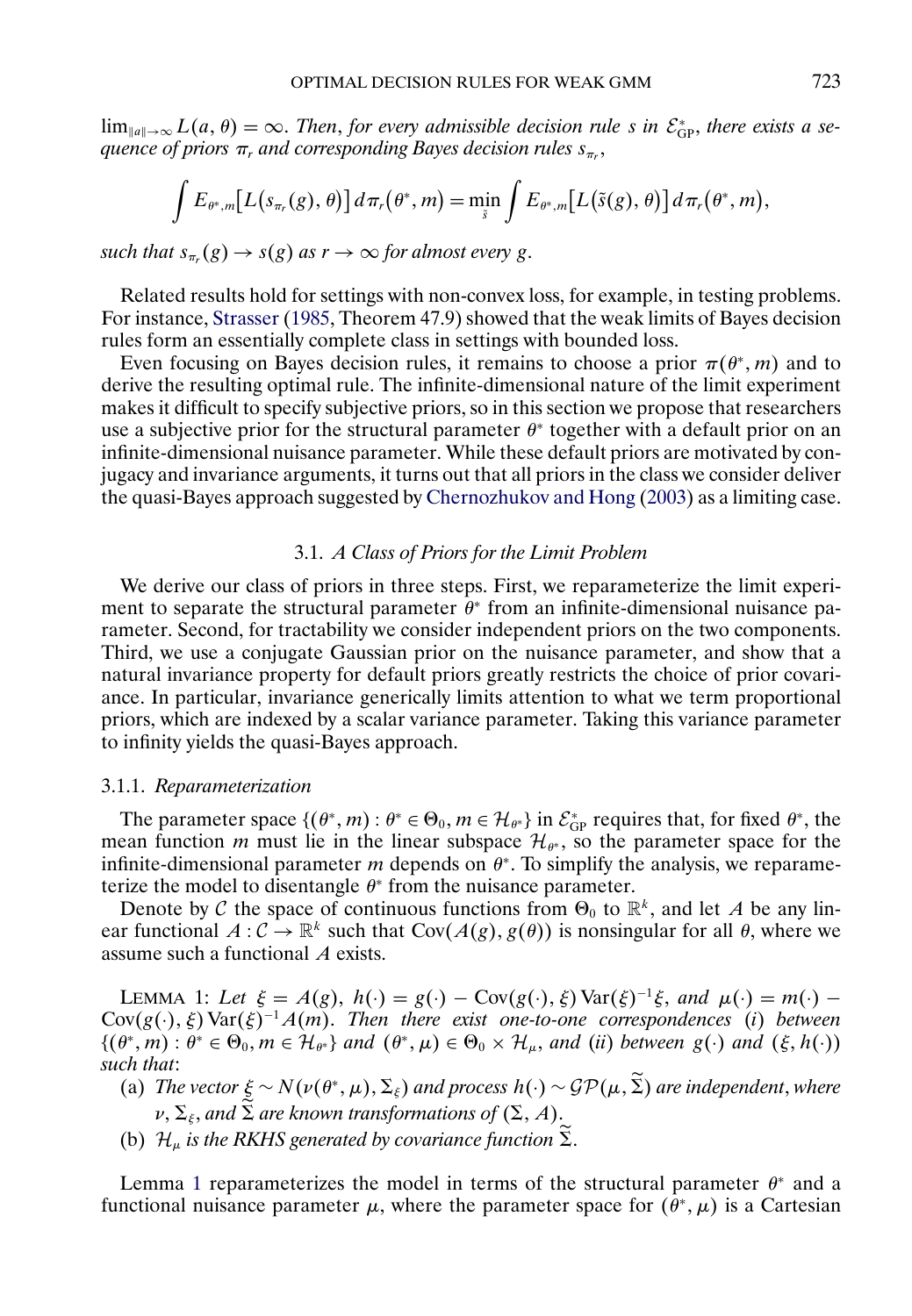$\lim_{\|a\|\to\infty} L(a, \theta) = \infty$. *Then, for every admissible decision rule $s$ in $\mathcal{E}^*_{\text{GP}}$, there exists a sequence of priors $\pi_r$ and corresponding Bayes decision rules $s_{\pi_r}$,*

$$\int E_{\theta^*,m}\big[L\big(s_{\pi_r}(g), \theta\big)\big]\, d\pi_r\big(\theta^*, m\big) = \min_{\tilde{s}} \int E_{\theta^*,m}\big[L\big(\tilde{s}(g), \theta\big)\big]\, d\pi_r\big(\theta^*, m\big),$$

*such that $s_{\pi_r}(g) \to s(g)$ as $r \to \infty$ for almost every $g$.*

Related results hold for settings with non-convex loss, for example, in testing problems. For instance, Strasser (1985, Theorem 47.9) showed that the weak limits of Bayes decision rules form an essentially complete class in settings with bounded loss.

Even focusing on Bayes decision rules, it remains to choose a prior $\pi(\theta^*, m)$ and to derive the resulting optimal rule. The infinite-dimensional nature of the limit experiment makes it difficult to specify subjective priors, so in this section we propose that researchers use a subjective prior for the structural parameter $\theta^*$ together with a default prior on an infinite-dimensional nuisance parameter. While these default priors are motivated by conjugacy and invariance arguments, it turns out that all priors in the class we consider deliver the quasi-Bayes approach suggested by Chernozhukov and Hong (2003) as a limiting case.

### 3.1. *A Class of Priors for the Limit Problem*

We derive our class of priors in three steps. First, we reparameterize the limit experiment to separate the structural parameter $\theta^*$ from an infinite-dimensional nuisance parameter. Second, for tractability we consider independent priors on the two components. Third, we use a conjugate Gaussian prior on the nuisance parameter, and show that a natural invariance property for default priors greatly restricts the choice of prior covariance. In particular, invariance generically limits attention to what we term proportional priors, which are indexed by a scalar variance parameter. Taking this variance parameter to infinity yields the quasi-Bayes approach.

#### 3.1.1. *Reparameterization*

The parameter space $\{(\theta^*, m) : \theta^* \in \Theta_0, m \in \mathcal{H}_{\theta^*}\}$ in $\mathcal{E}^*_{\text{GP}}$ requires that, for fixed $\theta^*$, the mean function $m$ must lie in the linear subspace $\mathcal{H}_{\theta^*}$, so the parameter space for the infinite-dimensional parameter $m$ depends on $\theta^*$. To simplify the analysis, we reparameterize the model to disentangle $\theta^*$ from the nuisance parameter.

Denote by $\mathcal{C}$ the space of continuous functions from $\Theta_0$ to $\mathbb{R}^k$, and let $A$ be any linear functional $A : \mathcal{C} \to \mathbb{R}^k$ such that $\text{Cov}(A(g), g(\theta))$ is nonsingular for all $\theta$, where we assume such a functional $A$ exists.

LEMMA 1: *Let $\xi = A(g)$, $h(\cdot) = g(\cdot) - \text{Cov}(g(\cdot), \xi)\,\text{Var}(\xi)^{-1}\xi$, and $\mu(\cdot) = m(\cdot) - \text{Cov}(g(\cdot), \xi)\,\text{Var}(\xi)^{-1}A(m)$. Then there exist one-to-one correspondences (i) between $\{(\theta^*, m) : \theta^* \in \Theta_0, m \in \mathcal{H}_{\theta^*}\}$ and $(\theta^*, \mu) \in \Theta_0 \times \mathcal{H}_\mu$, and (ii) between $g(\cdot)$ and $(\xi, h(\cdot))$ such that*:

- (a) *The vector $\xi \sim N(\nu(\theta^*, \mu), \Sigma_\xi)$ and process $h(\cdot) \sim \mathcal{GP}(\mu, \widetilde{\Sigma})$ are independent, where $\nu$, $\Sigma_\xi$, and $\widetilde{\Sigma}$ are known transformations of $(\Sigma, A)$.*
- (b) *$\mathcal{H}_\mu$ is the RKHS generated by covariance function $\widetilde{\Sigma}$.*

Lemma 1 reparameterizes the model in terms of the structural parameter $\theta^*$ and a functional nuisance parameter $\mu$, where the parameter space for $(\theta^*, \mu)$ is a Cartesian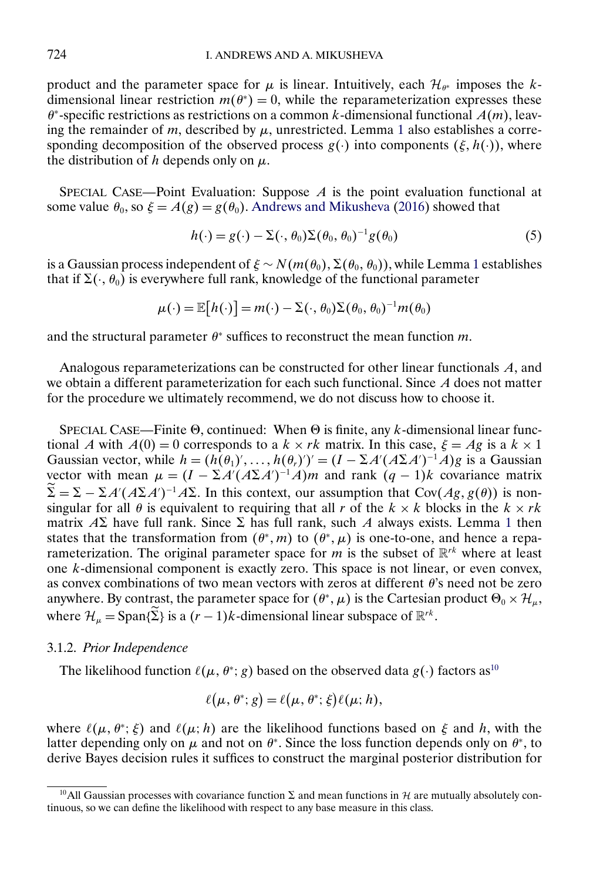product and the parameter space for $\mu$ is linear. Intuitively, each $\mathcal{H}_{\theta^*}$ imposes the $k$-dimensional linear restriction $m(\theta^*) = 0$, while the reparameterization expresses these $\theta^*$-specific restrictions as restrictions on a common $k$-dimensional functional $A(m)$, leaving the remainder of $m$, described by $\mu$, unrestricted. Lemma 1 also establishes a corresponding decomposition of the observed process $g(\cdot)$ into components $(\xi, h(\cdot))$, where the distribution of $h$ depends only on $\mu$.

SPECIAL CASE—Point Evaluation: Suppose $A$ is the point evaluation functional at some value $\theta_0$, so $\xi = A(g) = g(\theta_0)$. Andrews and Mikusheva (2016) showed that

$$h(\cdot) = g(\cdot) - \Sigma(\cdot, \theta_0)\Sigma(\theta_0, \theta_0)^{-1}g(\theta_0) \tag{5}$$

is a Gaussian process independent of $\xi \sim N(m(\theta_0), \Sigma(\theta_0, \theta_0))$, while Lemma 1 establishes that if $\Sigma(\cdot, \theta_0)$ is everywhere full rank, knowledge of the functional parameter

$$\mu(\cdot) = \mathbb{E}[h(\cdot)] = m(\cdot) - \Sigma(\cdot, \theta_0)\Sigma(\theta_0, \theta_0)^{-1}m(\theta_0)$$

and the structural parameter $\theta^*$ suffices to reconstruct the mean function $m$.

Analogous reparameterizations can be constructed for other linear functionals $A$, and we obtain a different parameterization for each such functional. Since $A$ does not matter for the procedure we ultimately recommend, we do not discuss how to choose it.

SPECIAL CASE—Finite $\Theta$, continued: When $\Theta$ is finite, any $k$-dimensional linear functional $A$ with $A(0) = 0$ corresponds to a $k \times rk$ matrix. In this case, $\xi = Ag$ is a $k \times 1$ Gaussian vector, while $h = (h(\theta_1)', \dots, h(\theta_r)')' = (I - \Sigma A'(A\Sigma A')^{-1}A)g$ is a Gaussian vector with mean $\mu = (I - \Sigma A'(A\Sigma A')^{-1}A)m$ and rank $(q-1)k$ covariance matrix $\widetilde{\Sigma} = \Sigma - \Sigma A'(A\Sigma A')^{-1}A\Sigma$. In this context, our assumption that $\operatorname{Cov}(Ag, g(\theta))$ is nonsingular for all $\theta$ is equivalent to requiring that all $r$ of the $k \times k$ blocks in the $k \times rk$ matrix $A\Sigma$ have full rank. Since $\Sigma$ has full rank, such $A$ always exists. Lemma 1 then states that the transformation from $(\theta^*, m)$ to $(\theta^*, \mu)$ is one-to-one, and hence a reparameterization. The original parameter space for $m$ is the subset of $\mathbb{R}^{rk}$ where at least one $k$-dimensional component is exactly zero. This space is not linear, or even convex, as convex combinations of two mean vectors with zeros at different $\theta$'s need not be zero anywhere. By contrast, the parameter space for $(\theta^*, \mu)$ is the Cartesian product $\Theta_0 \times \mathcal{H}_\mu$, where $\mathcal{H}_\mu = \operatorname{Span}\{\widetilde{\Sigma}\}$ is a $(r-1)k$-dimensional linear subspace of $\mathbb{R}^{rk}$.

### 3.1.2. *Prior Independence*

The likelihood function $\ell(\mu, \theta^*; g)$ based on the observed data $g(\cdot)$ factors as[10]

$$\ell(\mu, \theta^*; g) = \ell(\mu, \theta^*; \xi)\ell(\mu; h),$$

where $\ell(\mu, \theta^*; \xi)$ and $\ell(\mu; h)$ are the likelihood functions based on $\xi$ and $h$, with the latter depending only on $\mu$ and not on $\theta^*$. Since the loss function depends only on $\theta^*$, to derive Bayes decision rules it suffices to construct the marginal posterior distribution for

[10] All Gaussian processes with covariance function $\Sigma$ and mean functions in $\mathcal{H}$ are mutually absolutely continuous, so we can define the likelihood with respect to any base measure in this class.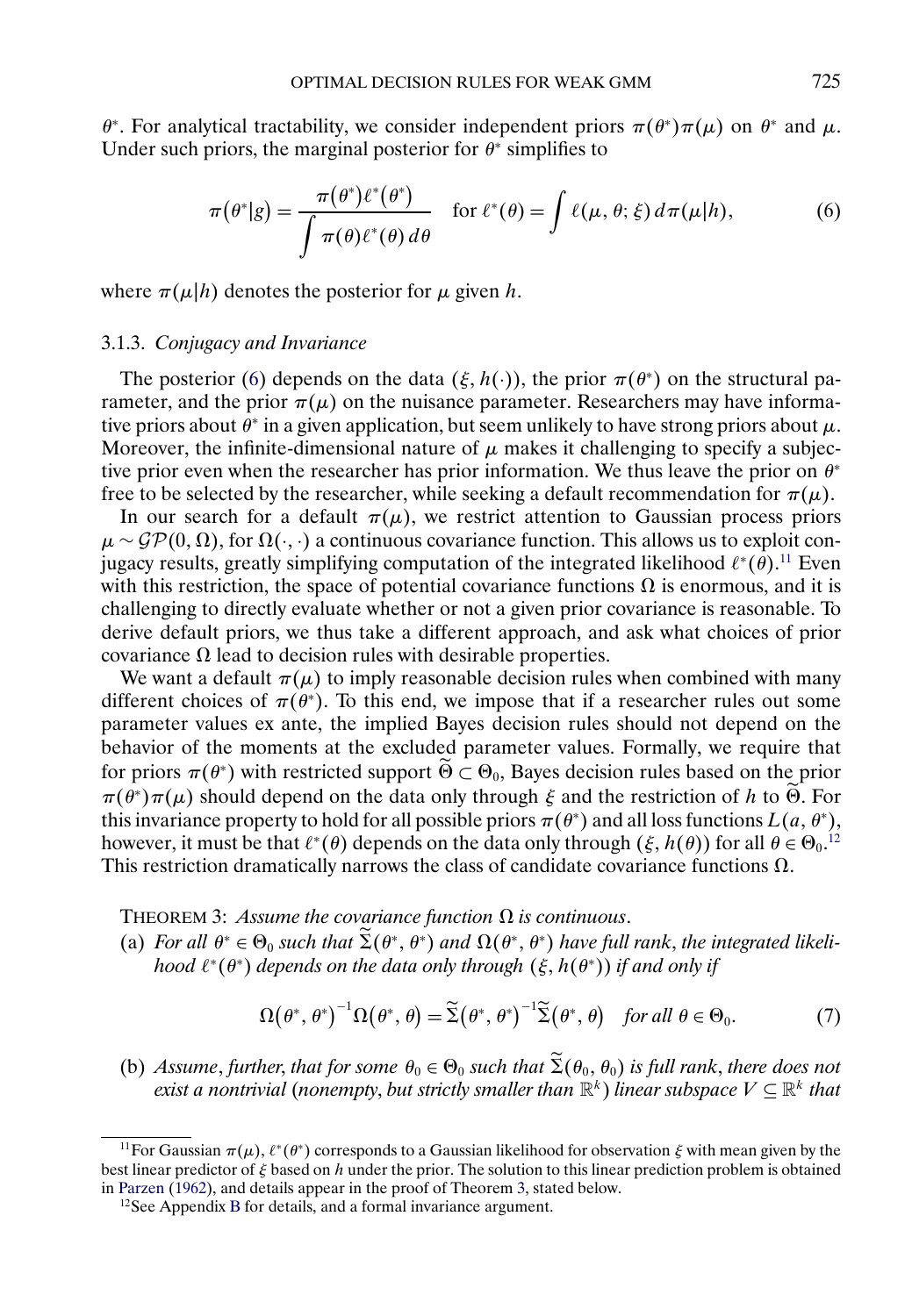$\theta^*$. For analytical tractability, we consider independent priors $\pi(\theta^*)\pi(\mu)$ on $\theta^*$ and $\mu$. Under such priors, the marginal posterior for $\theta^*$ simplifies to

$$\pi(\theta^*|g) = \frac{\pi(\theta^*)\ell^*(\theta^*)}{\int \pi(\theta)\ell^*(\theta)\,d\theta} \quad \text{for } \ell^*(\theta) = \int \ell(\mu, \theta; \xi)\,d\pi(\mu|h), \tag{6}$$

where $\pi(\mu|h)$ denotes the posterior for $\mu$ given $h$.

### 3.1.3. *Conjugacy and Invariance*

The posterior (6) depends on the data $(\xi, h(\cdot))$, the prior $\pi(\theta^*)$ on the structural parameter, and the prior $\pi(\mu)$ on the nuisance parameter. Researchers may have informative priors about $\theta^*$ in a given application, but seem unlikely to have strong priors about $\mu$. Moreover, the infinite-dimensional nature of $\mu$ makes it challenging to specify a subjective prior even when the researcher has prior information. We thus leave the prior on $\theta^*$ free to be selected by the researcher, while seeking a default recommendation for $\pi(\mu)$.

In our search for a default $\pi(\mu)$, we restrict attention to Gaussian process priors $\mu \sim \mathcal{GP}(0, \Omega)$, for $\Omega(\cdot,\cdot)$ a continuous covariance function. This allows us to exploit conjugacy results, greatly simplifying computation of the integrated likelihood $\ell^*(\theta)$.[11] Even with this restriction, the space of potential covariance functions $\Omega$ is enormous, and it is challenging to directly evaluate whether or not a given prior covariance is reasonable. To derive default priors, we thus take a different approach, and ask what choices of prior covariance $\Omega$ lead to decision rules with desirable properties.

We want a default $\pi(\mu)$ to imply reasonable decision rules when combined with many different choices of $\pi(\theta^*)$. To this end, we impose that if a researcher rules out some parameter values ex ante, the implied Bayes decision rules should not depend on the behavior of the moments at the excluded parameter values. Formally, we require that for priors $\pi(\theta^*)$ with restricted support $\widetilde{\Theta} \subset \Theta_0$, Bayes decision rules based on the prior $\pi(\theta^*)\pi(\mu)$ should depend on the data only through $\xi$ and the restriction of $h$ to $\widetilde{\Theta}$. For this invariance property to hold for all possible priors $\pi(\theta^*)$ and all loss functions $L(a, \theta^*)$, however, it must be that $\ell^*(\theta)$ depends on the data only through $(\xi, h(\theta))$ for all $\theta \in \Theta_0$.[12] This restriction dramatically narrows the class of candidate covariance functions $\Omega$.

THEOREM 3: *Assume the covariance function $\Omega$ is continuous.*

(a) *For all $\theta^* \in \Theta_0$ such that $\widetilde{\Sigma}(\theta^*, \theta^*)$ and $\Omega(\theta^*, \theta^*)$ have full rank, the integrated likelihood $\ell^*(\theta^*)$ depends on the data only through $(\xi, h(\theta^*))$ if and only if*

$$\Omega(\theta^*, \theta^*)^{-1}\Omega(\theta^*, \theta) = \widetilde{\Sigma}(\theta^*, \theta^*)^{-1}\widetilde{\Sigma}(\theta^*, \theta) \quad \text{for all } \theta \in \Theta_0. \tag{7}$$

(b) *Assume, further, that for some $\theta_0 \in \Theta_0$ such that $\widetilde{\Sigma}(\theta_0, \theta_0)$ is full rank, there does not exist a nontrivial (nonempty, but strictly smaller than $\mathbb{R}^k$) linear subspace $V \subseteq \mathbb{R}^k$ that*

---

[11] For Gaussian $\pi(\mu)$, $\ell^*(\theta^*)$ corresponds to a Gaussian likelihood for observation $\xi$ with mean given by the best linear predictor of $\xi$ based on $h$ under the prior. The solution to this linear prediction problem is obtained in Parzen (1962), and details appear in the proof of Theorem 3, stated below.

[12] See Appendix B for details, and a formal invariance argument.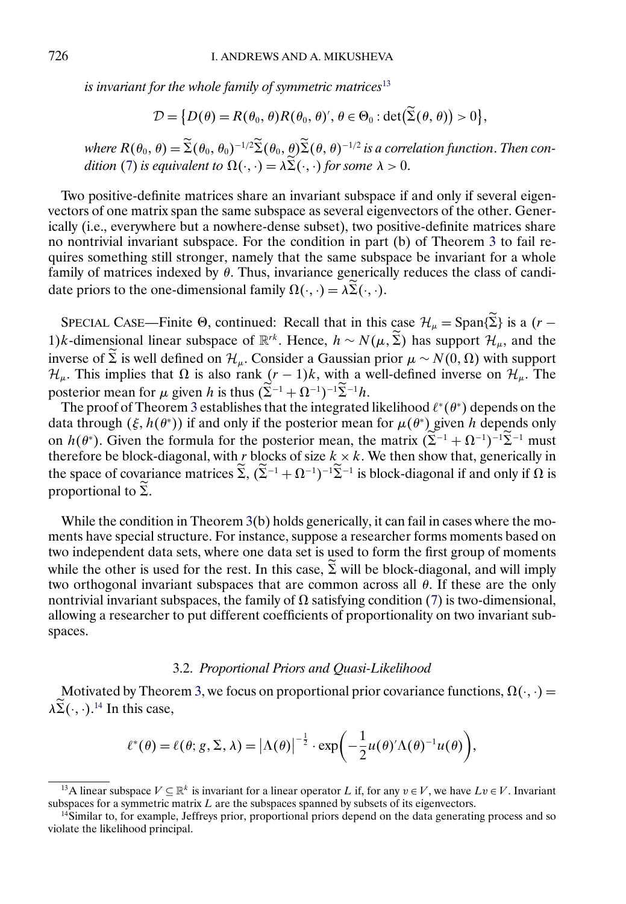*is invariant for the whole family of symmetric matrices*[13]

$$\mathcal{D} = \{D(\theta) = R(\theta_0, \theta)R(\theta_0, \theta)', \theta \in \Theta_0 : \det(\widetilde{\Sigma}(\theta, \theta)) > 0\},$$

*where* $R(\theta_0, \theta) = \widetilde{\Sigma}(\theta_0, \theta_0)^{-1/2}\widetilde{\Sigma}(\theta_0, \theta)\widetilde{\Sigma}(\theta, \theta)^{-1/2}$ *is a correlation function. Then condition* (7) *is equivalent to* $\Omega(\cdot, \cdot) = \lambda\widetilde{\Sigma}(\cdot, \cdot)$ *for some* $\lambda > 0$.

Two positive-definite matrices share an invariant subspace if and only if several eigenvectors of one matrix span the same subspace as several eigenvectors of the other. Generically (i.e., everywhere but a nowhere-dense subset), two positive-definite matrices share no nontrivial invariant subspace. For the condition in part (b) of Theorem 3 to fail requires something still stronger, namely that the same subspace be invariant for a whole family of matrices indexed by $\theta$. Thus, invariance generically reduces the class of candidate priors to the one-dimensional family $\Omega(\cdot, \cdot) = \lambda\widetilde{\Sigma}(\cdot, \cdot)$.

SPECIAL CASE—Finite $\Theta$, continued: Recall that in this case $\mathcal{H}_\mu = \text{Span}\{\widetilde{\Sigma}\}$ is a $(r-1)k$-dimensional linear subspace of $\mathbb{R}^{rk}$. Hence, $h \sim N(\mu, \widetilde{\Sigma})$ has support $\mathcal{H}_\mu$, and the inverse of $\widetilde{\Sigma}$ is well defined on $\mathcal{H}_\mu$. Consider a Gaussian prior $\mu \sim N(0, \Omega)$ with support $\mathcal{H}_\mu$. This implies that $\Omega$ is also rank $(r-1)k$, with a well-defined inverse on $\mathcal{H}_\mu$. The posterior mean for $\mu$ given $h$ is thus $(\widetilde{\Sigma}^{-1} + \Omega^{-1})^{-1}\widetilde{\Sigma}^{-1}h$.

The proof of Theorem 3 establishes that the integrated likelihood $\ell^*(\theta^*)$ depends on the data through $(\xi, h(\theta^*))$ if and only if the posterior mean for $\mu(\theta^*)$ given $h$ depends only on $h(\theta^*)$. Given the formula for the posterior mean, the matrix $(\widetilde{\Sigma}^{-1} + \Omega^{-1})^{-1}\widetilde{\Sigma}^{-1}$ must therefore be block-diagonal, with $r$ blocks of size $k \times k$. We then show that, generically in the space of covariance matrices $\widetilde{\Sigma}$, $(\widetilde{\Sigma}^{-1} + \Omega^{-1})^{-1}\widetilde{\Sigma}^{-1}$ is block-diagonal if and only if $\Omega$ is proportional to $\widetilde{\Sigma}$.

While the condition in Theorem 3(b) holds generically, it can fail in cases where the moments have special structure. For instance, suppose a researcher forms moments based on two independent data sets, where one data set is used to form the first group of moments while the other is used for the rest. In this case, $\widetilde{\Sigma}$ will be block-diagonal, and will imply two orthogonal invariant subspaces that are common across all $\theta$. If these are the only nontrivial invariant subspaces, the family of $\Omega$ satisfying condition (7) is two-dimensional, allowing a researcher to put different coefficients of proportionality on two invariant subspaces.

### 3.2. *Proportional Priors and Quasi-Likelihood*

Motivated by Theorem 3, we focus on proportional prior covariance functions, $\Omega(\cdot, \cdot) = \lambda\widetilde{\Sigma}(\cdot, \cdot)$.[14] In this case,

$$\ell^*(\theta) = \ell(\theta; g, \Sigma, \lambda) = |\Lambda(\theta)|^{-\frac{1}{2}} \cdot \exp\left(-\frac{1}{2}u(\theta)'\Lambda(\theta)^{-1}u(\theta)\right),$$

[13] A linear subspace $V \subseteq \mathbb{R}^k$ is invariant for a linear operator $L$ if, for any $v \in V$, we have $Lv \in V$. Invariant subspaces for a symmetric matrix $L$ are the subspaces spanned by subsets of its eigenvectors.

[14] Similar to, for example, Jeffreys prior, proportional priors depend on the data generating process and so violate the likelihood principal.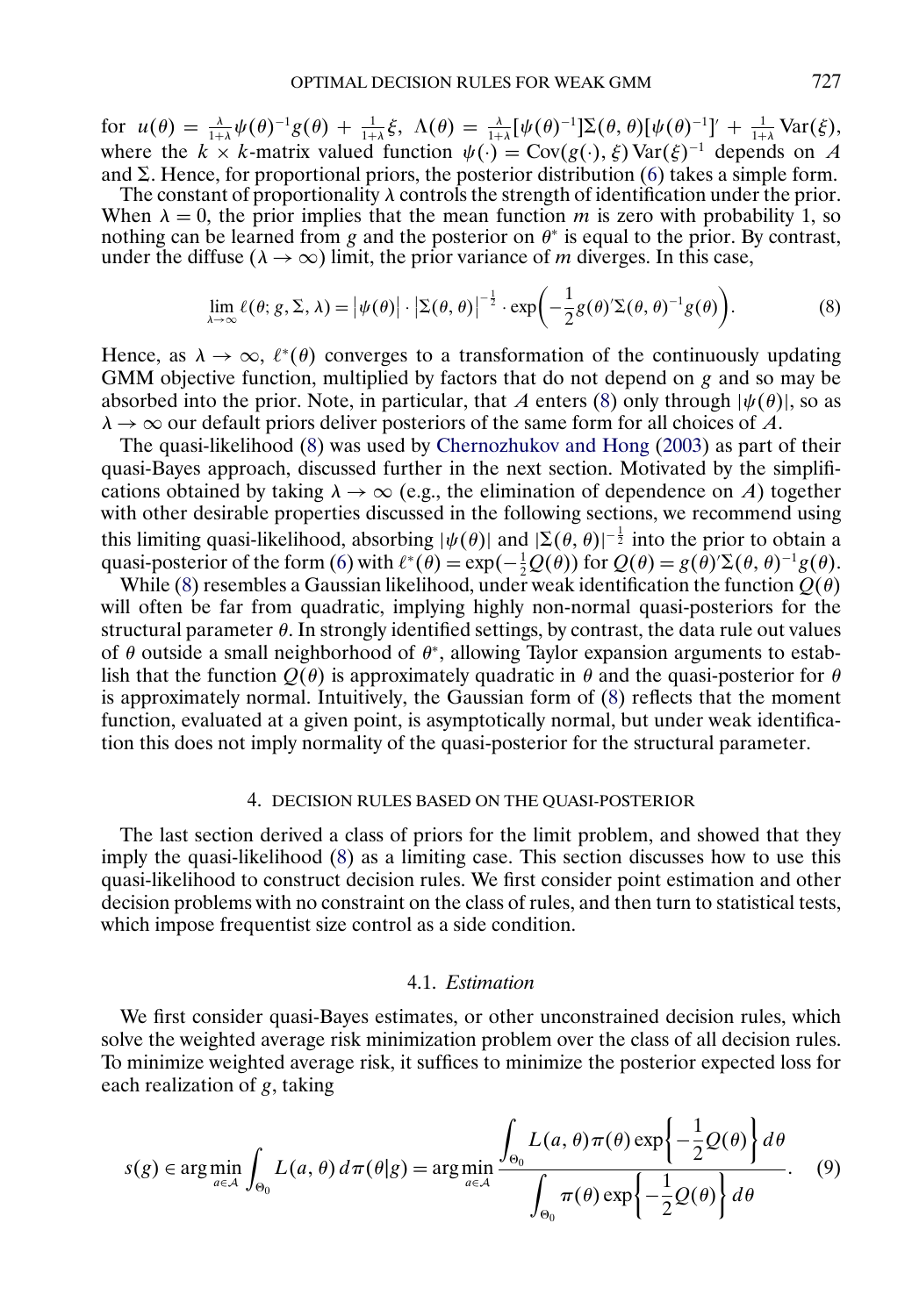for $u(\theta) = \frac{\lambda}{1+\lambda}\psi(\theta)^{-1}g(\theta) + \frac{1}{1+\lambda}\xi$, $\Lambda(\theta) = \frac{\lambda}{1+\lambda}[\psi(\theta)^{-1}]\Sigma(\theta,\theta)[\psi(\theta)^{-1}]' + \frac{1}{1+\lambda}\operatorname{Var}(\xi)$, where the $k \times k$-matrix valued function $\psi(\cdot) = \operatorname{Cov}(g(\cdot), \xi)\operatorname{Var}(\xi)^{-1}$ depends on $A$ and $\Sigma$. Hence, for proportional priors, the posterior distribution (6) takes a simple form.

The constant of proportionality $\lambda$ controls the strength of identification under the prior. When $\lambda = 0$, the prior implies that the mean function $m$ is zero with probability 1, so nothing can be learned from $g$ and the posterior on $\theta^*$ is equal to the prior. By contrast, under the diffuse ($\lambda \to \infty$) limit, the prior variance of $m$ diverges. In this case,

$$\lim_{\lambda\to\infty} \ell(\theta; g, \Sigma, \lambda) = \left|\psi(\theta)\right| \cdot \left|\Sigma(\theta,\theta)\right|^{-\frac{1}{2}} \cdot \exp\left(-\frac{1}{2}g(\theta)'\Sigma(\theta,\theta)^{-1}g(\theta)\right). \tag{8}$$

Hence, as $\lambda \to \infty$, $\ell^*(\theta)$ converges to a transformation of the continuously updating GMM objective function, multiplied by factors that do not depend on $g$ and so may be absorbed into the prior. Note, in particular, that $A$ enters (8) only through $|\psi(\theta)|$, so as $\lambda \to \infty$ our default priors deliver posteriors of the same form for all choices of $A$.

The quasi-likelihood (8) was used by Chernozhukov and Hong (2003) as part of their quasi-Bayes approach, discussed further in the next section. Motivated by the simplifications obtained by taking $\lambda \to \infty$ (e.g., the elimination of dependence on $A$) together with other desirable properties discussed in the following sections, we recommend using this limiting quasi-likelihood, absorbing $|\psi(\theta)|$ and $|\Sigma(\theta,\theta)|^{-\frac{1}{2}}$ into the prior to obtain a quasi-posterior of the form (6) with $\ell^*(\theta) = \exp(-\frac{1}{2}Q(\theta))$ for $Q(\theta) = g(\theta)'\Sigma(\theta,\theta)^{-1}g(\theta)$.

While (8) resembles a Gaussian likelihood, under weak identification the function $Q(\theta)$ will often be far from quadratic, implying highly non-normal quasi-posteriors for the structural parameter $\theta$. In strongly identified settings, by contrast, the data rule out values of $\theta$ outside a small neighborhood of $\theta^*$, allowing Taylor expansion arguments to establish that the function $Q(\theta)$ is approximately quadratic in $\theta$ and the quasi-posterior for $\theta$ is approximately normal. Intuitively, the Gaussian form of (8) reflects that the moment function, evaluated at a given point, is asymptotically normal, but under weak identification this does not imply normality of the quasi-posterior for the structural parameter.

## 4. DECISION RULES BASED ON THE QUASI-POSTERIOR

The last section derived a class of priors for the limit problem, and showed that they imply the quasi-likelihood (8) as a limiting case. This section discusses how to use this quasi-likelihood to construct decision rules. We first consider point estimation and other decision problems with no constraint on the class of rules, and then turn to statistical tests, which impose frequentist size control as a side condition.

### 4.1. *Estimation*

We first consider quasi-Bayes estimates, or other unconstrained decision rules, which solve the weighted average risk minimization problem over the class of all decision rules. To minimize weighted average risk, it suffices to minimize the posterior expected loss for each realization of $g$, taking

$$s(g) \in \arg\min_{a\in\mathcal{A}} \int_{\Theta_0} L(a,\theta)\,d\pi(\theta|g) = \arg\min_{a\in\mathcal{A}} \frac{\displaystyle\int_{\Theta_0} L(a,\theta)\pi(\theta)\exp\left\{-\frac{1}{2}Q(\theta)\right\}d\theta}{\displaystyle\int_{\Theta_0} \pi(\theta)\exp\left\{-\frac{1}{2}Q(\theta)\right\}d\theta}. \tag{9}$$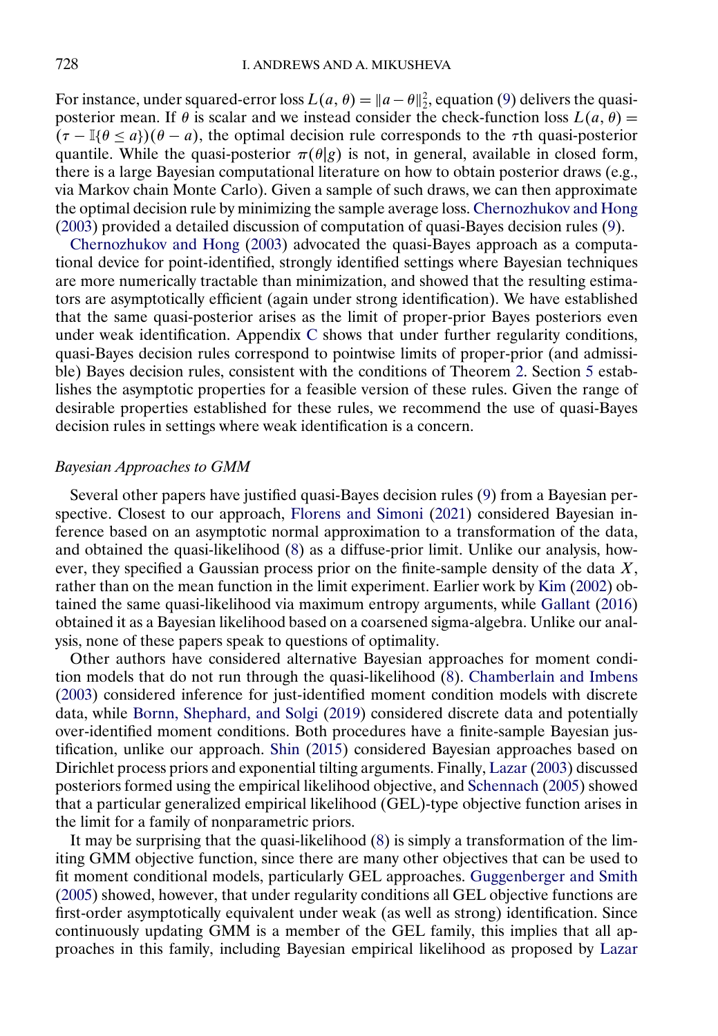For instance, under squared-error loss $L(a, \theta) = \|a - \theta\|_2^2$, equation (9) delivers the quasi-posterior mean. If $\theta$ is scalar and we instead consider the check-function loss $L(a, \theta) = (\tau - \mathbb{I}\{\theta \leq a\})(\theta - a)$, the optimal decision rule corresponds to the $\tau$th quasi-posterior quantile. While the quasi-posterior $\pi(\theta|g)$ is not, in general, available in closed form, there is a large Bayesian computational literature on how to obtain posterior draws (e.g., via Markov chain Monte Carlo). Given a sample of such draws, we can then approximate the optimal decision rule by minimizing the sample average loss. Chernozhukov and Hong (2003) provided a detailed discussion of computation of quasi-Bayes decision rules (9).

Chernozhukov and Hong (2003) advocated the quasi-Bayes approach as a computational device for point-identified, strongly identified settings where Bayesian techniques are more numerically tractable than minimization, and showed that the resulting estimators are asymptotically efficient (again under strong identification). We have established that the same quasi-posterior arises as the limit of proper-prior Bayes posteriors even under weak identification. Appendix C shows that under further regularity conditions, quasi-Bayes decision rules correspond to pointwise limits of proper-prior (and admissible) Bayes decision rules, consistent with the conditions of Theorem 2. Section 5 establishes the asymptotic properties for a feasible version of these rules. Given the range of desirable properties established for these rules, we recommend the use of quasi-Bayes decision rules in settings where weak identification is a concern.

*Bayesian Approaches to GMM*

Several other papers have justified quasi-Bayes decision rules (9) from a Bayesian perspective. Closest to our approach, Florens and Simoni (2021) considered Bayesian inference based on an asymptotic normal approximation to a transformation of the data, and obtained the quasi-likelihood (8) as a diffuse-prior limit. Unlike our analysis, however, they specified a Gaussian process prior on the finite-sample density of the data $X$, rather than on the mean function in the limit experiment. Earlier work by Kim (2002) obtained the same quasi-likelihood via maximum entropy arguments, while Gallant (2016) obtained it as a Bayesian likelihood based on a coarsened sigma-algebra. Unlike our analysis, none of these papers speak to questions of optimality.

Other authors have considered alternative Bayesian approaches for moment condition models that do not run through the quasi-likelihood (8). Chamberlain and Imbens (2003) considered inference for just-identified moment condition models with discrete data, while Bornn, Shephard, and Solgi (2019) considered discrete data and potentially over-identified moment conditions. Both procedures have a finite-sample Bayesian justification, unlike our approach. Shin (2015) considered Bayesian approaches based on Dirichlet process priors and exponential tilting arguments. Finally, Lazar (2003) discussed posteriors formed using the empirical likelihood objective, and Schennach (2005) showed that a particular generalized empirical likelihood (GEL)-type objective function arises in the limit for a family of nonparametric priors.

It may be surprising that the quasi-likelihood (8) is simply a transformation of the limiting GMM objective function, since there are many other objectives that can be used to fit moment conditional models, particularly GEL approaches. Guggenberger and Smith (2005) showed, however, that under regularity conditions all GEL objective functions are first-order asymptotically equivalent under weak (as well as strong) identification. Since continuously updating GMM is a member of the GEL family, this implies that all approaches in this family, including Bayesian empirical likelihood as proposed by Lazar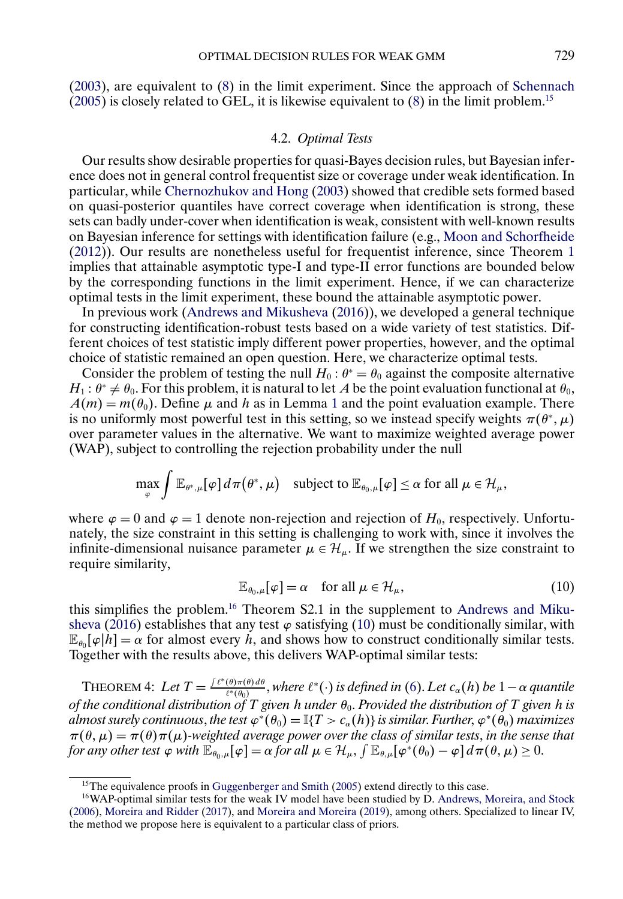(2003), are equivalent to (8) in the limit experiment. Since the approach of Schennach (2005) is closely related to GEL, it is likewise equivalent to (8) in the limit problem.[15]

### 4.2. *Optimal Tests*

Our results show desirable properties for quasi-Bayes decision rules, but Bayesian inference does not in general control frequentist size or coverage under weak identification. In particular, while Chernozhukov and Hong (2003) showed that credible sets formed based on quasi-posterior quantiles have correct coverage when identification is strong, these sets can badly under-cover when identification is weak, consistent with well-known results on Bayesian inference for settings with identification failure (e.g., Moon and Schorfheide (2012)). Our results are nonetheless useful for frequentist inference, since Theorem 1 implies that attainable asymptotic type-I and type-II error functions are bounded below by the corresponding functions in the limit experiment. Hence, if we can characterize optimal tests in the limit experiment, these bound the attainable asymptotic power.

In previous work (Andrews and Mikusheva (2016)), we developed a general technique for constructing identification-robust tests based on a wide variety of test statistics. Different choices of test statistic imply different power properties, however, and the optimal choice of statistic remained an open question. Here, we characterize optimal tests.

Consider the problem of testing the null $H_0 : \theta^* = \theta_0$ against the composite alternative $H_1 : \theta^* \neq \theta_0$. For this problem, it is natural to let $A$ be the point evaluation functional at $\theta_0$, $A(m) = m(\theta_0)$. Define $\mu$ and $h$ as in Lemma 1 and the point evaluation example. There is no uniformly most powerful test in this setting, so we instead specify weights $\pi(\theta^*, \mu)$ over parameter values in the alternative. We want to maximize weighted average power (WAP), subject to controlling the rejection probability under the null

$$\max_{\varphi} \int \mathbb{E}_{\theta^*,\mu}[\varphi]\, d\pi(\theta^*, \mu) \quad \text{subject to } \mathbb{E}_{\theta_0,\mu}[\varphi] \leq \alpha \text{ for all } \mu \in \mathcal{H}_\mu,$$

where $\varphi = 0$ and $\varphi = 1$ denote non-rejection and rejection of $H_0$, respectively. Unfortunately, the size constraint in this setting is challenging to work with, since it involves the infinite-dimensional nuisance parameter $\mu \in \mathcal{H}_\mu$. If we strengthen the size constraint to require similarity,

$$\mathbb{E}_{\theta_0,\mu}[\varphi] = \alpha \quad \text{for all } \mu \in \mathcal{H}_\mu, \tag{10}$$

this simplifies the problem.[16] Theorem S2.1 in the supplement to Andrews and Mikusheva (2016) establishes that any test $\varphi$ satisfying (10) must be conditionally similar, with $\mathbb{E}_{\theta_0}[\varphi|h] = \alpha$ for almost every $h$, and shows how to construct conditionally similar tests. Together with the results above, this delivers WAP-optimal similar tests:

THEOREM 4: *Let $T = \frac{\int \ell^*(\theta)\pi(\theta)\,d\theta}{\ell^*(\theta_0)}$, where $\ell^*(\cdot)$ is defined in (6). Let $c_\alpha(h)$ be $1-\alpha$ quantile of the conditional distribution of $T$ given $h$ under $\theta_0$. Provided the distribution of $T$ given $h$ is almost surely continuous, the test $\varphi^*(\theta_0) = \mathbb{I}\{T > c_\alpha(h)\}$ is similar. Further, $\varphi^*(\theta_0)$ maximizes $\pi(\theta, \mu) = \pi(\theta)\pi(\mu)$-weighted average power over the class of similar tests, in the sense that for any other test $\varphi$ with $\mathbb{E}_{\theta_0,\mu}[\varphi] = \alpha$ for all $\mu \in \mathcal{H}_\mu$, $\int \mathbb{E}_{\theta,\mu}[\varphi^*(\theta_0) - \varphi]\, d\pi(\theta, \mu) \geq 0$.*

[15] The equivalence proofs in Guggenberger and Smith (2005) extend directly to this case.

[16] WAP-optimal similar tests for the weak IV model have been studied by D. Andrews, Moreira, and Stock (2006), Moreira and Ridder (2017), and Moreira and Moreira (2019), among others. Specialized to linear IV, the method we propose here is equivalent to a particular class of priors.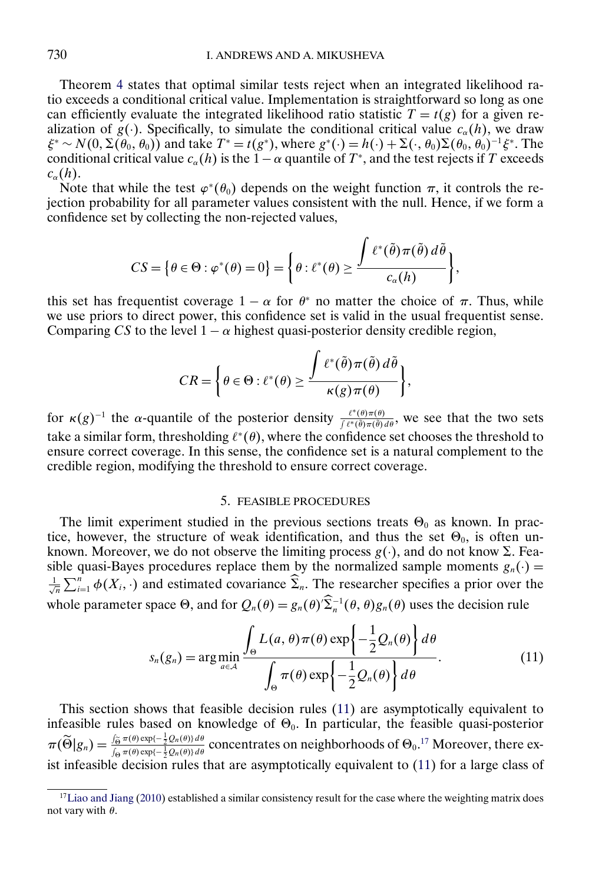Theorem 4 states that optimal similar tests reject when an integrated likelihood ratio exceeds a conditional critical value. Implementation is straightforward so long as one can efficiently evaluate the integrated likelihood ratio statistic $T = t(g)$ for a given realization of $g(\cdot)$. Specifically, to simulate the conditional critical value $c_\alpha(h)$, we draw $\xi^* \sim N(0, \Sigma(\theta_0, \theta_0))$ and take $T^* = t(g^*)$, where $g^*(\cdot) = h(\cdot) + \Sigma(\cdot, \theta_0)\Sigma(\theta_0, \theta_0)^{-1}\xi^*$. The conditional critical value $c_\alpha(h)$ is the $1-\alpha$ quantile of $T^*$, and the test rejects if $T$ exceeds $c_\alpha(h)$.

Note that while the test $\varphi^*(\theta_0)$ depends on the weight function $\pi$, it controls the rejection probability for all parameter values consistent with the null. Hence, if we form a confidence set by collecting the non-rejected values,

$$CS = \left\{\theta \in \Theta : \varphi^*(\theta) = 0\right\} = \left\{\theta : \ell^*(\theta) \geq \frac{\int \ell^*(\tilde{\theta})\pi(\tilde{\theta})\,d\tilde{\theta}}{c_\alpha(h)}\right\},$$

this set has frequentist coverage $1-\alpha$ for $\theta^*$ no matter the choice of $\pi$. Thus, while we use priors to direct power, this confidence set is valid in the usual frequentist sense. Comparing $CS$ to the level $1-\alpha$ highest quasi-posterior density credible region,

$$CR = \left\{\theta \in \Theta : \ell^*(\theta) \geq \frac{\int \ell^*(\tilde{\theta})\pi(\tilde{\theta})\,d\tilde{\theta}}{\kappa(g)\pi(\theta)}\right\},$$

for $\kappa(g)^{-1}$ the $\alpha$-quantile of the posterior density $\frac{\ell^*(\theta)\pi(\theta)}{\int \ell^*(\tilde{\theta})\pi(\tilde{\theta})\,d\theta}$, we see that the two sets take a similar form, thresholding $\ell^*(\theta)$, where the confidence set chooses the threshold to ensure correct coverage. In this sense, the confidence set is a natural complement to the credible region, modifying the threshold to ensure correct coverage.

## 5. FEASIBLE PROCEDURES

The limit experiment studied in the previous sections treats $\Theta_0$ as known. In practice, however, the structure of weak identification, and thus the set $\Theta_0$, is often unknown. Moreover, we do not observe the limiting process $g(\cdot)$, and do not know $\Sigma$. Feasible quasi-Bayes procedures replace them by the normalized sample moments $g_n(\cdot) = \frac{1}{\sqrt{n}}\sum_{i=1}^n \phi(X_i, \cdot)$ and estimated covariance $\widehat{\Sigma}_n$. The researcher specifies a prior over the whole parameter space $\Theta$, and for $Q_n(\theta) = g_n(\theta)'\widehat{\Sigma}_n^{-1}(\theta, \theta)g_n(\theta)$ uses the decision rule

$$s_n(g_n) = \arg\min_{a \in \mathcal{A}} \frac{\int_\Theta L(a, \theta)\pi(\theta)\exp\left\{-\frac{1}{2}Q_n(\theta)\right\}d\theta}{\int_\Theta \pi(\theta)\exp\left\{-\frac{1}{2}Q_n(\theta)\right\}d\theta}. \tag{11}$$

This section shows that feasible decision rules (11) are asymptotically equivalent to infeasible rules based on knowledge of $\Theta_0$. In particular, the feasible quasi-posterior $\pi(\widetilde{\Theta}|g_n) = \frac{\int_{\widetilde{\Theta}} \pi(\theta)\exp\{-\frac{1}{2}Q_n(\theta)\}d\theta}{\int_\Theta \pi(\theta)\exp\{-\frac{1}{2}Q_n(\theta)\}d\theta}$ concentrates on neighborhoods of $\Theta_0$.[17] Moreover, there exist infeasible decision rules that are asymptotically equivalent to (11) for a large class of

[17] Liao and Jiang (2010) established a similar consistency result for the case where the weighting matrix does not vary with $\theta$.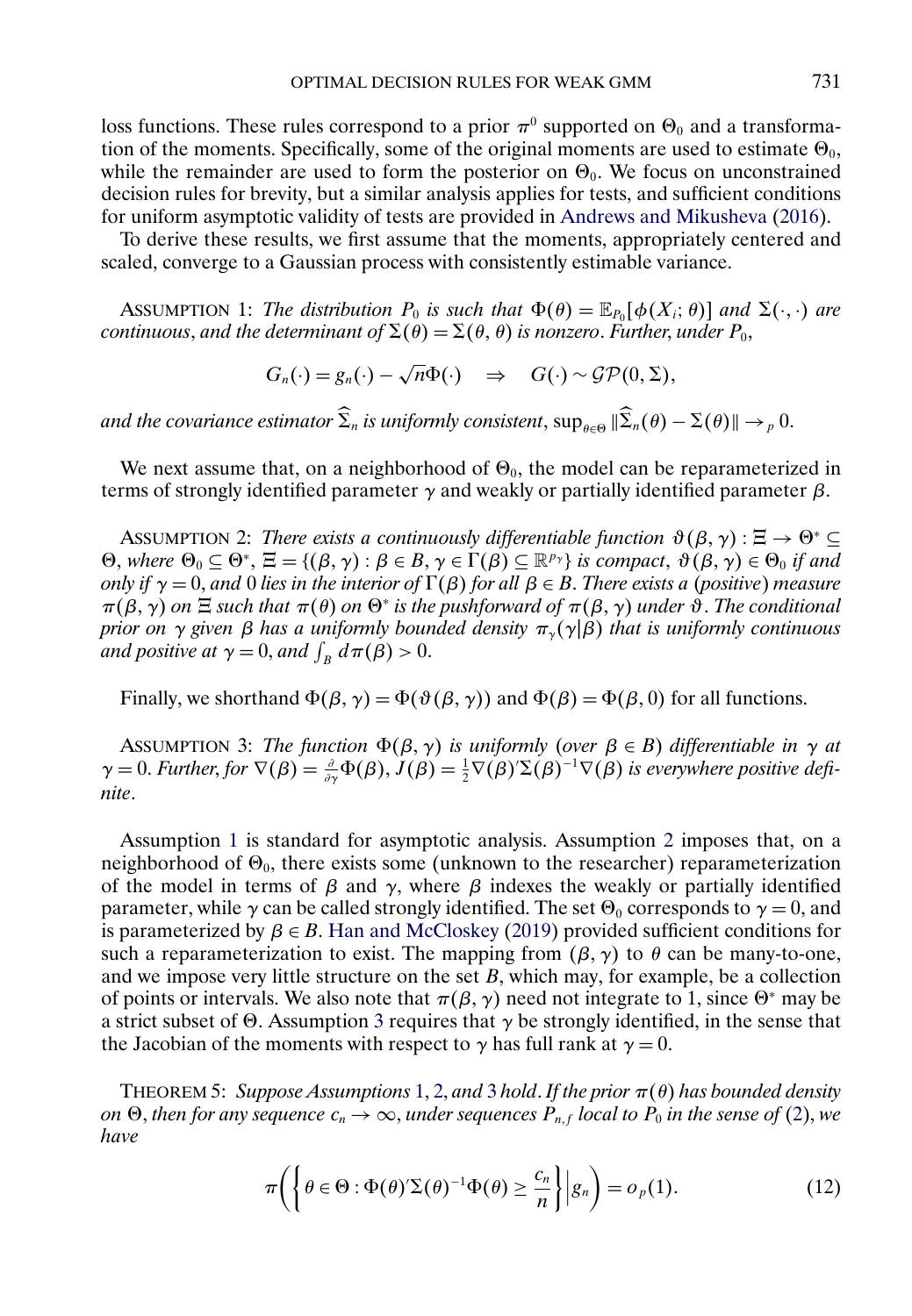loss functions. These rules correspond to a prior $\pi^0$ supported on $\Theta_0$ and a transformation of the moments. Specifically, some of the original moments are used to estimate $\Theta_0$, while the remainder are used to form the posterior on $\Theta_0$. We focus on unconstrained decision rules for brevity, but a similar analysis applies for tests, and sufficient conditions for uniform asymptotic validity of tests are provided in Andrews and Mikusheva (2016).

To derive these results, we first assume that the moments, appropriately centered and scaled, converge to a Gaussian process with consistently estimable variance.

ASSUMPTION 1: *The distribution $P_0$ is such that $\Phi(\theta) = \mathbb{E}_{P_0}[\phi(X_i;\theta)]$ and $\Sigma(\cdot,\cdot)$ are continuous, and the determinant of $\Sigma(\theta) = \Sigma(\theta,\theta)$ is nonzero. Further, under $P_0$,*

$$G_n(\cdot) = g_n(\cdot) - \sqrt{n}\Phi(\cdot) \quad \Rightarrow \quad G(\cdot) \sim \mathcal{GP}(0, \Sigma),$$

*and the covariance estimator $\widehat{\Sigma}_n$ is uniformly consistent, $\sup_{\theta\in\Theta} \|\widehat{\Sigma}_n(\theta) - \Sigma(\theta)\| \to_p 0$.*

We next assume that, on a neighborhood of $\Theta_0$, the model can be reparameterized in terms of strongly identified parameter $\gamma$ and weakly or partially identified parameter $\beta$.

ASSUMPTION 2: *There exists a continuously differentiable function $\vartheta(\beta,\gamma) : \Xi \to \Theta^* \subseteq \Theta$, where $\Theta_0 \subseteq \Theta^*$, $\Xi = \{(\beta,\gamma) : \beta \in B, \gamma \in \Gamma(\beta) \subseteq \mathbb{R}^{p_\gamma}\}$ is compact, $\vartheta(\beta,\gamma) \in \Theta_0$ if and only if $\gamma = 0$, and $0$ lies in the interior of $\Gamma(\beta)$ for all $\beta \in B$. There exists a (positive) measure $\pi(\beta,\gamma)$ on $\Xi$ such that $\pi(\theta)$ on $\Theta^*$ is the pushforward of $\pi(\beta,\gamma)$ under $\vartheta$. The conditional prior on $\gamma$ given $\beta$ has a uniformly bounded density $\pi_\gamma(\gamma|\beta)$ that is uniformly continuous and positive at $\gamma = 0$, and $\int_B d\pi(\beta) > 0$.*

Finally, we shorthand $\Phi(\beta,\gamma) = \Phi(\vartheta(\beta,\gamma))$ and $\Phi(\beta) = \Phi(\beta, 0)$ for all functions.

ASSUMPTION 3: *The function $\Phi(\beta,\gamma)$ is uniformly (over $\beta \in B$) differentiable in $\gamma$ at $\gamma = 0$. Further, for $\nabla(\beta) = \frac{\partial}{\partial\gamma}\Phi(\beta)$, $J(\beta) = \frac{1}{2}\nabla(\beta)'\Sigma(\beta)^{-1}\nabla(\beta)$ is everywhere positive definite.*

Assumption 1 is standard for asymptotic analysis. Assumption 2 imposes that, on a neighborhood of $\Theta_0$, there exists some (unknown to the researcher) reparameterization of the model in terms of $\beta$ and $\gamma$, where $\beta$ indexes the weakly or partially identified parameter, while $\gamma$ can be called strongly identified. The set $\Theta_0$ corresponds to $\gamma = 0$, and is parameterized by $\beta \in B$. Han and McCloskey (2019) provided sufficient conditions for such a reparameterization to exist. The mapping from $(\beta,\gamma)$ to $\theta$ can be many-to-one, and we impose very little structure on the set $B$, which may, for example, be a collection of points or intervals. We also note that $\pi(\beta,\gamma)$ need not integrate to 1, since $\Theta^*$ may be a strict subset of $\Theta$. Assumption 3 requires that $\gamma$ be strongly identified, in the sense that the Jacobian of the moments with respect to $\gamma$ has full rank at $\gamma = 0$.

THEOREM 5: *Suppose Assumptions 1, 2, and 3 hold. If the prior $\pi(\theta)$ has bounded density on $\Theta$, then for any sequence $c_n \to \infty$, under sequences $P_{n,f}$ local to $P_0$ in the sense of (2), we have*

$$\pi\left(\left\{\theta \in \Theta : \Phi(\theta)'\Sigma(\theta)^{-1}\Phi(\theta) \geq \frac{c_n}{n}\right\} \Big| g_n\right) = o_p(1). \tag{12}$$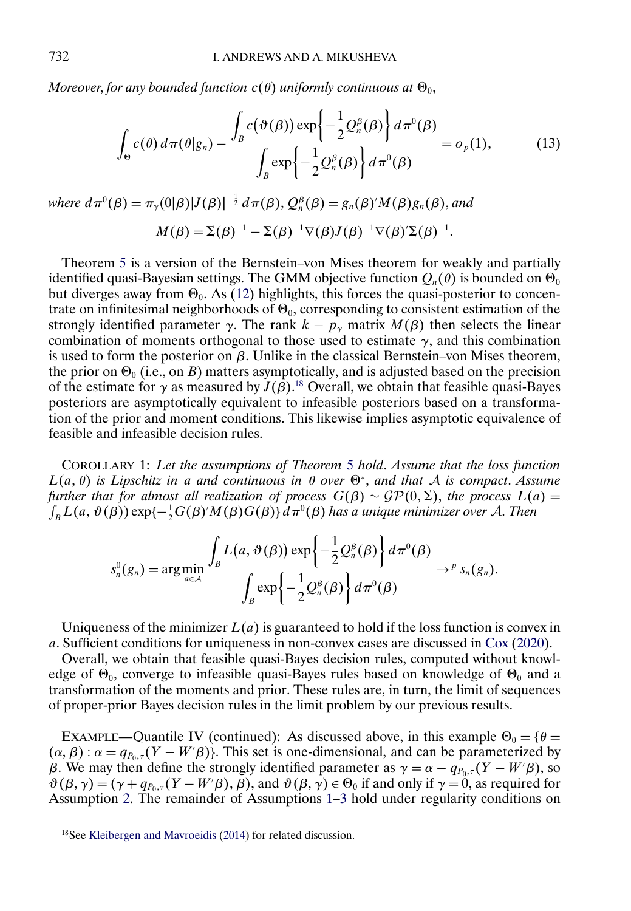*Moreover, for any bounded function $c(\theta)$ uniformly continuous at $\Theta_0$,*

$$\int_\Theta c(\theta)\, d\pi(\theta|g_n) - \frac{\displaystyle\int_B c\big(\vartheta(\beta)\big)\exp\left\{-\frac{1}{2}Q_n^\beta(\beta)\right\} d\pi^0(\beta)}{\displaystyle\int_B \exp\left\{-\frac{1}{2}Q_n^\beta(\beta)\right\} d\pi^0(\beta)} = o_p(1), \tag{13}$$

*where $d\pi^0(\beta) = \pi_\gamma(0|\beta)|J(\beta)|^{-\frac{1}{2}}\, d\pi(\beta)$, $Q_n^\beta(\beta) = g_n(\beta)'M(\beta)g_n(\beta)$, and*

$$M(\beta) = \Sigma(\beta)^{-1} - \Sigma(\beta)^{-1}\nabla(\beta)J(\beta)^{-1}\nabla(\beta)'\Sigma(\beta)^{-1}.$$

Theorem 5 is a version of the Bernstein–von Mises theorem for weakly and partially identified quasi-Bayesian settings. The GMM objective function $Q_n(\theta)$ is bounded on $\Theta_0$ but diverges away from $\Theta_0$. As (12) highlights, this forces the quasi-posterior to concentrate on infinitesimal neighborhoods of $\Theta_0$, corresponding to consistent estimation of the strongly identified parameter $\gamma$. The rank $k - p_\gamma$ matrix $M(\beta)$ then selects the linear combination of moments orthogonal to those used to estimate $\gamma$, and this combination is used to form the posterior on $\beta$. Unlike in the classical Bernstein–von Mises theorem, the prior on $\Theta_0$ (i.e., on $B$) matters asymptotically, and is adjusted based on the precision of the estimate for $\gamma$ as measured by $J(\beta)$.[18] Overall, we obtain that feasible quasi-Bayes posteriors are asymptotically equivalent to infeasible posteriors based on a transformation of the prior and moment conditions. This likewise implies asymptotic equivalence of feasible and infeasible decision rules.

COROLLARY 1: *Let the assumptions of Theorem 5 hold. Assume that the loss function $L(a, \theta)$ is Lipschitz in $a$ and continuous in $\theta$ over $\Theta^*$, and that $\mathcal{A}$ is compact. Assume further that for almost all realization of process $G(\beta) \sim \mathcal{GP}(0, \Sigma)$, the process $L(a) = \int_B L(a, \vartheta(\beta))\exp\{-\frac{1}{2}G(\beta)'M(\beta)G(\beta)\}\, d\pi^0(\beta)$ has a unique minimizer over $\mathcal{A}$. Then*

$$s_n^0(g_n) = \arg\min_{a\in\mathcal{A}} \frac{\displaystyle\int_B L\big(a, \vartheta(\beta)\big)\exp\left\{-\frac{1}{2}Q_n^\beta(\beta)\right\} d\pi^0(\beta)}{\displaystyle\int_B \exp\left\{-\frac{1}{2}Q_n^\beta(\beta)\right\} d\pi^0(\beta)} \to^p s_n(g_n).$$

Uniqueness of the minimizer $L(a)$ is guaranteed to hold if the loss function is convex in $a$. Sufficient conditions for uniqueness in non-convex cases are discussed in Cox (2020).

Overall, we obtain that feasible quasi-Bayes decision rules, computed without knowledge of $\Theta_0$, converge to infeasible quasi-Bayes rules based on knowledge of $\Theta_0$ and a transformation of the moments and prior. These rules are, in turn, the limit of sequences of proper-prior Bayes decision rules in the limit problem by our previous results.

EXAMPLE—Quantile IV (continued): As discussed above, in this example $\Theta_0 = \{\theta = (\alpha, \beta) : \alpha = q_{P_0,\tau}(Y - W'\beta)\}$. This set is one-dimensional, and can be parameterized by $\beta$. We may then define the strongly identified parameter as $\gamma = \alpha - q_{P_0,\tau}(Y - W'\beta)$, so $\vartheta(\beta, \gamma) = (\gamma + q_{P_0,\tau}(Y - W'\beta), \beta)$, and $\vartheta(\beta, \gamma) \in \Theta_0$ if and only if $\gamma = 0$, as required for Assumption 2. The remainder of Assumptions 1–3 hold under regularity conditions on

[18] See Kleibergen and Mavroeidis (2014) for related discussion.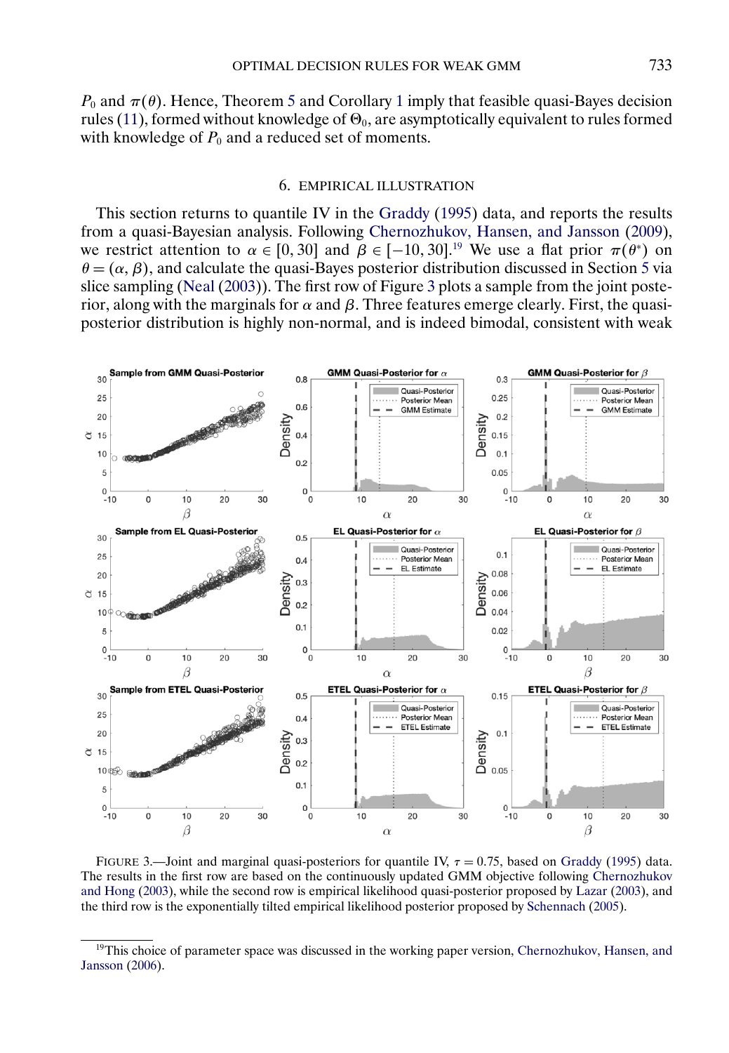$P_0$ and $\pi(\theta)$. Hence, Theorem 5 and Corollary 1 imply that feasible quasi-Bayes decision rules (11), formed without knowledge of $\Theta_0$, are asymptotically equivalent to rules formed with knowledge of $P_0$ and a reduced set of moments.

## 6. EMPIRICAL ILLUSTRATION

This section returns to quantile IV in the Graddy (1995) data, and reports the results from a quasi-Bayesian analysis. Following Chernozhukov, Hansen, and Jansson (2009), we restrict attention to $\alpha \in [0, 30]$ and $\beta \in [-10, 30]$.[19] We use a flat prior $\pi(\theta^*)$ on $\theta = (\alpha, \beta)$, and calculate the quasi-Bayes posterior distribution discussed in Section 5 via slice sampling (Neal (2003)). The first row of Figure 3 plots a sample from the joint posterior, along with the marginals for $\alpha$ and $\beta$. Three features emerge clearly. First, the quasi-posterior distribution is highly non-normal, and is indeed bimodal, consistent with weak

FIGURE 3.—Joint and marginal quasi-posteriors for quantile IV, $\tau = 0.75$, based on Graddy (1995) data. The results in the first row are based on the continuously updated GMM objective following Chernozhukov and Hong (2003), while the second row is empirical likelihood quasi-posterior proposed by Lazar (2003), and the third row is the exponentially tilted empirical likelihood posterior proposed by Schennach (2005).

[19]This choice of parameter space was discussed in the working paper version, Chernozhukov, Hansen, and Jansson (2006).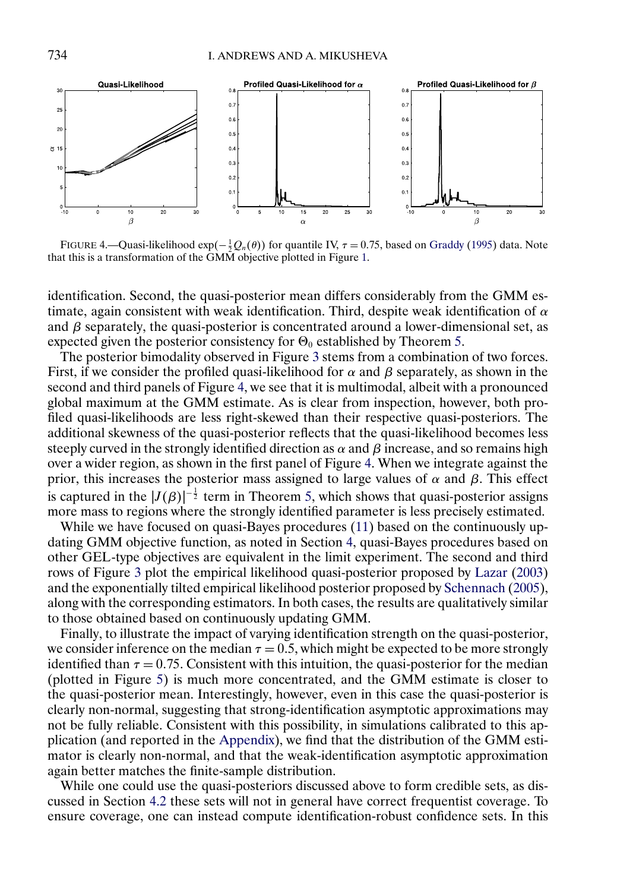FIGURE 4.—Quasi-likelihood $\exp(-\frac{1}{2}Q_n(\theta))$ for quantile IV, $\tau = 0.75$, based on Graddy (1995) data. Note that this is a transformation of the GMM objective plotted in Figure 1.

identification. Second, the quasi-posterior mean differs considerably from the GMM estimate, again consistent with weak identification. Third, despite weak identification of $\alpha$ and $\beta$ separately, the quasi-posterior is concentrated around a lower-dimensional set, as expected given the posterior consistency for $\Theta_0$ established by Theorem 5.

The posterior bimodality observed in Figure 3 stems from a combination of two forces. First, if we consider the profiled quasi-likelihood for $\alpha$ and $\beta$ separately, as shown in the second and third panels of Figure 4, we see that it is multimodal, albeit with a pronounced global maximum at the GMM estimate. As is clear from inspection, however, both profiled quasi-likelihoods are less right-skewed than their respective quasi-posteriors. The additional skewness of the quasi-posterior reflects that the quasi-likelihood becomes less steeply curved in the strongly identified direction as $\alpha$ and $\beta$ increase, and so remains high over a wider region, as shown in the first panel of Figure 4. When we integrate against the prior, this increases the posterior mass assigned to large values of $\alpha$ and $\beta$. This effect is captured in the $|J(\beta)|^{-\frac{1}{2}}$ term in Theorem 5, which shows that quasi-posterior assigns more mass to regions where the strongly identified parameter is less precisely estimated.

While we have focused on quasi-Bayes procedures (11) based on the continuously updating GMM objective function, as noted in Section 4, quasi-Bayes procedures based on other GEL-type objectives are equivalent in the limit experiment. The second and third rows of Figure 3 plot the empirical likelihood quasi-posterior proposed by Lazar (2003) and the exponentially tilted empirical likelihood posterior proposed by Schennach (2005), along with the corresponding estimators. In both cases, the results are qualitatively similar to those obtained based on continuously updating GMM.

Finally, to illustrate the impact of varying identification strength on the quasi-posterior, we consider inference on the median $\tau = 0.5$, which might be expected to be more strongly identified than $\tau = 0.75$. Consistent with this intuition, the quasi-posterior for the median (plotted in Figure 5) is much more concentrated, and the GMM estimate is closer to the quasi-posterior mean. Interestingly, however, even in this case the quasi-posterior is clearly non-normal, suggesting that strong-identification asymptotic approximations may not be fully reliable. Consistent with this possibility, in simulations calibrated to this application (and reported in the Appendix), we find that the distribution of the GMM estimator is clearly non-normal, and that the weak-identification asymptotic approximation again better matches the finite-sample distribution.

While one could use the quasi-posteriors discussed above to form credible sets, as discussed in Section 4.2 these sets will not in general have correct frequentist coverage. To ensure coverage, one can instead compute identification-robust confidence sets. In this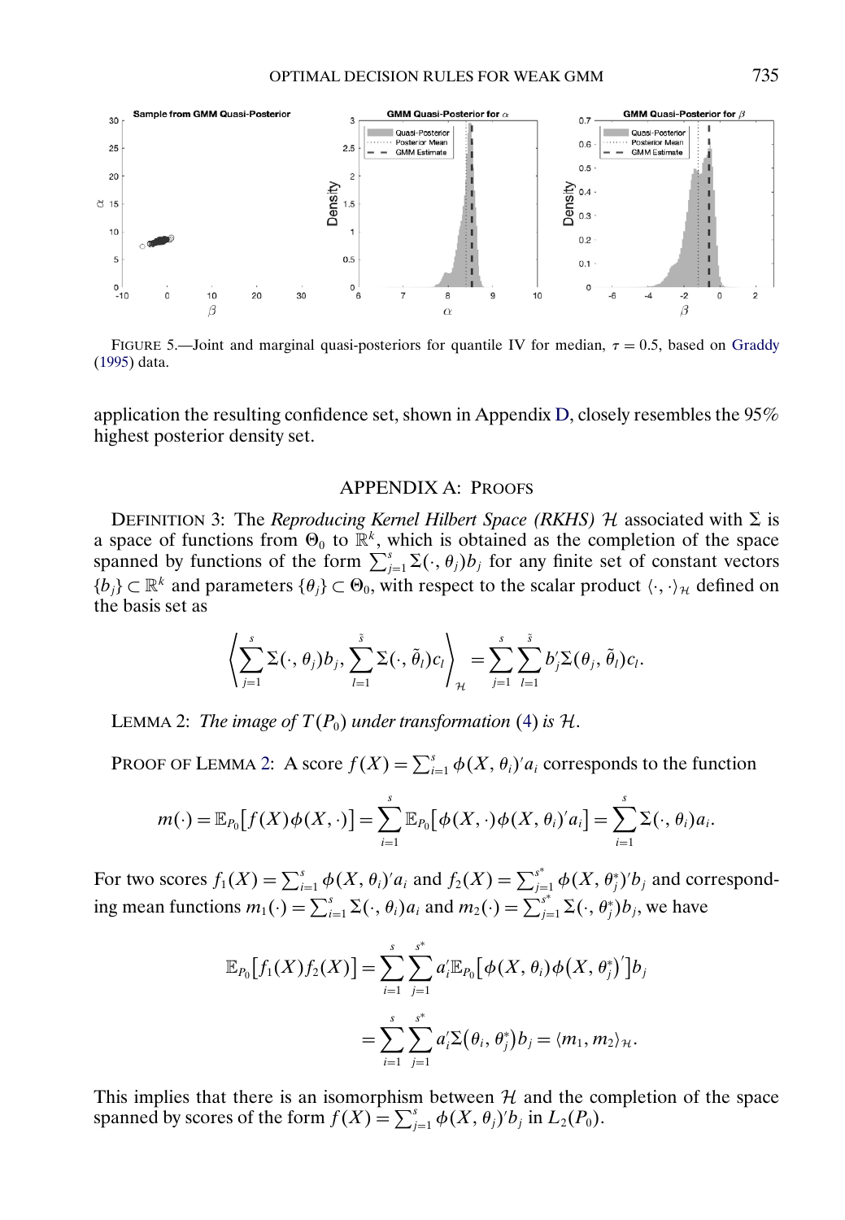FIGURE 5.—Joint and marginal quasi-posteriors for quantile IV for median, $\tau = 0.5$, based on Graddy (1995) data.

application the resulting confidence set, shown in Appendix D, closely resembles the 95% highest posterior density set.

## APPENDIX A: PROOFS

DEFINITION 3: The *Reproducing Kernel Hilbert Space (RKHS)* $\mathcal{H}$ associated with $\Sigma$ is a space of functions from $\Theta_0$ to $\mathbb{R}^k$, which is obtained as the completion of the space spanned by functions of the form $\sum_{j=1}^{s} \Sigma(\cdot, \theta_j) b_j$ for any finite set of constant vectors $\{b_j\} \subset \mathbb{R}^k$ and parameters $\{\theta_j\} \subset \Theta_0$, with respect to the scalar product $\langle \cdot, \cdot \rangle_{\mathcal{H}}$ defined on the basis set as

$$\left\langle \sum_{j=1}^{s} \Sigma(\cdot, \theta_j) b_j, \sum_{l=1}^{\tilde{s}} \Sigma(\cdot, \tilde{\theta}_l) c_l \right\rangle_{\mathcal{H}} = \sum_{j=1}^{s} \sum_{l=1}^{\tilde{s}} b_j' \Sigma(\theta_j, \tilde{\theta}_l) c_l.$$

LEMMA 2: *The image of $T(P_0)$ under transformation (4) is $\mathcal{H}$.*

PROOF OF LEMMA 2: A score $f(X) = \sum_{i=1}^{s} \phi(X, \theta_i)' a_i$ corresponds to the function

$$m(\cdot) = \mathbb{E}_{P_0}\big[f(X)\phi(X, \cdot)\big] = \sum_{i=1}^{s} \mathbb{E}_{P_0}\big[\phi(X, \cdot)\phi(X, \theta_i)' a_i\big] = \sum_{i=1}^{s} \Sigma(\cdot, \theta_i) a_i.$$

For two scores $f_1(X) = \sum_{i=1}^{s} \phi(X, \theta_i)' a_i$ and $f_2(X) = \sum_{j=1}^{s^*} \phi(X, \theta_j^*)' b_j$ and corresponding mean functions $m_1(\cdot) = \sum_{i=1}^{s} \Sigma(\cdot, \theta_i) a_i$ and $m_2(\cdot) = \sum_{j=1}^{s^*} \Sigma(\cdot, \theta_j^*) b_j$, we have

$$\begin{aligned}
\mathbb{E}_{P_0}\big[f_1(X) f_2(X)\big] &= \sum_{i=1}^{s} \sum_{j=1}^{s^*} a_i' \mathbb{E}_{P_0}\big[\phi(X, \theta_i)\phi\big(X, \theta_j^*\big)'\big] b_j \\
&= \sum_{i=1}^{s} \sum_{j=1}^{s^*} a_i' \Sigma\big(\theta_i, \theta_j^*\big) b_j = \langle m_1, m_2 \rangle_{\mathcal{H}}.
\end{aligned}$$

This implies that there is an isomorphism between $\mathcal{H}$ and the completion of the space spanned by scores of the form $f(X) = \sum_{j=1}^{s} \phi(X, \theta_j)' b_j$ in $L_2(P_0)$.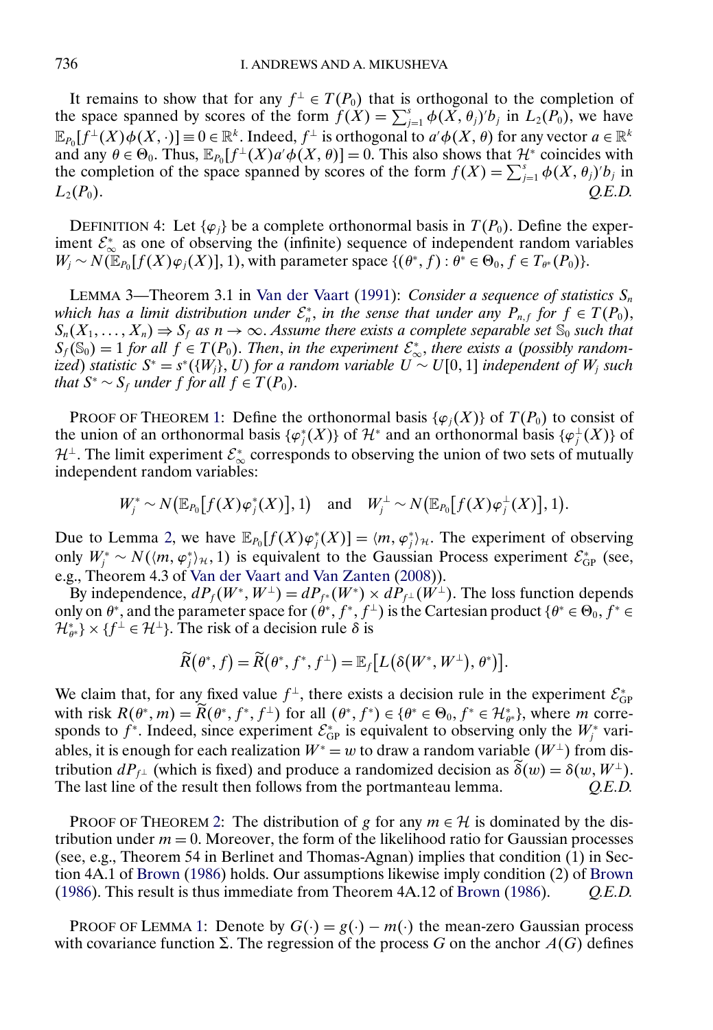It remains to show that for any $f^{\perp} \in T(P_0)$ that is orthogonal to the completion of the space spanned by scores of the form $f(X) = \sum_{j=1}^{s} \phi(X, \theta_j)' b_j$ in $L_2(P_0)$, we have $\mathbb{E}_{P_0}[f^{\perp}(X)\phi(X, \cdot)] \equiv 0 \in \mathbb{R}^k$. Indeed, $f^{\perp}$ is orthogonal to $a'\phi(X, \theta)$ for any vector $a \in \mathbb{R}^k$ and any $\theta \in \Theta_0$. Thus, $\mathbb{E}_{P_0}[f^{\perp}(X)a'\phi(X, \theta)] = 0$. This also shows that $\mathcal{H}^*$ coincides with the completion of the space spanned by scores of the form $f(X) = \sum_{j=1}^{s} \phi(X, \theta_j)' b_j$ in $L_2(P_0)$. *Q.E.D.*

DEFINITION 4: Let $\{\varphi_j\}$ be a complete orthonormal basis in $T(P_0)$. Define the experiment $\mathcal{E}_{\infty}^*$ as one of observing the (infinite) sequence of independent random variables $W_j \sim N(\mathbb{E}_{P_0}[f(X)\varphi_j(X)], 1)$, with parameter space $\{(\theta^*, f) : \theta^* \in \Theta_0, f \in T_{\theta^*}(P_0)\}$.

LEMMA 3—Theorem 3.1 in Van der Vaart (1991): *Consider a sequence of statistics $S_n$ which has a limit distribution under $\mathcal{E}_n^*$, in the sense that under any $P_{n,f}$ for $f \in T(P_0)$, $S_n(X_1, \ldots, X_n) \Rightarrow S_f$ as $n \to \infty$. Assume there exists a complete separable set $\mathbb{S}_0$ such that $S_f(\mathbb{S}_0) = 1$ for all $f \in T(P_0)$. Then, in the experiment $\mathcal{E}_{\infty}^*$, there exists a (possibly randomized) statistic $S^* = s^*(\{W_j\}, U)$ for a random variable $U \sim U[0,1]$ independent of $W_j$ such that $S^* \sim S_f$ under $f$ for all $f \in T(P_0)$.*

PROOF OF THEOREM 1: Define the orthonormal basis $\{\varphi_j(X)\}$ of $T(P_0)$ to consist of the union of an orthonormal basis $\{\varphi_j^*(X)\}$ of $\mathcal{H}^*$ and an orthonormal basis $\{\varphi_j^{\perp}(X)\}$ of $\mathcal{H}^{\perp}$. The limit experiment $\mathcal{E}_{\infty}^*$ corresponds to observing the union of two sets of mutually independent random variables:

$$W_j^* \sim N\big(\mathbb{E}_{P_0}\big[f(X)\varphi_j^*(X)\big], 1\big) \quad \text{and} \quad W_j^{\perp} \sim N\big(\mathbb{E}_{P_0}\big[f(X)\varphi_j^{\perp}(X)\big], 1\big).$$

Due to Lemma 2, we have $\mathbb{E}_{P_0}[f(X)\varphi_j^*(X)] = \langle m, \varphi_j^* \rangle_{\mathcal{H}}$. The experiment of observing only $W_j^* \sim N(\langle m, \varphi_j^* \rangle_{\mathcal{H}}, 1)$ is equivalent to the Gaussian Process experiment $\mathcal{E}_{\text{GP}}^*$ (see, e.g., Theorem 4.3 of Van der Vaart and Van Zanten (2008)).

By independence, $dP_f(W^*, W^{\perp}) = dP_{f^*}(W^*) \times dP_{f^{\perp}}(W^{\perp})$. The loss function depends only on $\theta^*$, and the parameter space for $(\theta^*, f^*, f^{\perp})$ is the Cartesian product $\{\theta^* \in \Theta_0, f^* \in \mathcal{H}_{\theta^*}^*\} \times \{f^{\perp} \in \mathcal{H}^{\perp}\}$. The risk of a decision rule $\delta$ is

$$\widetilde{R}(\theta^*, f) = \widetilde{R}(\theta^*, f^*, f^{\perp}) = \mathbb{E}_f\big[L\big(\delta\big(W^*, W^{\perp}\big), \theta^*\big)\big].$$

We claim that, for any fixed value $f^{\perp}$, there exists a decision rule in the experiment $\mathcal{E}_{\text{GP}}^*$ with risk $R(\theta^*, m) = \widetilde{R}(\theta^*, f^*, f^{\perp})$ for all $(\theta^*, f^*) \in \{\theta^* \in \Theta_0, f^* \in \mathcal{H}_{\theta^*}^*\}$, where $m$ corresponds to $f^*$. Indeed, since experiment $\mathcal{E}_{\text{GP}}^*$ is equivalent to observing only the $W_j^*$ variables, it is enough for each realization $W^* = w$ to draw a random variable $(W^{\perp})$ from distribution $dP_{f^{\perp}}$ (which is fixed) and produce a randomized decision as $\widetilde{\delta}(w) = \delta(w, W^{\perp})$. The last line of the result then follows from the portmanteau lemma. *Q.E.D.*

PROOF OF THEOREM 2: The distribution of $g$ for any $m \in \mathcal{H}$ is dominated by the distribution under $m = 0$. Moreover, the form of the likelihood ratio for Gaussian processes (see, e.g., Theorem 54 in Berlinet and Thomas-Agnan) implies that condition (1) in Section 4A.1 of Brown (1986) holds. Our assumptions likewise imply condition (2) of Brown (1986). This result is thus immediate from Theorem 4A.12 of Brown (1986). *Q.E.D.*

PROOF OF LEMMA 1: Denote by $G(\cdot) = g(\cdot) - m(\cdot)$ the mean-zero Gaussian process with covariance function $\Sigma$. The regression of the process $G$ on the anchor $A(G)$ defines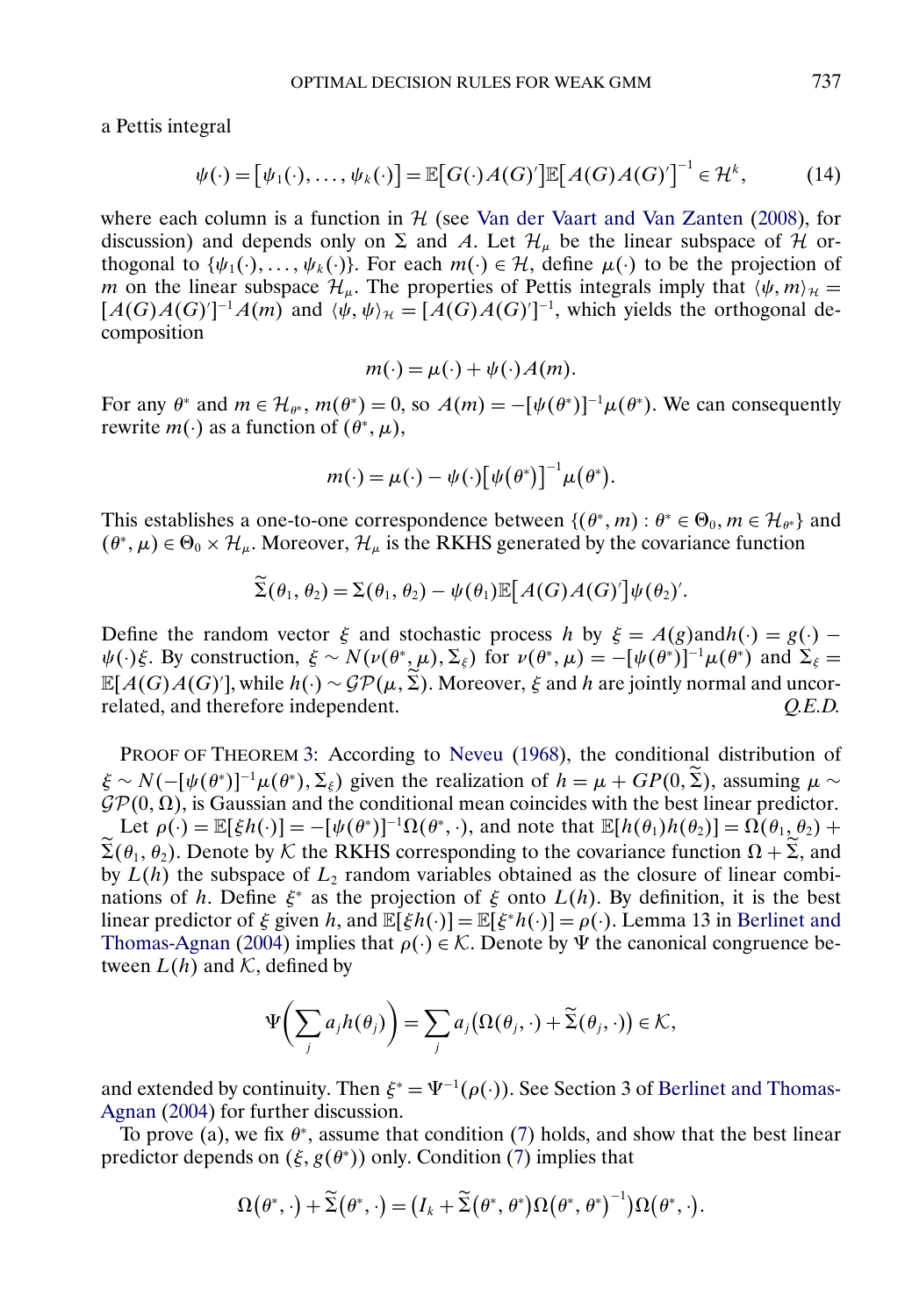a Pettis integral

$$\psi(\cdot) = \left[\psi_1(\cdot), \dots, \psi_k(\cdot)\right] = \mathbb{E}\left[G(\cdot)A(G)'\right]\mathbb{E}\left[A(G)A(G)'\right]^{-1} \in \mathcal{H}^k, \tag{14}$$

where each column is a function in $\mathcal{H}$ (see Van der Vaart and Van Zanten (2008), for discussion) and depends only on $\Sigma$ and $A$. Let $\mathcal{H}_\mu$ be the linear subspace of $\mathcal{H}$ orthogonal to $\{\psi_1(\cdot), \dots, \psi_k(\cdot)\}$. For each $m(\cdot) \in \mathcal{H}$, define $\mu(\cdot)$ to be the projection of $m$ on the linear subspace $\mathcal{H}_\mu$. The properties of Pettis integrals imply that $\langle \psi, m\rangle_{\mathcal{H}} = [A(G)A(G)']^{-1}A(m)$ and $\langle \psi, \psi\rangle_{\mathcal{H}} = [A(G)A(G)']^{-1}$, which yields the orthogonal decomposition

$$m(\cdot) = \mu(\cdot) + \psi(\cdot)A(m).$$

For any $\theta^*$ and $m \in \mathcal{H}_{\theta^*}$, $m(\theta^*) = 0$, so $A(m) = -[\psi(\theta^*)]^{-1}\mu(\theta^*)$. We can consequently rewrite $m(\cdot)$ as a function of $(\theta^*, \mu)$,

$$m(\cdot) = \mu(\cdot) - \psi(\cdot)\left[\psi\left(\theta^*\right)\right]^{-1}\mu\left(\theta^*\right).$$

This establishes a one-to-one correspondence between $\{(\theta^*, m) : \theta^* \in \Theta_0, m \in \mathcal{H}_{\theta^*}\}$ and $(\theta^*, \mu) \in \Theta_0 \times \mathcal{H}_\mu$. Moreover, $\mathcal{H}_\mu$ is the RKHS generated by the covariance function

$$\widetilde{\Sigma}(\theta_1, \theta_2) = \Sigma(\theta_1, \theta_2) - \psi(\theta_1)\mathbb{E}\left[A(G)A(G)'\right]\psi(\theta_2)'.$$

Define the random vector $\xi$ and stochastic process $h$ by $\xi = A(g)$and$h(\cdot) = g(\cdot) - \psi(\cdot)\xi$. By construction, $\xi \sim N(\nu(\theta^*, \mu), \Sigma_\xi)$ for $\nu(\theta^*, \mu) = -[\psi(\theta^*)]^{-1}\mu(\theta^*)$ and $\Sigma_\xi = \mathbb{E}[A(G)A(G)']$, while $h(\cdot) \sim \mathcal{GP}(\mu, \widetilde{\Sigma})$. Moreover, $\xi$ and $h$ are jointly normal and uncorrelated, and therefore independent. *Q.E.D.*

PROOF OF THEOREM 3: According to Neveu (1968), the conditional distribution of $\xi \sim N(-[\psi(\theta^*)]^{-1}\mu(\theta^*), \Sigma_\xi)$ given the realization of $h = \mu + GP(0, \widetilde{\Sigma})$, assuming $\mu \sim \mathcal{GP}(0, \Omega)$, is Gaussian and the conditional mean coincides with the best linear predictor.

Let $\rho(\cdot) = \mathbb{E}[\xi h(\cdot)] = -[\psi(\theta^*)]^{-1}\Omega(\theta^*, \cdot)$, and note that $\mathbb{E}[h(\theta_1)h(\theta_2)] = \Omega(\theta_1, \theta_2) + \widetilde{\Sigma}(\theta_1, \theta_2)$. Denote by $\mathcal{K}$ the RKHS corresponding to the covariance function $\Omega + \widetilde{\Sigma}$, and by $L(h)$ the subspace of $L_2$ random variables obtained as the closure of linear combinations of $h$. Define $\xi^*$ as the projection of $\xi$ onto $L(h)$. By definition, it is the best linear predictor of $\xi$ given $h$, and $\mathbb{E}[\xi h(\cdot)] = \mathbb{E}[\xi^* h(\cdot)] = \rho(\cdot)$. Lemma 13 in Berlinet and Thomas-Agnan (2004) implies that $\rho(\cdot) \in \mathcal{K}$. Denote by $\Psi$ the canonical congruence between $L(h)$ and $\mathcal{K}$, defined by

$$\Psi\left(\sum_j a_j h(\theta_j)\right) = \sum_j a_j\left(\Omega(\theta_j, \cdot) + \widetilde{\Sigma}(\theta_j, \cdot)\right) \in \mathcal{K},$$

and extended by continuity. Then $\xi^* = \Psi^{-1}(\rho(\cdot))$. See Section 3 of Berlinet and Thomas-Agnan (2004) for further discussion.

To prove (a), we fix $\theta^*$, assume that condition (7) holds, and show that the best linear predictor depends on $(\xi, g(\theta^*))$ only. Condition (7) implies that

$$\Omega\left(\theta^*, \cdot\right) + \widetilde{\Sigma}\left(\theta^*, \cdot\right) = \left(I_k + \widetilde{\Sigma}\left(\theta^*, \theta^*\right)\Omega\left(\theta^*, \theta^*\right)^{-1}\right)\Omega\left(\theta^*, \cdot\right).$$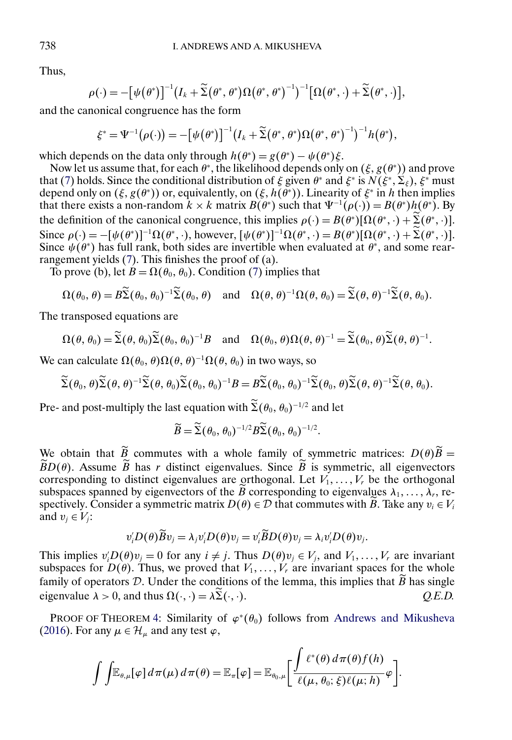Thus,

$$\rho(\cdot) = -\big[\psi(\theta^*)\big]^{-1}\big(I_k + \widetilde{\Sigma}(\theta^*, \theta^*)\Omega(\theta^*, \theta^*)^{-1}\big)^{-1}\big[\Omega(\theta^*, \cdot) + \widetilde{\Sigma}(\theta^*, \cdot)\big],$$

and the canonical congruence has the form

$$\xi^* = \Psi^{-1}\big(\rho(\cdot)\big) = -\big[\psi(\theta^*)\big]^{-1}\big(I_k + \widetilde{\Sigma}(\theta^*, \theta^*)\Omega(\theta^*, \theta^*)^{-1}\big)^{-1} h(\theta^*),$$

which depends on the data only through $h(\theta^*) = g(\theta^*) - \psi(\theta^*)\xi$.

Now let us assume that, for each $\theta^*$, the likelihood depends only on $(\xi, g(\theta^*))$ and prove that (7) holds. Since the conditional distribution of $\xi$ given $\theta^*$ and $\xi^*$ is $N(\xi^*, \Sigma_\xi)$, $\xi^*$ must depend only on $(\xi, g(\theta^*))$ or, equivalently, on $(\xi, h(\theta^*))$. Linearity of $\xi^*$ in $h$ then implies that there exists a non-random $k \times k$ matrix $B(\theta^*)$ such that $\Psi^{-1}(\rho(\cdot)) = B(\theta^*)h(\theta^*)$. By the definition of the canonical congruence, this implies $\rho(\cdot) = B(\theta^*)[\Omega(\theta^*, \cdot) + \widetilde{\Sigma}(\theta^*, \cdot)]$. Since $\rho(\cdot) = -[\psi(\theta^*)]^{-1}\Omega(\theta^*, \cdot)$, however, $[\psi(\theta^*)]^{-1}\Omega(\theta^*, \cdot) = B(\theta^*)[\Omega(\theta^*, \cdot) + \widetilde{\Sigma}(\theta^*, \cdot)]$. Since $\psi(\theta^*)$ has full rank, both sides are invertible when evaluated at $\theta^*$, and some rearrangement yields (7). This finishes the proof of (a).

To prove (b), let $B = \Omega(\theta_0, \theta_0)$. Condition (7) implies that

$$\Omega(\theta_0, \theta) = B\widetilde{\Sigma}(\theta_0, \theta_0)^{-1}\widetilde{\Sigma}(\theta_0, \theta) \quad \text{and} \quad \Omega(\theta, \theta)^{-1}\Omega(\theta, \theta_0) = \widetilde{\Sigma}(\theta, \theta)^{-1}\widetilde{\Sigma}(\theta, \theta_0).$$

The transposed equations are

$$\Omega(\theta, \theta_0) = \widetilde{\Sigma}(\theta, \theta_0)\widetilde{\Sigma}(\theta_0, \theta_0)^{-1}B \quad \text{and} \quad \Omega(\theta_0, \theta)\Omega(\theta, \theta)^{-1} = \widetilde{\Sigma}(\theta_0, \theta)\widetilde{\Sigma}(\theta, \theta)^{-1}.$$

We can calculate $\Omega(\theta_0, \theta)\Omega(\theta, \theta)^{-1}\Omega(\theta, \theta_0)$ in two ways, so

$$\widetilde{\Sigma}(\theta_0, \theta)\widetilde{\Sigma}(\theta, \theta)^{-1}\widetilde{\Sigma}(\theta, \theta_0)\widetilde{\Sigma}(\theta_0, \theta_0)^{-1}B = B\widetilde{\Sigma}(\theta_0, \theta_0)^{-1}\widetilde{\Sigma}(\theta_0, \theta)\widetilde{\Sigma}(\theta, \theta)^{-1}\widetilde{\Sigma}(\theta, \theta_0).$$

Pre- and post-multiply the last equation with $\widetilde{\Sigma}(\theta_0, \theta_0)^{-1/2}$ and let

$$\widetilde{B} = \widetilde{\Sigma}(\theta_0, \theta_0)^{-1/2}B\widetilde{\Sigma}(\theta_0, \theta_0)^{-1/2}.$$

We obtain that $\widetilde{B}$ commutes with a whole family of symmetric matrices: $D(\theta)\widetilde{B} = \widetilde{B}D(\theta)$. Assume $\widetilde{B}$ has $r$ distinct eigenvalues. Since $\widetilde{B}$ is symmetric, all eigenvectors corresponding to distinct eigenvalues are orthogonal. Let $V_1, \dots, V_r$ be the orthogonal subspaces spanned by eigenvectors of the $\widetilde{B}$ corresponding to eigenvalues $\lambda_1, \dots, \lambda_r$, respectively. Consider a symmetric matrix $D(\theta) \in \mathcal{D}$ that commutes with $\widetilde{B}$. Take any $v_i \in V_i$ and $v_j \in V_j$:

$$v_i' D(\theta)\widetilde{B}v_j = \lambda_j v_i' D(\theta)v_j = v_i'\widetilde{B}D(\theta)v_j = \lambda_i v_i' D(\theta)v_j.$$

This implies $v_i' D(\theta)v_j = 0$ for any $i \neq j$. Thus $D(\theta)v_j \in V_j$, and $V_1, \dots, V_r$ are invariant subspaces for $D(\theta)$. Thus, we proved that $V_1, \dots, V_r$ are invariant spaces for the whole family of operators $\mathcal{D}$. Under the conditions of the lemma, this implies that $\widetilde{B}$ has single eigenvalue $\lambda > 0$, and thus $\Omega(\cdot, \cdot) = \lambda\widetilde{\Sigma}(\cdot, \cdot)$. *Q.E.D.*

PROOF OF THEOREM 4: Similarity of $\varphi^*(\theta_0)$ follows from Andrews and Mikusheva (2016). For any $\mu \in \mathcal{H}_\mu$ and any test $\varphi$,

$$\int\int \mathbb{E}_{\theta,\mu}[\varphi]\,d\pi(\mu)\,d\pi(\theta) = \mathbb{E}_\pi[\varphi] = \mathbb{E}_{\theta_0,\mu}\left[\frac{\int \ell^*(\theta)\,d\pi(\theta)f(h)}{\ell(\mu, \theta_0; \xi)\ell(\mu; h)}\varphi\right].$$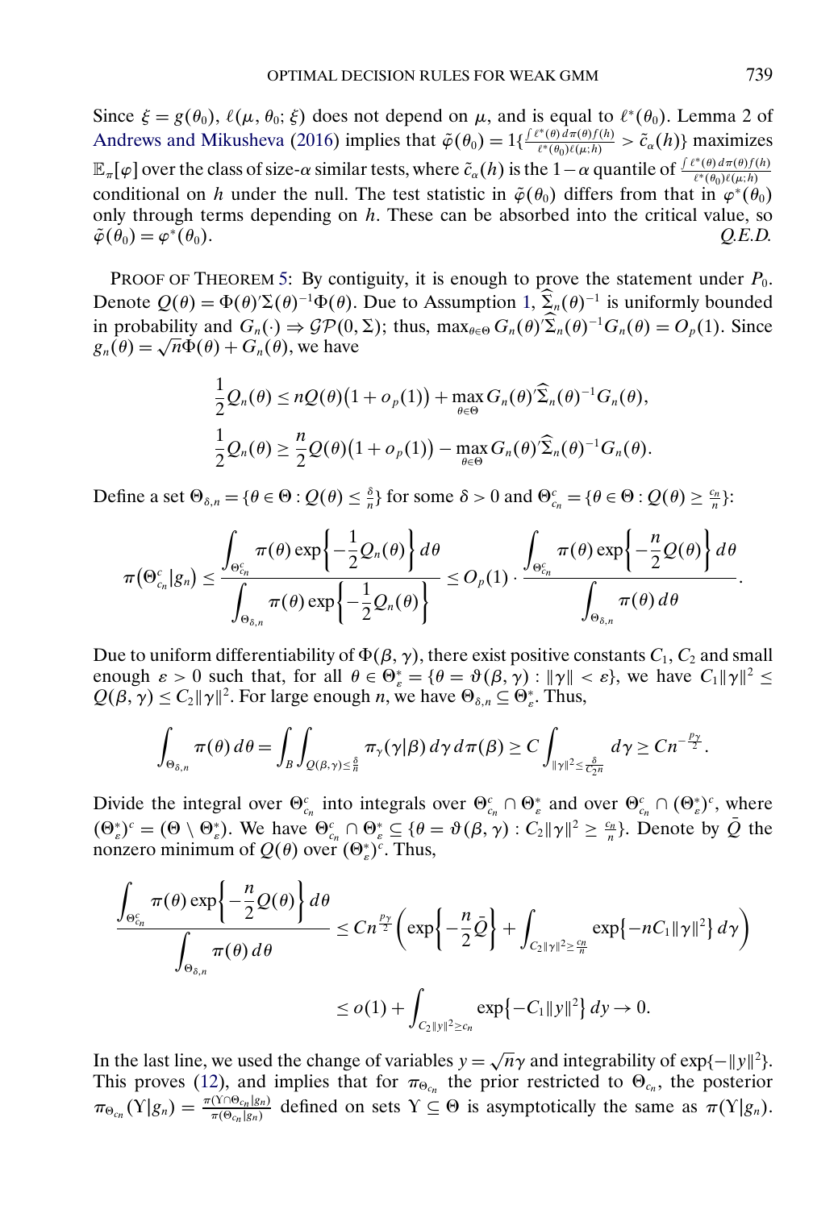Since $\xi = g(\theta_0)$, $\ell(\mu, \theta_0; \xi)$ does not depend on $\mu$, and is equal to $\ell^*(\theta_0)$. Lemma 2 of Andrews and Mikusheva (2016) implies that $\tilde{\varphi}(\theta_0) = 1\{\frac{\int \ell^*(\theta)\, d\pi(\theta) f(h)}{\ell^*(\theta_0)\ell(\mu;h)} > \tilde{c}_\alpha(h)\}$ maximizes $\mathbb{E}_\pi[\varphi]$ over the class of size-$\alpha$ similar tests, where $\tilde{c}_\alpha(h)$ is the $1-\alpha$ quantile of $\frac{\int \ell^*(\theta)\, d\pi(\theta) f(h)}{\ell^*(\theta_0)\ell(\mu;h)}$ conditional on $h$ under the null. The test statistic in $\tilde{\varphi}(\theta_0)$ differs from that in $\varphi^*(\theta_0)$ only through terms depending on $h$. These can be absorbed into the critical value, so $\tilde{\varphi}(\theta_0) = \varphi^*(\theta_0)$. *Q.E.D.*

PROOF OF THEOREM 5: By contiguity, it is enough to prove the statement under $P_0$. Denote $Q(\theta) = \Phi(\theta)'\Sigma(\theta)^{-1}\Phi(\theta)$. Due to Assumption 1, $\widehat{\Sigma}_n(\theta)^{-1}$ is uniformly bounded in probability and $G_n(\cdot) \Rightarrow \mathcal{GP}(0, \Sigma)$; thus, $\max_{\theta\in\Theta} G_n(\theta)'\widehat{\Sigma}_n(\theta)^{-1}G_n(\theta) = O_p(1)$. Since $g_n(\theta) = \sqrt{n}\Phi(\theta) + G_n(\theta)$, we have

$$\frac{1}{2}Q_n(\theta) \le nQ(\theta)\big(1 + o_p(1)\big) + \max_{\theta\in\Theta} G_n(\theta)'\widehat{\Sigma}_n(\theta)^{-1}G_n(\theta),$$

$$\frac{1}{2}Q_n(\theta) \ge \frac{n}{2}Q(\theta)\big(1 + o_p(1)\big) - \max_{\theta\in\Theta} G_n(\theta)'\widehat{\Sigma}_n(\theta)^{-1}G_n(\theta).$$

Define a set $\Theta_{\delta,n} = \{\theta \in \Theta : Q(\theta) \le \frac{\delta}{n}\}$ for some $\delta > 0$ and $\Theta^c_{c_n} = \{\theta \in \Theta : Q(\theta) \ge \frac{c_n}{n}\}$:

$$\pi\big(\Theta^c_{c_n}|g_n\big) \le \frac{\displaystyle\int_{\Theta^c_{c_n}} \pi(\theta)\exp\left\{-\frac{1}{2}Q_n(\theta)\right\} d\theta}{\displaystyle\int_{\Theta_{\delta,n}} \pi(\theta)\exp\left\{-\frac{1}{2}Q_n(\theta)\right\}} \le O_p(1)\cdot\frac{\displaystyle\int_{\Theta^c_{c_n}} \pi(\theta)\exp\left\{-\frac{n}{2}Q(\theta)\right\} d\theta}{\displaystyle\int_{\Theta_{\delta,n}} \pi(\theta)\, d\theta}.$$

Due to uniform differentiability of $\Phi(\beta, \gamma)$, there exist positive constants $C_1$, $C_2$ and small enough $\varepsilon > 0$ such that, for all $\theta \in \Theta^*_\varepsilon = \{\theta = \vartheta(\beta, \gamma) : \|\gamma\| < \varepsilon\}$, we have $C_1\|\gamma\|^2 \le Q(\beta, \gamma) \le C_2\|\gamma\|^2$. For large enough $n$, we have $\Theta_{\delta,n} \subseteq \Theta^*_\varepsilon$. Thus,

$$\int_{\Theta_{\delta,n}} \pi(\theta)\, d\theta = \int_B \int_{Q(\beta,\gamma)\le\frac{\delta}{n}} \pi_\gamma(\gamma|\beta)\, d\gamma\, d\pi(\beta) \ge C\int_{\|\gamma\|^2 \le \frac{\delta}{C_2 n}} d\gamma \ge Cn^{-\frac{p_\gamma}{2}}.$$

Divide the integral over $\Theta^c_{c_n}$ into integrals over $\Theta^c_{c_n} \cap \Theta^*_\varepsilon$ and over $\Theta^c_{c_n} \cap (\Theta^*_\varepsilon)^c$, where $(\Theta^*_\varepsilon)^c = (\Theta \setminus \Theta^*_\varepsilon)$. We have $\Theta^c_{c_n} \cap \Theta^*_\varepsilon \subseteq \{\theta = \vartheta(\beta, \gamma) : C_2\|\gamma\|^2 \ge \frac{c_n}{n}\}$. Denote by $\bar{Q}$ the nonzero minimum of $Q(\theta)$ over $(\Theta^*_\varepsilon)^c$. Thus,

$$\begin{aligned}
\frac{\displaystyle\int_{\Theta^c_{c_n}} \pi(\theta)\exp\left\{-\frac{n}{2}Q(\theta)\right\} d\theta}{\displaystyle\int_{\Theta_{\delta,n}} \pi(\theta)\, d\theta} &\le Cn^{\frac{p_\gamma}{2}}\left(\exp\left\{-\frac{n}{2}\bar{Q}\right\} + \int_{C_2\|\gamma\|^2 \ge \frac{c_n}{n}} \exp\big\{-nC_1\|\gamma\|^2\big\}\, d\gamma\right) \\
&\le o(1) + \int_{C_2\|y\|^2 \ge c_n} \exp\big\{-C_1\|y\|^2\big\}\, dy \to 0.
\end{aligned}$$

In the last line, we used the change of variables $y = \sqrt{n}\gamma$ and integrability of $\exp\{-\|y\|^2\}$. This proves (12), and implies that for $\pi_{\Theta_{c_n}}$ the prior restricted to $\Theta_{c_n}$, the posterior $\pi_{\Theta_{c_n}}(\Upsilon|g_n) = \frac{\pi(\Upsilon\cap\Theta_{c_n}|g_n)}{\pi(\Theta_{c_n}|g_n)}$ defined on sets $\Upsilon \subseteq \Theta$ is asymptotically the same as $\pi(\Upsilon|g_n)$.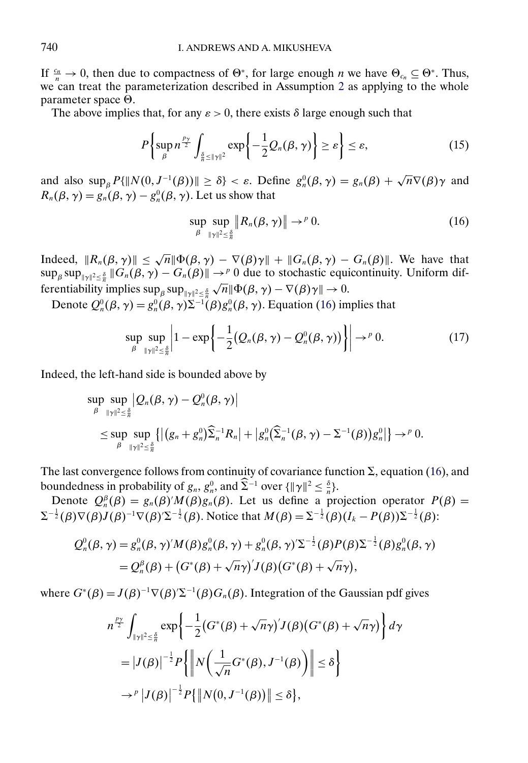If $\frac{c_n}{n} \to 0$, then due to compactness of $\Theta^*$, for large enough $n$ we have $\Theta_{c_n} \subseteq \Theta^*$. Thus, we can treat the parameterization described in Assumption 2 as applying to the whole parameter space $\Theta$.

The above implies that, for any $\varepsilon > 0$, there exists $\delta$ large enough such that

$$P\left\{\sup_{\beta} n^{\frac{p_\gamma}{2}} \int_{\frac{\delta}{n} \leq \|\gamma\|^2} \exp\left\{-\frac{1}{2} Q_n(\beta, \gamma)\right\} \geq \varepsilon\right\} \leq \varepsilon, \tag{15}$$

and also $\sup_\beta P\{\|N(0, J^{-1}(\beta))\| \geq \delta\} < \varepsilon$. Define $g_n^0(\beta, \gamma) = g_n(\beta) + \sqrt{n}\nabla(\beta)\gamma$ and $R_n(\beta, \gamma) = g_n(\beta, \gamma) - g_n^0(\beta, \gamma)$. Let us show that

$$\sup_{\beta} \sup_{\|\gamma\|^2 \leq \frac{\delta}{n}} \left\| R_n(\beta, \gamma)\right\| \to^p 0. \tag{16}$$

Indeed, $\|R_n(\beta, \gamma)\| \leq \sqrt{n}\|\Phi(\beta, \gamma) - \nabla(\beta)\gamma\| + \|G_n(\beta, \gamma) - G_n(\beta)\|$. We have that $\sup_\beta \sup_{\|\gamma\|^2 \leq \frac{\delta}{n}} \|G_n(\beta, \gamma) - G_n(\beta)\| \to^p 0$ due to stochastic equicontinuity. Uniform differentiability implies $\sup_\beta \sup_{\|\gamma\|^2 \leq \frac{\delta}{n}} \sqrt{n}\|\Phi(\beta, \gamma) - \nabla(\beta)\gamma\| \to 0$.

Denote $Q_n^0(\beta, \gamma) = g_n^0(\beta, \gamma)\Sigma^{-1}(\beta)g_n^0(\beta, \gamma)$. Equation (16) implies that

$$\sup_{\beta} \sup_{\|\gamma\|^2 \leq \frac{\delta}{n}} \left| 1 - \exp\left\{-\frac{1}{2}\big(Q_n(\beta, \gamma) - Q_n^0(\beta, \gamma)\big)\right\}\right| \to^p 0. \tag{17}$$

Indeed, the left-hand side is bounded above by

$$\begin{aligned}
&\sup_{\beta} \sup_{\|\gamma\|^2 \leq \frac{\delta}{n}} \left| Q_n(\beta, \gamma) - Q_n^0(\beta, \gamma)\right| \\
&\quad \leq \sup_{\beta} \sup_{\|\gamma\|^2 \leq \frac{\delta}{n}} \left\{\left|\big(g_n + g_n^0\big)\widehat{\Sigma}_n^{-1} R_n\right| + \left| g_n^0\big(\widehat{\Sigma}_n^{-1}(\beta, \gamma) - \Sigma^{-1}(\beta)\big)g_n^0\right|\right\} \to^p 0.
\end{aligned}$$

The last convergence follows from continuity of covariance function $\Sigma$, equation (16), and boundedness in probability of $g_n$, $g_n^0$, and $\widehat{\Sigma}^{-1}$ over $\{\|\gamma\|^2 \leq \frac{\delta}{n}\}$.

Denote $Q_n^\beta(\beta) = g_n(\beta)' M(\beta) g_n(\beta)$. Let us define a projection operator $P(\beta) = \Sigma^{-\frac{1}{2}}(\beta)\nabla(\beta)J(\beta)^{-1}\nabla(\beta)'\Sigma^{-\frac{1}{2}}(\beta)$. Notice that $M(\beta) = \Sigma^{-\frac{1}{2}}(\beta)(I_k - P(\beta))\Sigma^{-\frac{1}{2}}(\beta)$:

$$\begin{aligned}
Q_n^0(\beta, \gamma) &= g_n^0(\beta, \gamma)' M(\beta) g_n^0(\beta, \gamma) + g_n^0(\beta, \gamma)'\Sigma^{-\frac{1}{2}}(\beta)P(\beta)\Sigma^{-\frac{1}{2}}(\beta)g_n^0(\beta, \gamma) \\
&= Q_n^\beta(\beta) + \big(G^*(\beta) + \sqrt{n}\gamma\big)' J(\beta)\big(G^*(\beta) + \sqrt{n}\gamma\big),
\end{aligned}$$

where $G^*(\beta) = J(\beta)^{-1}\nabla(\beta)'\Sigma^{-1}(\beta)G_n(\beta)$. Integration of the Gaussian pdf gives

$$\begin{aligned}
&n^{\frac{p_\gamma}{2}} \int_{\|\gamma\|^2 \leq \frac{\delta}{n}} \exp\left\{-\frac{1}{2}\big(G^*(\beta) + \sqrt{n}\gamma\big)' J(\beta)\big(G^*(\beta) + \sqrt{n}\gamma\big)\right\} d\gamma \\
&\quad = \left|J(\beta)\right|^{-\frac{1}{2}} P\left\{\left\| N\left(\frac{1}{\sqrt{n}} G^*(\beta), J^{-1}(\beta)\right)\right\| \leq \delta\right\} \\
&\quad \to^p \left|J(\beta)\right|^{-\frac{1}{2}} P\left\{\left\| N\big(0, J^{-1}(\beta)\big)\right\| \leq \delta\right\},
\end{aligned}$$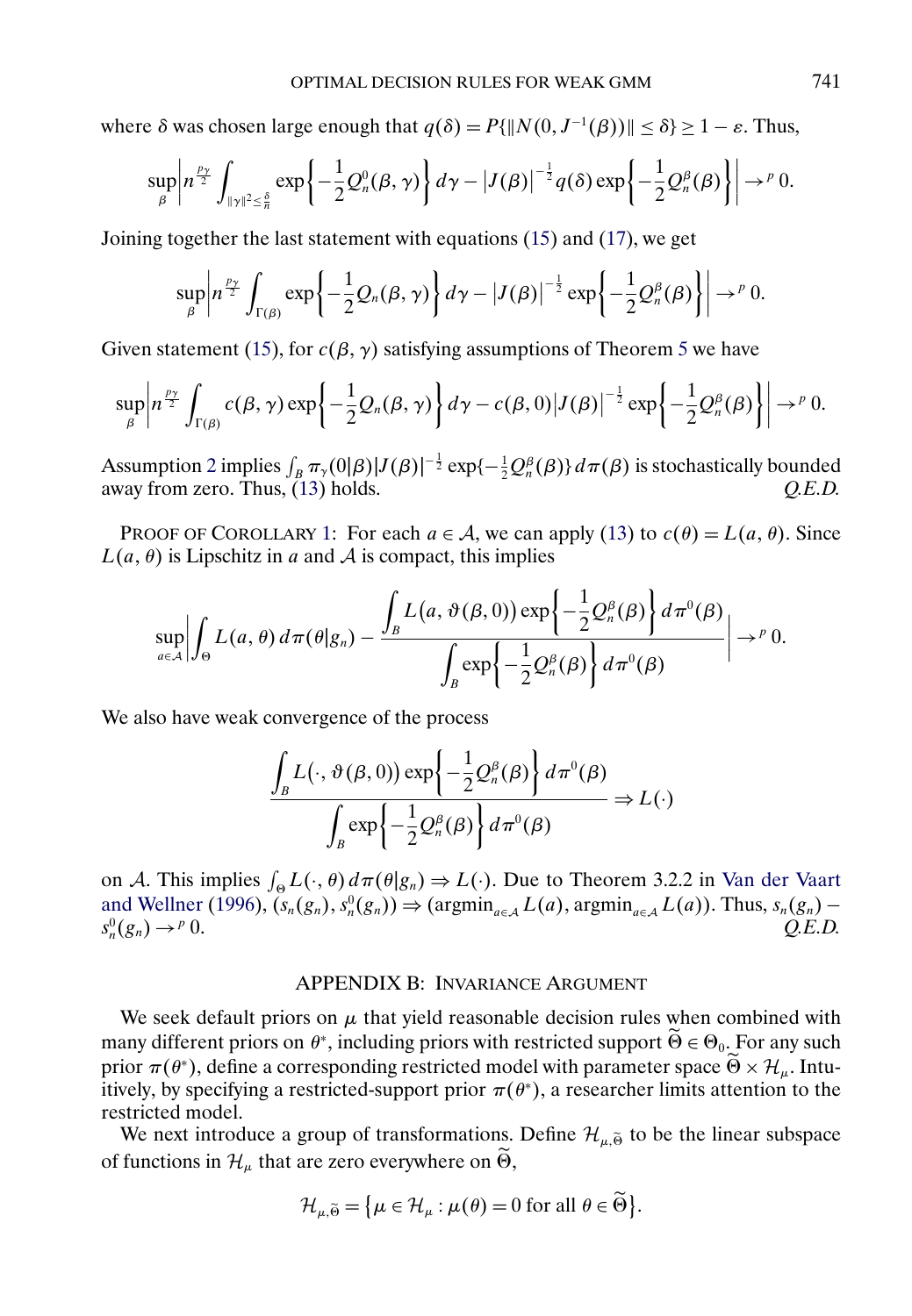where $\delta$ was chosen large enough that $q(\delta) = P\{\|N(0, J^{-1}(\beta))\| \leq \delta\} \geq 1 - \varepsilon$. Thus,

$$\sup_{\beta} \left| n^{\frac{p_\gamma}{2}} \int_{\|\gamma\|^2 \leq \frac{\delta}{n}} \exp\left\{-\frac{1}{2} Q_n^0(\beta, \gamma)\right\} d\gamma - \left|J(\beta)\right|^{-\frac{1}{2}} q(\delta) \exp\left\{-\frac{1}{2} Q_n^\beta(\beta)\right\} \right| \to^p 0.$$

Joining together the last statement with equations (15) and (17), we get

$$\sup_{\beta} \left| n^{\frac{p_\gamma}{2}} \int_{\Gamma(\beta)} \exp\left\{-\frac{1}{2} Q_n(\beta, \gamma)\right\} d\gamma - \left|J(\beta)\right|^{-\frac{1}{2}} \exp\left\{-\frac{1}{2} Q_n^\beta(\beta)\right\} \right| \to^p 0.$$

Given statement (15), for $c(\beta, \gamma)$ satisfying assumptions of Theorem 5 we have

$$\sup_{\beta} \left| n^{\frac{p_\gamma}{2}} \int_{\Gamma(\beta)} c(\beta, \gamma) \exp\left\{-\frac{1}{2} Q_n(\beta, \gamma)\right\} d\gamma - c(\beta, 0) \left|J(\beta)\right|^{-\frac{1}{2}} \exp\left\{-\frac{1}{2} Q_n^\beta(\beta)\right\} \right| \to^p 0.$$

Assumption 2 implies $\int_B \pi_\gamma(0|\beta) |J(\beta)|^{-\frac{1}{2}} \exp\{-\frac{1}{2} Q_n^\beta(\beta)\} \, d\pi(\beta)$ is stochastically bounded away from zero. Thus, (13) holds. *Q.E.D.*

PROOF OF COROLLARY 1: For each $a \in \mathcal{A}$, we can apply (13) to $c(\theta) = L(a, \theta)$. Since $L(a, \theta)$ is Lipschitz in $a$ and $\mathcal{A}$ is compact, this implies

$$\sup_{a \in \mathcal{A}} \left| \int_\Theta L(a, \theta) \, d\pi(\theta|g_n) - \frac{\displaystyle\int_B L\big(a, \vartheta(\beta, 0)\big) \exp\left\{-\frac{1}{2} Q_n^\beta(\beta)\right\} d\pi^0(\beta)}{\displaystyle\int_B \exp\left\{-\frac{1}{2} Q_n^\beta(\beta)\right\} d\pi^0(\beta)} \right| \to^p 0.$$

We also have weak convergence of the process

$$\frac{\displaystyle\int_B L\big(\cdot, \vartheta(\beta, 0)\big) \exp\left\{-\frac{1}{2} Q_n^\beta(\beta)\right\} d\pi^0(\beta)}{\displaystyle\int_B \exp\left\{-\frac{1}{2} Q_n^\beta(\beta)\right\} d\pi^0(\beta)} \Rightarrow L(\cdot)$$

on $\mathcal{A}$. This implies $\int_\Theta L(\cdot, \theta) \, d\pi(\theta|g_n) \Rightarrow L(\cdot)$. Due to Theorem 3.2.2 in Van der Vaart and Wellner (1996), $(s_n(g_n), s_n^0(g_n)) \Rightarrow (\operatorname{argmin}_{a \in \mathcal{A}} L(a), \operatorname{argmin}_{a \in \mathcal{A}} L(a))$. Thus, $s_n(g_n) - s_n^0(g_n) \to^p 0$. *Q.E.D.*

## APPENDIX B: INVARIANCE ARGUMENT

We seek default priors on $\mu$ that yield reasonable decision rules when combined with many different priors on $\theta^*$, including priors with restricted support $\widetilde{\Theta} \in \Theta_0$. For any such prior $\pi(\theta^*)$, define a corresponding restricted model with parameter space $\widetilde{\Theta} \times \mathcal{H}_\mu$. Intuitively, by specifying a restricted-support prior $\pi(\theta^*)$, a researcher limits attention to the restricted model.

We next introduce a group of transformations. Define $\mathcal{H}_{\mu, \widetilde{\Theta}}$ to be the linear subspace of functions in $\mathcal{H}_\mu$ that are zero everywhere on $\widetilde{\Theta}$,

$$\mathcal{H}_{\mu, \widetilde{\Theta}} = \big\{\mu \in \mathcal{H}_\mu : \mu(\theta) = 0 \text{ for all } \theta \in \widetilde{\Theta}\big\}.$$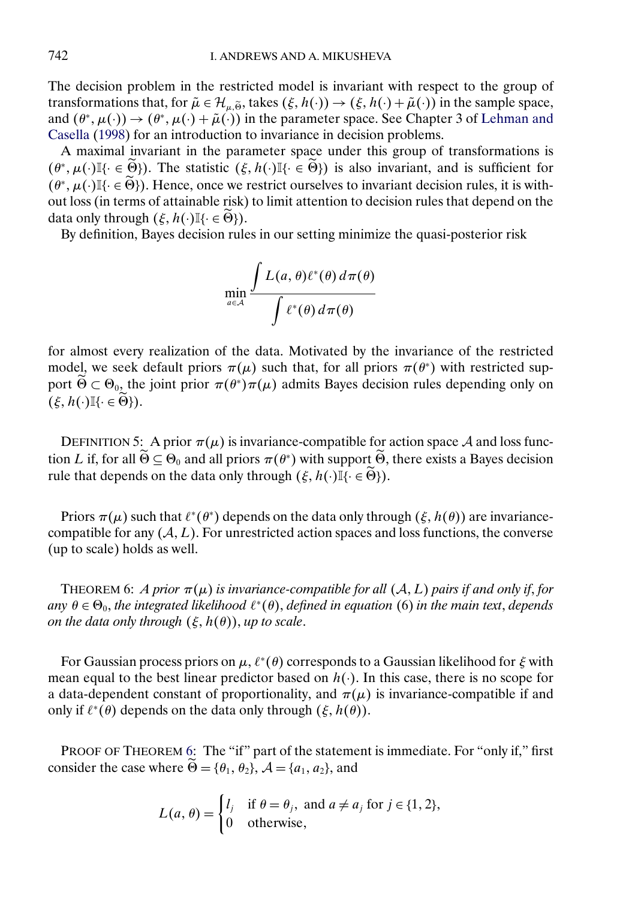The decision problem in the restricted model is invariant with respect to the group of transformations that, for $\tilde{\mu} \in \mathcal{H}_{\mu,\widetilde{\Theta}}$, takes $(\xi, h(\cdot)) \to (\xi, h(\cdot) + \tilde{\mu}(\cdot))$ in the sample space, and $(\theta^*, \mu(\cdot)) \to (\theta^*, \mu(\cdot) + \tilde{\mu}(\cdot))$ in the parameter space. See Chapter 3 of Lehman and Casella (1998) for an introduction to invariance in decision problems.

A maximal invariant in the parameter space under this group of transformations is $(\theta^*, \mu(\cdot)\mathbb{I}\{\cdot \in \widetilde{\Theta}\})$. The statistic $(\xi, h(\cdot)\mathbb{I}\{\cdot \in \widetilde{\Theta}\})$ is also invariant, and is sufficient for $(\theta^*, \mu(\cdot)\mathbb{I}\{\cdot \in \widetilde{\Theta}\})$. Hence, once we restrict ourselves to invariant decision rules, it is without loss (in terms of attainable risk) to limit attention to decision rules that depend on the data only through $(\xi, h(\cdot)\mathbb{I}\{\cdot \in \widetilde{\Theta}\})$.

By definition, Bayes decision rules in our setting minimize the quasi-posterior risk

$$\min_{a \in \mathcal{A}} \frac{\displaystyle\int L(a, \theta)\ell^*(\theta)\, d\pi(\theta)}{\displaystyle\int \ell^*(\theta)\, d\pi(\theta)}$$

for almost every realization of the data. Motivated by the invariance of the restricted model, we seek default priors $\pi(\mu)$ such that, for all priors $\pi(\theta^*)$ with restricted support $\widetilde{\Theta} \subset \Theta_0$, the joint prior $\pi(\theta^*)\pi(\mu)$ admits Bayes decision rules depending only on $(\xi, h(\cdot)\mathbb{I}\{\cdot \in \widetilde{\Theta}\})$.

DEFINITION 5: A prior $\pi(\mu)$ is invariance-compatible for action space $\mathcal{A}$ and loss function $L$ if, for all $\widetilde{\Theta} \subseteq \Theta_0$ and all priors $\pi(\theta^*)$ with support $\widetilde{\Theta}$, there exists a Bayes decision rule that depends on the data only through $(\xi, h(\cdot)\mathbb{I}\{\cdot \in \widetilde{\Theta}\})$.

Priors $\pi(\mu)$ such that $\ell^*(\theta^*)$ depends on the data only through $(\xi, h(\theta))$ are invariance-compatible for any $(\mathcal{A}, L)$. For unrestricted action spaces and loss functions, the converse (up to scale) holds as well.

THEOREM 6: *A prior $\pi(\mu)$ is invariance-compatible for all $(\mathcal{A}, L)$ pairs if and only if, for any $\theta \in \Theta_0$, the integrated likelihood $\ell^*(\theta)$, defined in equation (6) in the main text, depends on the data only through $(\xi, h(\theta))$, up to scale.*

For Gaussian process priors on $\mu$, $\ell^*(\theta)$ corresponds to a Gaussian likelihood for $\xi$ with mean equal to the best linear predictor based on $h(\cdot)$. In this case, there is no scope for a data-dependent constant of proportionality, and $\pi(\mu)$ is invariance-compatible if and only if $\ell^*(\theta)$ depends on the data only through $(\xi, h(\theta))$.

PROOF OF THEOREM 6: The "if" part of the statement is immediate. For "only if," first consider the case where $\widetilde{\Theta} = \{\theta_1, \theta_2\}$, $\mathcal{A} = \{a_1, a_2\}$, and

$$L(a, \theta) = \begin{cases} l_j & \text{if } \theta = \theta_j, \text{ and } a \neq a_j \text{ for } j \in \{1, 2\}, \\ 0 & \text{otherwise}, \end{cases}$$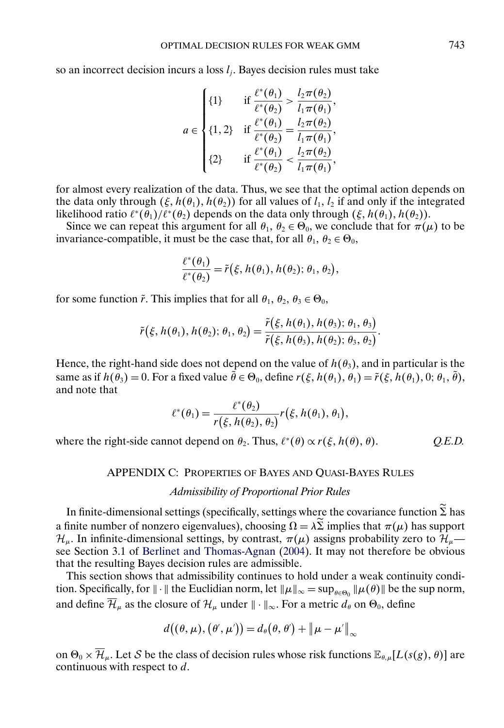so an incorrect decision incurs a loss $l_j$. Bayes decision rules must take

$$
a \in \begin{cases} \{1\} & \text{if } \dfrac{\ell^*(\theta_1)}{\ell^*(\theta_2)} > \dfrac{l_2 \pi(\theta_2)}{l_1 \pi(\theta_1)}, \\ \{1, 2\} & \text{if } \dfrac{\ell^*(\theta_1)}{\ell^*(\theta_2)} = \dfrac{l_2 \pi(\theta_2)}{l_1 \pi(\theta_1)}, \\ \{2\} & \text{if } \dfrac{\ell^*(\theta_1)}{\ell^*(\theta_2)} < \dfrac{l_2 \pi(\theta_2)}{l_1 \pi(\theta_1)}, \end{cases}
$$

for almost every realization of the data. Thus, we see that the optimal action depends on the data only through $(\xi, h(\theta_1), h(\theta_2))$ for all values of $l_1$, $l_2$ if and only if the integrated likelihood ratio $\ell^*(\theta_1)/\ell^*(\theta_2)$ depends on the data only through $(\xi, h(\theta_1), h(\theta_2))$.

Since we can repeat this argument for all $\theta_1, \theta_2 \in \Theta_0$, we conclude that for $\pi(\mu)$ to be invariance-compatible, it must be the case that, for all $\theta_1, \theta_2 \in \Theta_0$,

$$
\frac{\ell^*(\theta_1)}{\ell^*(\theta_2)} = \tilde{r}\big(\xi, h(\theta_1), h(\theta_2); \theta_1, \theta_2\big),
$$

for some function $\tilde{r}$. This implies that for all $\theta_1, \theta_2, \theta_3 \in \Theta_0$,

$$
\tilde{r}\big(\xi, h(\theta_1), h(\theta_2); \theta_1, \theta_2\big) = \frac{\tilde{r}\big(\xi, h(\theta_1), h(\theta_3); \theta_1, \theta_3\big)}{\tilde{r}\big(\xi, h(\theta_3), h(\theta_2); \theta_3, \theta_2\big)}.
$$

Hence, the right-hand side does not depend on the value of $h(\theta_3)$, and in particular is the same as if $h(\theta_3) = 0$. For a fixed value $\tilde{\theta} \in \Theta_0$, define $r(\xi, h(\theta_1), \theta_1) = \tilde{r}(\xi, h(\theta_1), 0; \theta_1, \tilde{\theta})$, and note that

$$
\ell^*(\theta_1) = \frac{\ell^*(\theta_2)}{r\big(\xi, h(\theta_2), \theta_2\big)} r\big(\xi, h(\theta_1), \theta_1\big),
$$

where the right-side cannot depend on $\theta_2$. Thus, $\ell^*(\theta) \propto r(\xi, h(\theta), \theta)$. *Q.E.D.*

## APPENDIX C: PROPERTIES OF BAYES AND QUASI-BAYES RULES

### *Admissibility of Proportional Prior Rules*

In finite-dimensional settings (specifically, settings where the covariance function $\widetilde{\Sigma}$ has a finite number of nonzero eigenvalues), choosing $\Omega = \lambda \widetilde{\Sigma}$ implies that $\pi(\mu)$ has support $\mathcal{H}_\mu$. In infinite-dimensional settings, by contrast, $\pi(\mu)$ assigns probability zero to $\mathcal{H}_\mu$—see Section 3.1 of Berlinet and Thomas-Agnan (2004). It may not therefore be obvious that the resulting Bayes decision rules are admissible.

This section shows that admissibility continues to hold under a weak continuity condition. Specifically, for $\|\cdot\|$ the Euclidian norm, let $\|\mu\|_\infty = \sup_{\theta \in \Theta_0} \|\mu(\theta)\|$ be the sup norm, and define $\overline{\mathcal{H}}_\mu$ as the closure of $\mathcal{H}_\mu$ under $\|\cdot\|_\infty$. For a metric $d_\theta$ on $\Theta_0$, define

$$
d\big((\theta, \mu), (\theta', \mu')\big) = d_\theta(\theta, \theta') + \|\mu - \mu'\|_\infty
$$

on $\Theta_0 \times \overline{\mathcal{H}}_\mu$. Let $\mathcal{S}$ be the class of decision rules whose risk functions $\mathbb{E}_{\theta,\mu}[L(s(g), \theta)]$ are continuous with respect to $d$.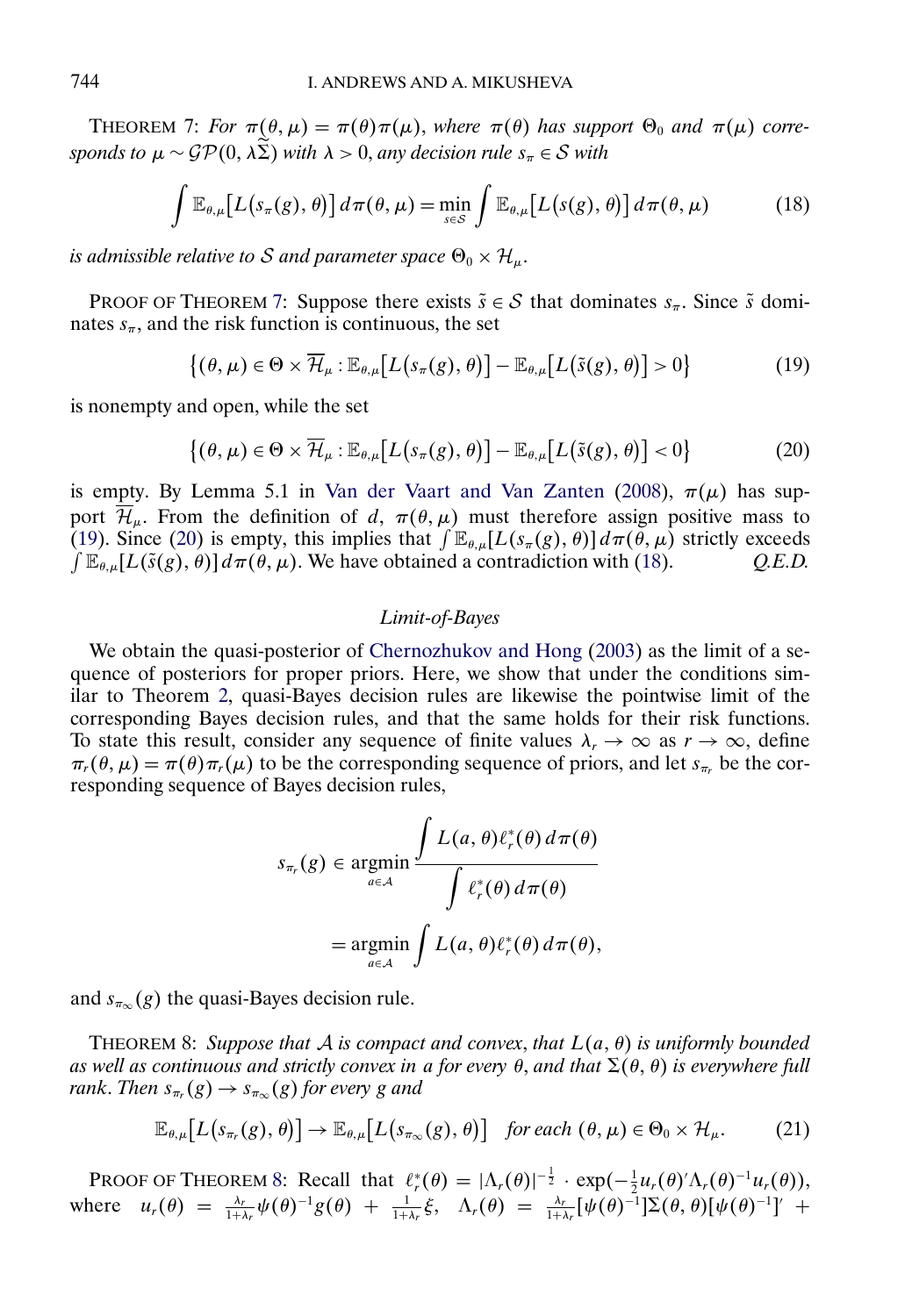THEOREM 7: *For $\pi(\theta, \mu) = \pi(\theta)\pi(\mu)$, where $\pi(\theta)$ has support $\Theta_0$ and $\pi(\mu)$ corresponds to $\mu \sim \mathcal{GP}(0, \lambda\widetilde{\Sigma})$ with $\lambda > 0$, any decision rule $s_\pi \in \mathcal{S}$ with*

$$\int \mathbb{E}_{\theta,\mu}\big[L\big(s_\pi(g), \theta\big)\big]\, d\pi(\theta, \mu) = \min_{s \in \mathcal{S}} \int \mathbb{E}_{\theta,\mu}\big[L\big(s(g), \theta\big)\big]\, d\pi(\theta, \mu) \tag{18}$$

*is admissible relative to $\mathcal{S}$ and parameter space $\Theta_0 \times \mathcal{H}_\mu$.*

PROOF OF THEOREM 7: Suppose there exists $\tilde{s} \in \mathcal{S}$ that dominates $s_\pi$. Since $\tilde{s}$ dominates $s_\pi$, and the risk function is continuous, the set

$$\big\{(\theta, \mu) \in \Theta \times \overline{\mathcal{H}}_\mu : \mathbb{E}_{\theta,\mu}\big[L\big(s_\pi(g), \theta\big)\big] - \mathbb{E}_{\theta,\mu}\big[L\big(\tilde{s}(g), \theta\big)\big] > 0\big\} \tag{19}$$

is nonempty and open, while the set

$$\big\{(\theta, \mu) \in \Theta \times \overline{\mathcal{H}}_\mu : \mathbb{E}_{\theta,\mu}\big[L\big(s_\pi(g), \theta\big)\big] - \mathbb{E}_{\theta,\mu}\big[L\big(\tilde{s}(g), \theta\big)\big] < 0\big\} \tag{20}$$

is empty. By Lemma 5.1 in Van der Vaart and Van Zanten (2008), $\pi(\mu)$ has support $\overline{\mathcal{H}}_\mu$. From the definition of $d$, $\pi(\theta, \mu)$ must therefore assign positive mass to (19). Since (20) is empty, this implies that $\int \mathbb{E}_{\theta,\mu}[L(s_\pi(g), \theta)]\, d\pi(\theta, \mu)$ strictly exceeds $\int \mathbb{E}_{\theta,\mu}[L(\tilde{s}(g), \theta)]\, d\pi(\theta, \mu)$. We have obtained a contradiction with (18). *Q.E.D.*

### *Limit-of-Bayes*

We obtain the quasi-posterior of Chernozhukov and Hong (2003) as the limit of a sequence of posteriors for proper priors. Here, we show that under the conditions similar to Theorem 2, quasi-Bayes decision rules are likewise the pointwise limit of the corresponding Bayes decision rules, and that the same holds for their risk functions. To state this result, consider any sequence of finite values $\lambda_r \to \infty$ as $r \to \infty$, define $\pi_r(\theta, \mu) = \pi(\theta)\pi_r(\mu)$ to be the corresponding sequence of priors, and let $s_{\pi_r}$ be the corresponding sequence of Bayes decision rules,

$$\begin{aligned}
s_{\pi_r}(g) &\in \operatorname*{argmin}_{a \in \mathcal{A}} \frac{\displaystyle\int L(a, \theta)\ell_r^*(\theta)\, d\pi(\theta)}{\displaystyle\int \ell_r^*(\theta)\, d\pi(\theta)} \\
&= \operatorname*{argmin}_{a \in \mathcal{A}} \int L(a, \theta)\ell_r^*(\theta)\, d\pi(\theta),
\end{aligned}$$

and $s_{\pi_\infty}(g)$ the quasi-Bayes decision rule.

THEOREM 8: *Suppose that $\mathcal{A}$ is compact and convex, that $L(a, \theta)$ is uniformly bounded as well as continuous and strictly convex in $a$ for every $\theta$, and that $\Sigma(\theta, \theta)$ is everywhere full rank. Then $s_{\pi_r}(g) \to s_{\pi_\infty}(g)$ for every $g$ and*

$$\mathbb{E}_{\theta,\mu}\big[L\big(s_{\pi_r}(g), \theta\big)\big] \to \mathbb{E}_{\theta,\mu}\big[L\big(s_{\pi_\infty}(g), \theta\big)\big] \quad \text{for each } (\theta, \mu) \in \Theta_0 \times \mathcal{H}_\mu. \tag{21}$$

PROOF OF THEOREM 8: Recall that $\ell_r^*(\theta) = |\Lambda_r(\theta)|^{-\frac{1}{2}} \cdot \exp(-\frac{1}{2}u_r(\theta)'\Lambda_r(\theta)^{-1}u_r(\theta))$, where $u_r(\theta) = \frac{\lambda_r}{1+\lambda_r}\psi(\theta)^{-1}g(\theta) + \frac{1}{1+\lambda_r}\xi$, $\Lambda_r(\theta) = \frac{\lambda_r}{1+\lambda_r}[\psi(\theta)^{-1}]\Sigma(\theta, \theta)[\psi(\theta)^{-1}]' +$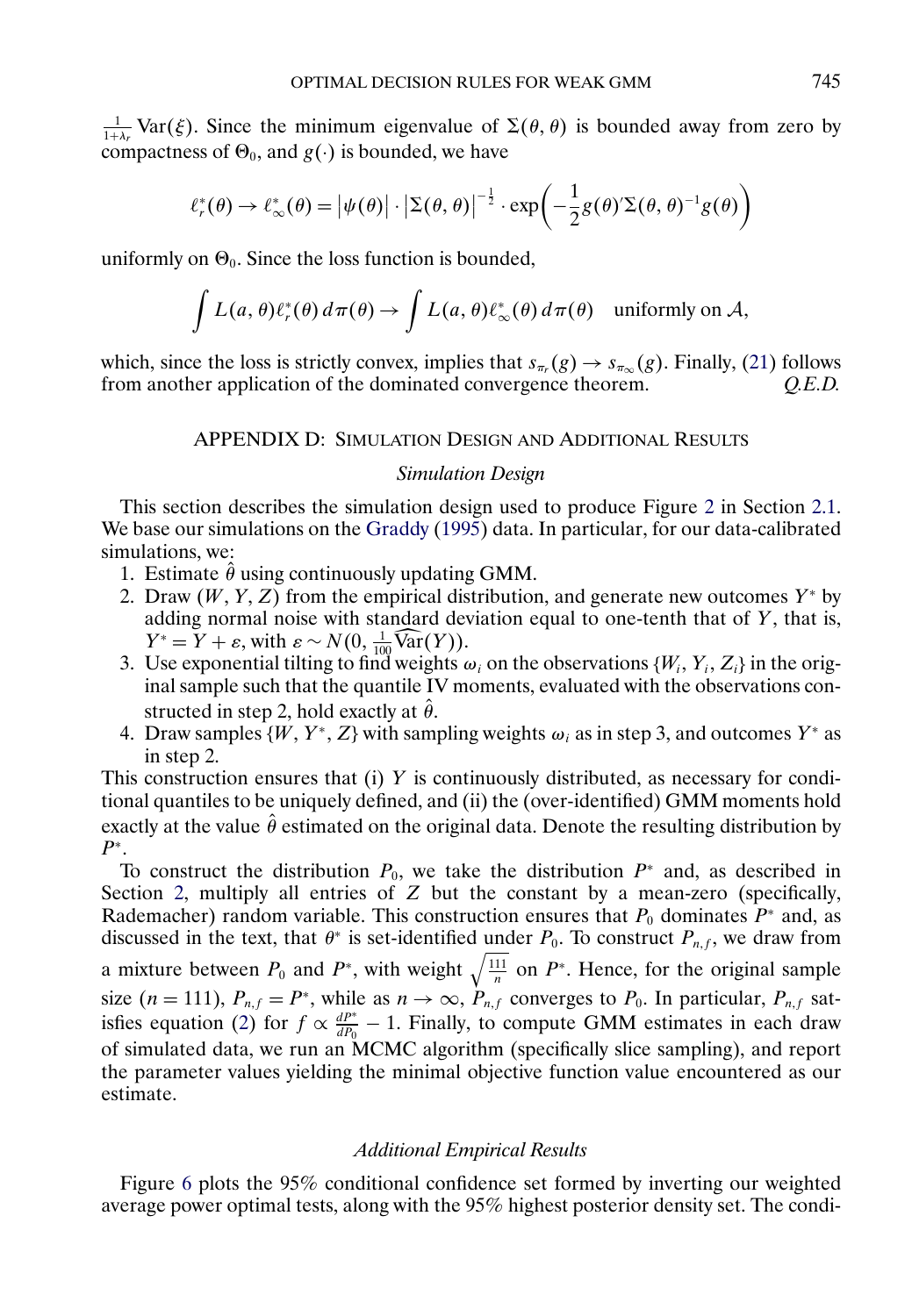$\frac{1}{1+\lambda_r}\operatorname{Var}(\xi)$. Since the minimum eigenvalue of $\Sigma(\theta,\theta)$ is bounded away from zero by compactness of $\Theta_0$, and $g(\cdot)$ is bounded, we have

$$\ell_r^*(\theta) \to \ell_\infty^*(\theta) = \left|\psi(\theta)\right| \cdot \left|\Sigma(\theta,\theta)\right|^{-\frac{1}{2}} \cdot \exp\left(-\frac{1}{2} g(\theta)'\Sigma(\theta,\theta)^{-1} g(\theta)\right)$$

uniformly on $\Theta_0$. Since the loss function is bounded,

$$\int L(a,\theta)\ell_r^*(\theta)\,d\pi(\theta) \to \int L(a,\theta)\ell_\infty^*(\theta)\,d\pi(\theta) \quad \text{uniformly on } \mathcal{A},$$

which, since the loss is strictly convex, implies that $s_{\pi_r}(g) \to s_{\pi_\infty}(g)$. Finally, (21) follows from another application of the dominated convergence theorem. *Q.E.D.*

## APPENDIX D: SIMULATION DESIGN AND ADDITIONAL RESULTS

### *Simulation Design*

This section describes the simulation design used to produce Figure 2 in Section 2.1. We base our simulations on the Graddy (1995) data. In particular, for our data-calibrated simulations, we:

1. Estimate $\hat{\theta}$ using continuously updating GMM.
2. Draw $(W, Y, Z)$ from the empirical distribution, and generate new outcomes $Y^*$ by adding normal noise with standard deviation equal to one-tenth that of $Y$, that is, $Y^* = Y + \varepsilon$, with $\varepsilon \sim N(0, \frac{1}{100}\widehat{\operatorname{Var}}(Y))$.
3. Use exponential tilting to find weights $\omega_i$ on the observations $\{W_i, Y_i, Z_i\}$ in the original sample such that the quantile IV moments, evaluated with the observations constructed in step 2, hold exactly at $\hat{\theta}$.
4. Draw samples $\{W, Y^*, Z\}$ with sampling weights $\omega_i$ as in step 3, and outcomes $Y^*$ as in step 2.

This construction ensures that (i) $Y$ is continuously distributed, as necessary for conditional quantiles to be uniquely defined, and (ii) the (over-identified) GMM moments hold exactly at the value $\hat{\theta}$ estimated on the original data. Denote the resulting distribution by $P^*$.

To construct the distribution $P_0$, we take the distribution $P^*$ and, as described in Section 2, multiply all entries of $Z$ but the constant by a mean-zero (specifically, Rademacher) random variable. This construction ensures that $P_0$ dominates $P^*$ and, as discussed in the text, that $\theta^*$ is set-identified under $P_0$. To construct $P_{n,f}$, we draw from a mixture between $P_0$ and $P^*$, with weight $\sqrt{\frac{111}{n}}$ on $P^*$. Hence, for the original sample size ($n = 111$), $P_{n,f} = P^*$, while as $n \to \infty$, $P_{n,f}$ converges to $P_0$. In particular, $P_{n,f}$ satisfies equation (2) for $f \propto \frac{dP^*}{dP_0} - 1$. Finally, to compute GMM estimates in each draw of simulated data, we run an MCMC algorithm (specifically slice sampling), and report the parameter values yielding the minimal objective function value encountered as our estimate.

### *Additional Empirical Results*

Figure 6 plots the 95% conditional confidence set formed by inverting our weighted average power optimal tests, along with the 95% highest posterior density set. The condi-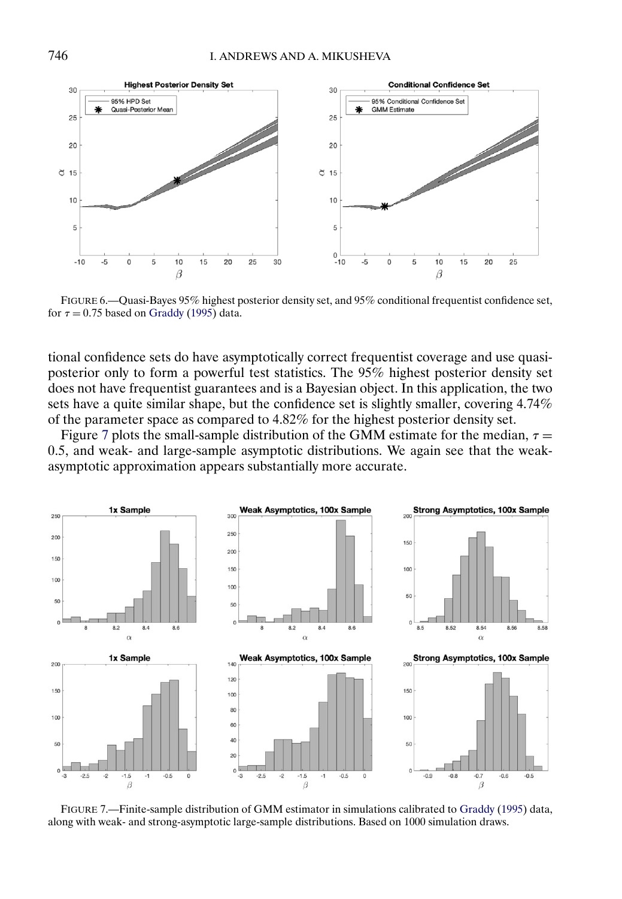FIGURE 6.—Quasi-Bayes 95% highest posterior density set, and 95% conditional frequentist confidence set, for $\tau = 0.75$ based on Graddy (1995) data.

tional confidence sets do have asymptotically correct frequentist coverage and use quasi-posterior only to form a powerful test statistics. The 95% highest posterior density set does not have frequentist guarantees and is a Bayesian object. In this application, the two sets have a quite similar shape, but the confidence set is slightly smaller, covering 4.74% of the parameter space as compared to 4.82% for the highest posterior density set.

Figure 7 plots the small-sample distribution of the GMM estimate for the median, $\tau = 0.5$, and weak- and large-sample asymptotic distributions. We again see that the weak-asymptotic approximation appears substantially more accurate.

FIGURE 7.—Finite-sample distribution of GMM estimator in simulations calibrated to Graddy (1995) data, along with weak- and strong-asymptotic large-sample distributions. Based on 1000 simulation draws.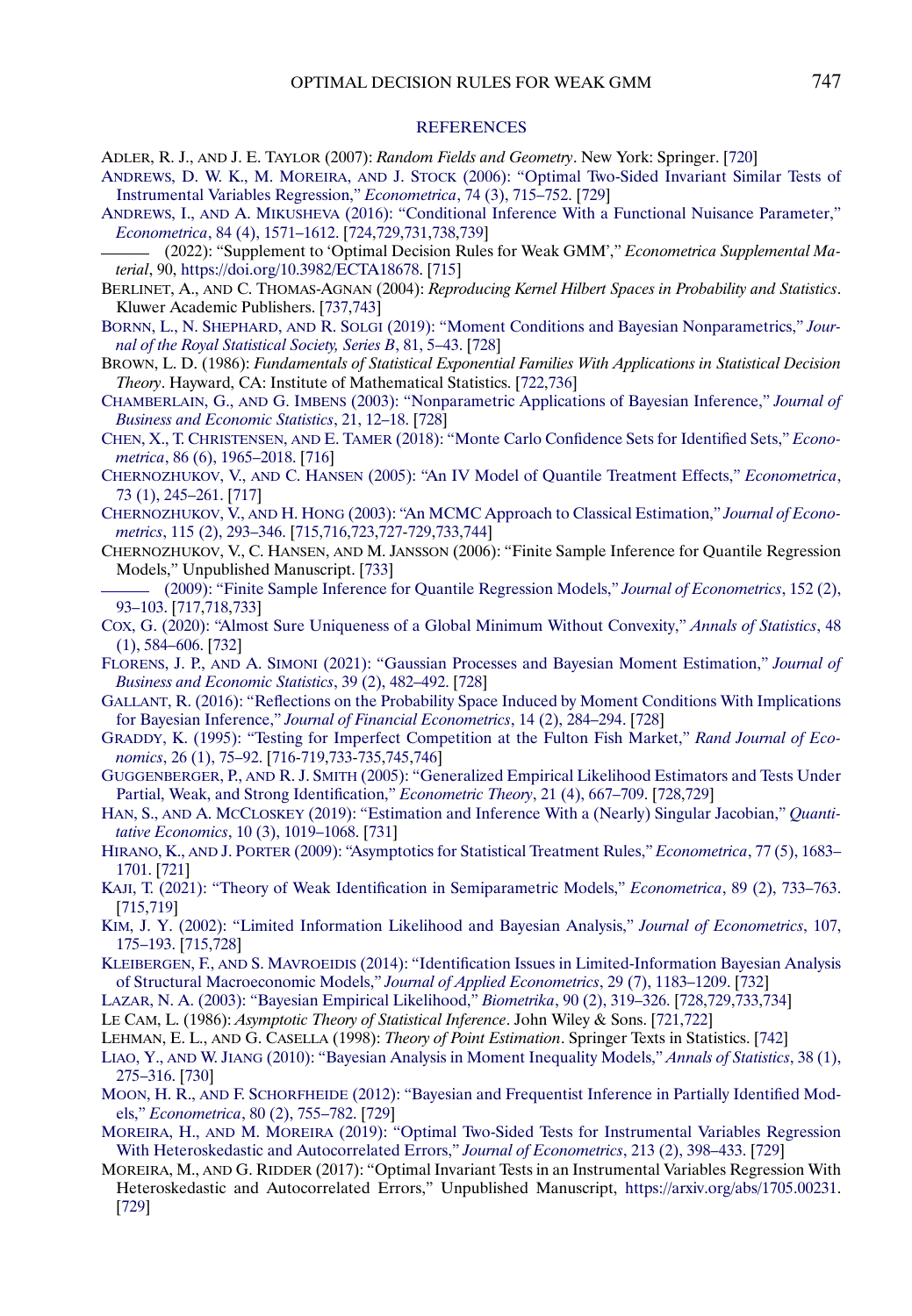## REFERENCES

ADLER, R. J., AND J. E. TAYLOR (2007): *Random Fields and Geometry*. New York: Springer. [720]

ANDREWS, D. W. K., M. MOREIRA, AND J. STOCK (2006): "Optimal Two-Sided Invariant Similar Tests of Instrumental Variables Regression," *Econometrica*, 74 (3), 715–752. [729]

ANDREWS, I., AND A. MIKUSHEVA (2016): "Conditional Inference With a Functional Nuisance Parameter," *Econometrica*, 84 (4), 1571–1612. [724,729,731,738,739]

——— (2022): "Supplement to 'Optimal Decision Rules for Weak GMM'," *Econometrica Supplemental Material*, 90, https://doi.org/10.3982/ECTA18678. [715]

BERLINET, A., AND C. THOMAS-AGNAN (2004): *Reproducing Kernel Hilbert Spaces in Probability and Statistics*. Kluwer Academic Publishers. [737,743]

BORNN, L., N. SHEPHARD, AND R. SOLGI (2019): "Moment Conditions and Bayesian Nonparametrics," *Journal of the Royal Statistical Society, Series B*, 81, 5–43. [728]

BROWN, L. D. (1986): *Fundamentals of Statistical Exponential Families With Applications in Statistical Decision Theory*. Hayward, CA: Institute of Mathematical Statistics. [722,736]

CHAMBERLAIN, G., AND G. IMBENS (2003): "Nonparametric Applications of Bayesian Inference," *Journal of Business and Economic Statistics*, 21, 12–18. [728]

CHEN, X., T. CHRISTENSEN, AND E. TAMER (2018): "Monte Carlo Confidence Sets for Identified Sets," *Econometrica*, 86 (6), 1965–2018. [716]

CHERNOZHUKOV, V., AND C. HANSEN (2005): "An IV Model of Quantile Treatment Effects," *Econometrica*, 73 (1), 245–261. [717]

CHERNOZHUKOV, V., AND H. HONG (2003): "An MCMC Approach to Classical Estimation," *Journal of Econometrics*, 115 (2), 293–346. [715,716,723,727-729,733,744]

CHERNOZHUKOV, V., C. HANSEN, AND M. JANSSON (2006): "Finite Sample Inference for Quantile Regression Models," Unpublished Manuscript. [733]

——— (2009): "Finite Sample Inference for Quantile Regression Models," *Journal of Econometrics*, 152 (2), 93–103. [717,718,733]

COX, G. (2020): "Almost Sure Uniqueness of a Global Minimum Without Convexity," *Annals of Statistics*, 48 (1), 584–606. [732]

FLORENS, J. P., AND A. SIMONI (2021): "Gaussian Processes and Bayesian Moment Estimation," *Journal of Business and Economic Statistics*, 39 (2), 482–492. [728]

GALLANT, R. (2016): "Reflections on the Probability Space Induced by Moment Conditions With Implications for Bayesian Inference," *Journal of Financial Econometrics*, 14 (2), 284–294. [728]

GRADDY, K. (1995): "Testing for Imperfect Competition at the Fulton Fish Market," *Rand Journal of Economics*, 26 (1), 75–92. [716-719,733-735,745,746]

GUGGENBERGER, P., AND R. J. SMITH (2005): "Generalized Empirical Likelihood Estimators and Tests Under Partial, Weak, and Strong Identification," *Econometric Theory*, 21 (4), 667–709. [728,729]

HAN, S., AND A. MCCLOSKEY (2019): "Estimation and Inference With a (Nearly) Singular Jacobian," *Quantitative Economics*, 10 (3), 1019–1068. [731]

HIRANO, K., AND J. PORTER (2009): "Asymptotics for Statistical Treatment Rules," *Econometrica*, 77 (5), 1683–1701. [721]

KAJI, T. (2021): "Theory of Weak Identification in Semiparametric Models," *Econometrica*, 89 (2), 733–763. [715,719]

KIM, J. Y. (2002): "Limited Information Likelihood and Bayesian Analysis," *Journal of Econometrics*, 107, 175–193. [715,728]

KLEIBERGEN, F., AND S. MAVROEIDIS (2014): "Identification Issues in Limited-Information Bayesian Analysis of Structural Macroeconomic Models," *Journal of Applied Econometrics*, 29 (7), 1183–1209. [732]

LAZAR, N. A. (2003): "Bayesian Empirical Likelihood," *Biometrika*, 90 (2), 319–326. [728,729,733,734]

LE CAM, L. (1986): *Asymptotic Theory of Statistical Inference*. John Wiley & Sons. [721,722]

LEHMAN, E. L., AND G. CASELLA (1998): *Theory of Point Estimation*. Springer Texts in Statistics. [742]

LIAO, Y., AND W. JIANG (2010): "Bayesian Analysis in Moment Inequality Models," *Annals of Statistics*, 38 (1), 275–316. [730]

MOON, H. R., AND F. SCHORFHEIDE (2012): "Bayesian and Frequentist Inference in Partially Identified Models," *Econometrica*, 80 (2), 755–782. [729]

MOREIRA, H., AND M. MOREIRA (2019): "Optimal Two-Sided Tests for Instrumental Variables Regression With Heteroskedastic and Autocorrelated Errors," *Journal of Econometrics*, 213 (2), 398–433. [729]

MOREIRA, M., AND G. RIDDER (2017): "Optimal Invariant Tests in an Instrumental Variables Regression With Heteroskedastic and Autocorrelated Errors," Unpublished Manuscript, https://arxiv.org/abs/1705.00231. [729]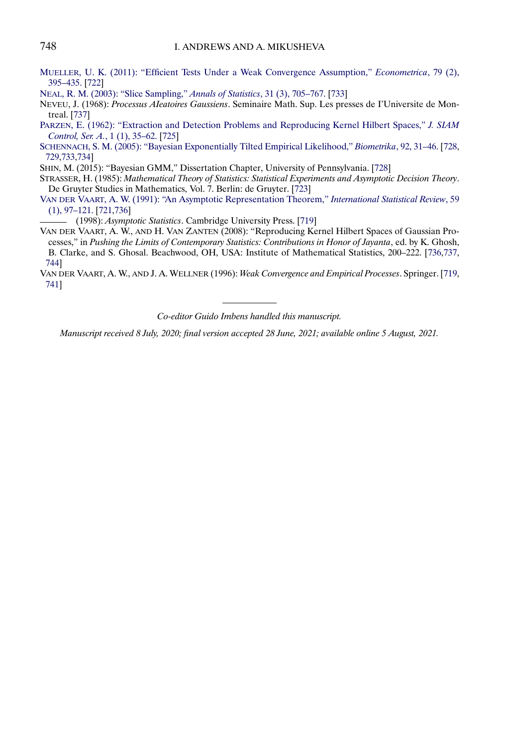MUELLER, U. K. (2011): "Efficient Tests Under a Weak Convergence Assumption," *Econometrica*, 79 (2), 395–435. [722]

NEAL, R. M. (2003): "Slice Sampling," *Annals of Statistics*, 31 (3), 705–767. [733]

NEVEU, J. (1968): *Processus AIeatoires Gaussiens*. Seminaire Math. Sup. Les presses de I'Universite de Montreal. [737]

PARZEN, E. (1962): "Extraction and Detection Problems and Reproducing Kernel Hilbert Spaces," *J. SIAM Control, Ser. A.*, 1 (1), 35–62. [725]

SCHENNACH, S. M. (2005): "Bayesian Exponentially Tilted Empirical Likelihood," *Biometrika*, 92, 31–46. [728, 729,733,734]

SHIN, M. (2015): "Bayesian GMM," Dissertation Chapter, University of Pennsylvania. [728]

STRASSER, H. (1985): *Mathematical Theory of Statistics: Statistical Experiments and Asymptotic Decision Theory*. De Gruyter Studies in Mathematics, Vol. 7. Berlin: de Gruyter. [723]

VAN DER VAART, A. W. (1991): "An Asymptotic Representation Theorem," *International Statistical Review*, 59 (1), 97–121. [721,736]

——— (1998): *Asymptotic Statistics*. Cambridge University Press. [719]

VAN DER VAART, A. W., AND H. VAN ZANTEN (2008): "Reproducing Kernel Hilbert Spaces of Gaussian Processes," in *Pushing the Limits of Contemporary Statistics: Contributions in Honor of Jayanta*, ed. by K. Ghosh, B. Clarke, and S. Ghosal. Beachwood, OH, USA: Institute of Mathematical Statistics, 200–222. [736,737, 744]

VAN DER VAART, A. W., AND J. A. WELLNER (1996): *Weak Convergence and Empirical Processes*. Springer. [719, 741]

---

*Co-editor Guido Imbens handled this manuscript.*

*Manuscript received 8 July, 2020; final version accepted 28 June, 2021; available online 5 August, 2021.*